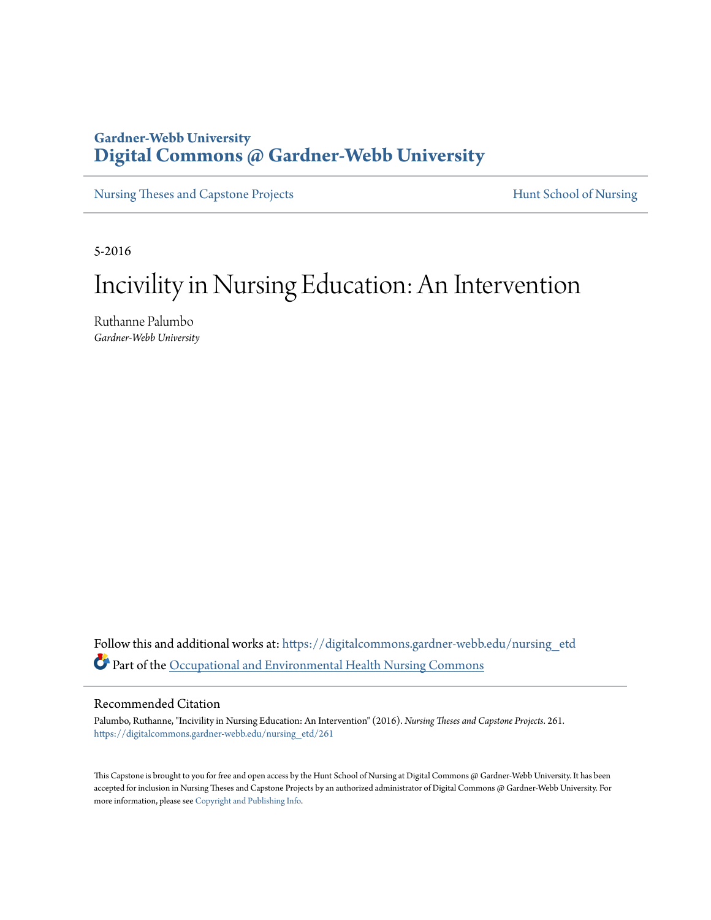**Gardner-Webb University**
# Digital Commons @ Gardner-Webb University

Nursing Theses and Capstone Projects | Hunt School of Nursing

5-2016

# Incivility in Nursing Education: An Intervention

Ruthanne Palumbo
*Gardner-Webb University*

Follow this and additional works at: https://digitalcommons.gardner-webb.edu/nursing_etd

Part of the Occupational and Environmental Health Nursing Commons

## Recommended Citation

Palumbo, Ruthanne, "Incivility in Nursing Education: An Intervention" (2016). *Nursing Theses and Capstone Projects*. 261.
https://digitalcommons.gardner-webb.edu/nursing_etd/261

This Capstone is brought to you for free and open access by the Hunt School of Nursing at Digital Commons @ Gardner-Webb University. It has been accepted for inclusion in Nursing Theses and Capstone Projects by an authorized administrator of Digital Commons @ Gardner-Webb University. For more information, please see Copyright and Publishing Info.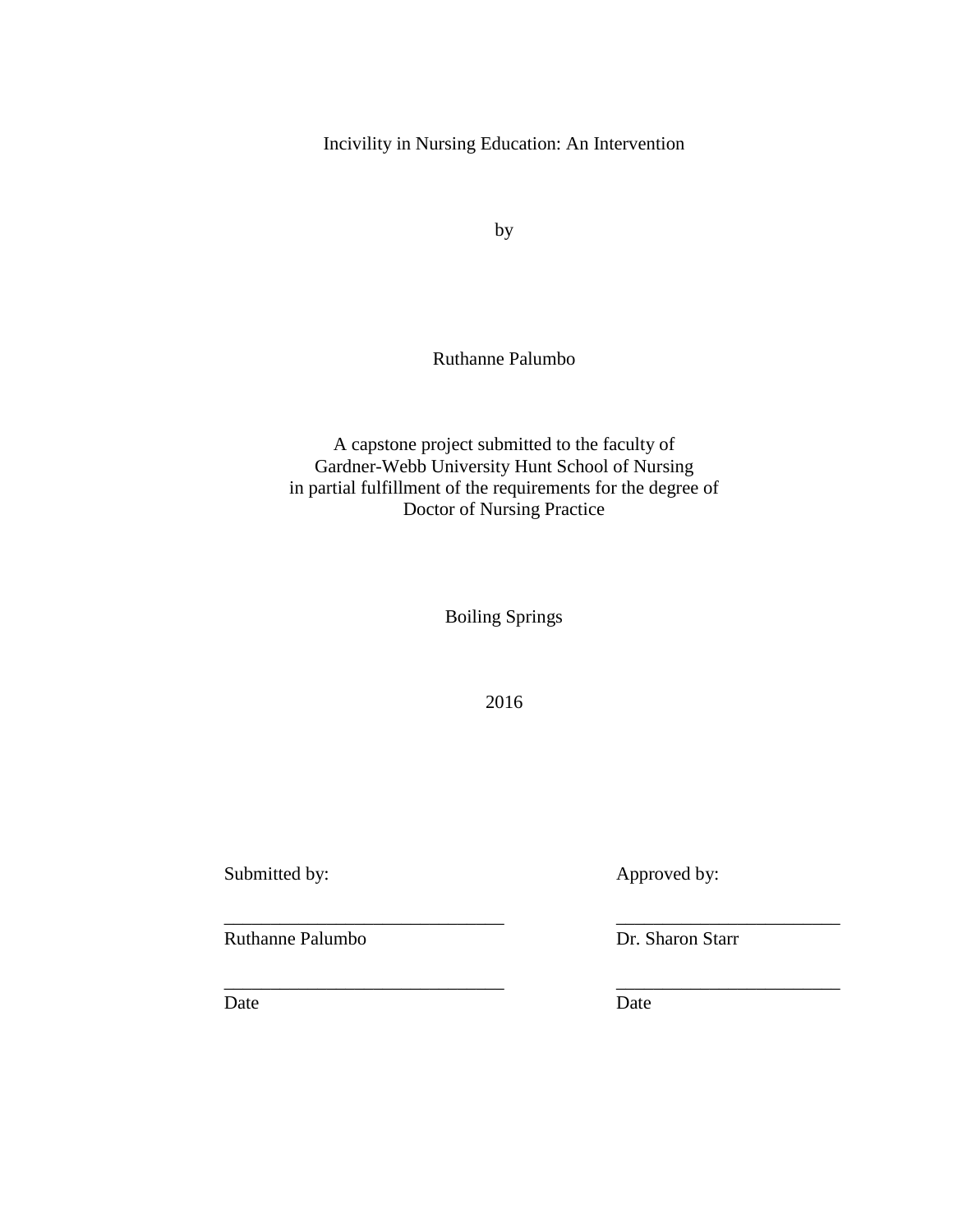Incivility in Nursing Education: An Intervention

by

Ruthanne Palumbo

A capstone project submitted to the faculty of
Gardner-Webb University Hunt School of Nursing
in partial fulfillment of the requirements for the degree of
Doctor of Nursing Practice

Boiling Springs

2016

| Submitted by: | Approved by: |
| --- | --- |
| ______________________________ | ________________________ |
| Ruthanne Palumbo | Dr. Sharon Starr |
| ______________________________ | ________________________ |
| Date | Date |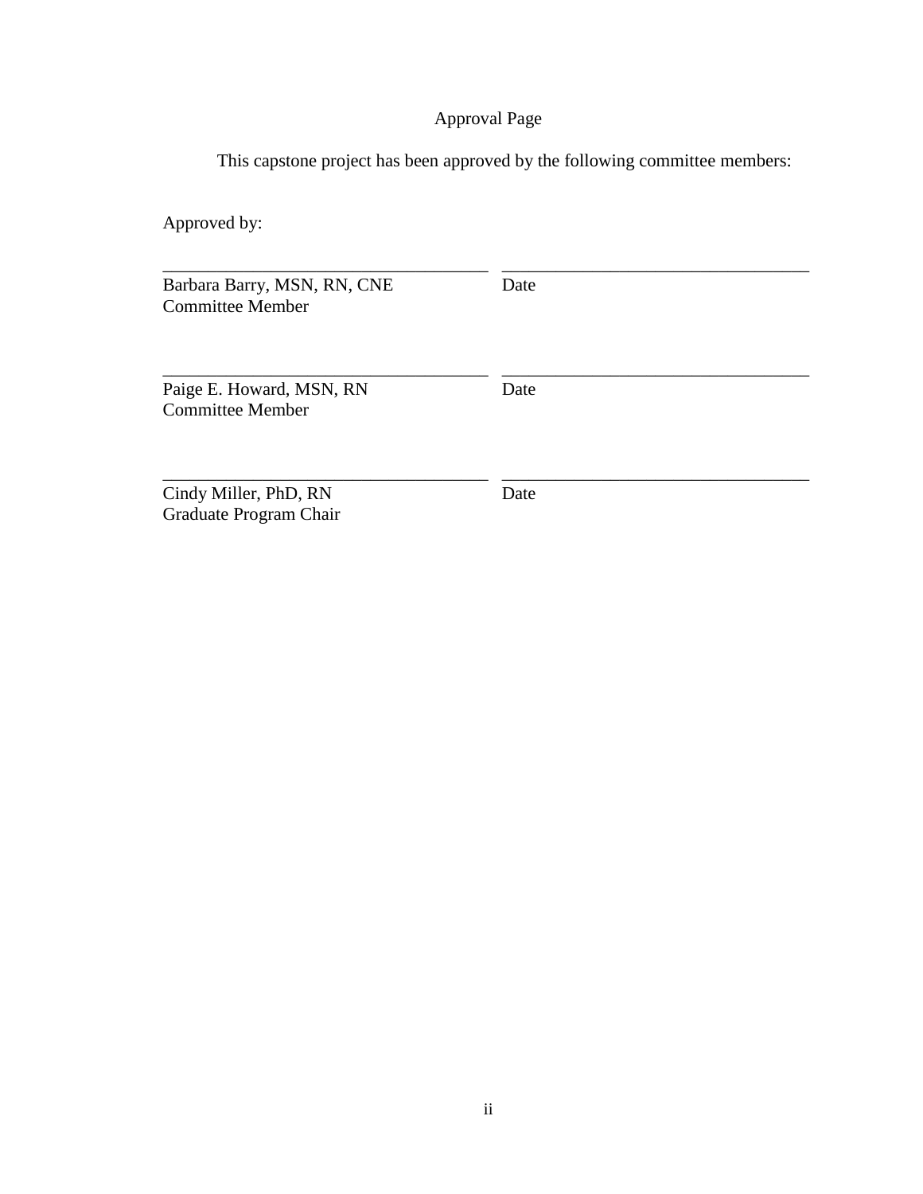# Approval Page

This capstone project has been approved by the following committee members:

Approved by:

\_\_\_\_\_\_\_\_\_\_\_\_\_\_\_\_\_\_\_\_\_\_\_\_\_\_\_\_\_\_\_\_\_\_\_\_\_\_ \_\_\_\_\_\_\_\_\_\_\_\_\_\_\_\_\_\_\_\_\_\_\_\_\_\_\_\_\_\_\_\_\_\_\_\_

| | |
|---|---|
| Barbara Barry, MSN, RN, CNE<br>Committee Member | Date |

\_\_\_\_\_\_\_\_\_\_\_\_\_\_\_\_\_\_\_\_\_\_\_\_\_\_\_\_\_\_\_\_\_\_\_\_\_\_ \_\_\_\_\_\_\_\_\_\_\_\_\_\_\_\_\_\_\_\_\_\_\_\_\_\_\_\_\_\_\_\_\_\_\_\_

| | |
|---|---|
| Paige E. Howard, MSN, RN<br>Committee Member | Date |

\_\_\_\_\_\_\_\_\_\_\_\_\_\_\_\_\_\_\_\_\_\_\_\_\_\_\_\_\_\_\_\_\_\_\_\_\_\_ \_\_\_\_\_\_\_\_\_\_\_\_\_\_\_\_\_\_\_\_\_\_\_\_\_\_\_\_\_\_\_\_\_\_\_\_

| | |
|---|---|
| Cindy Miller, PhD, RN<br>Graduate Program Chair | Date |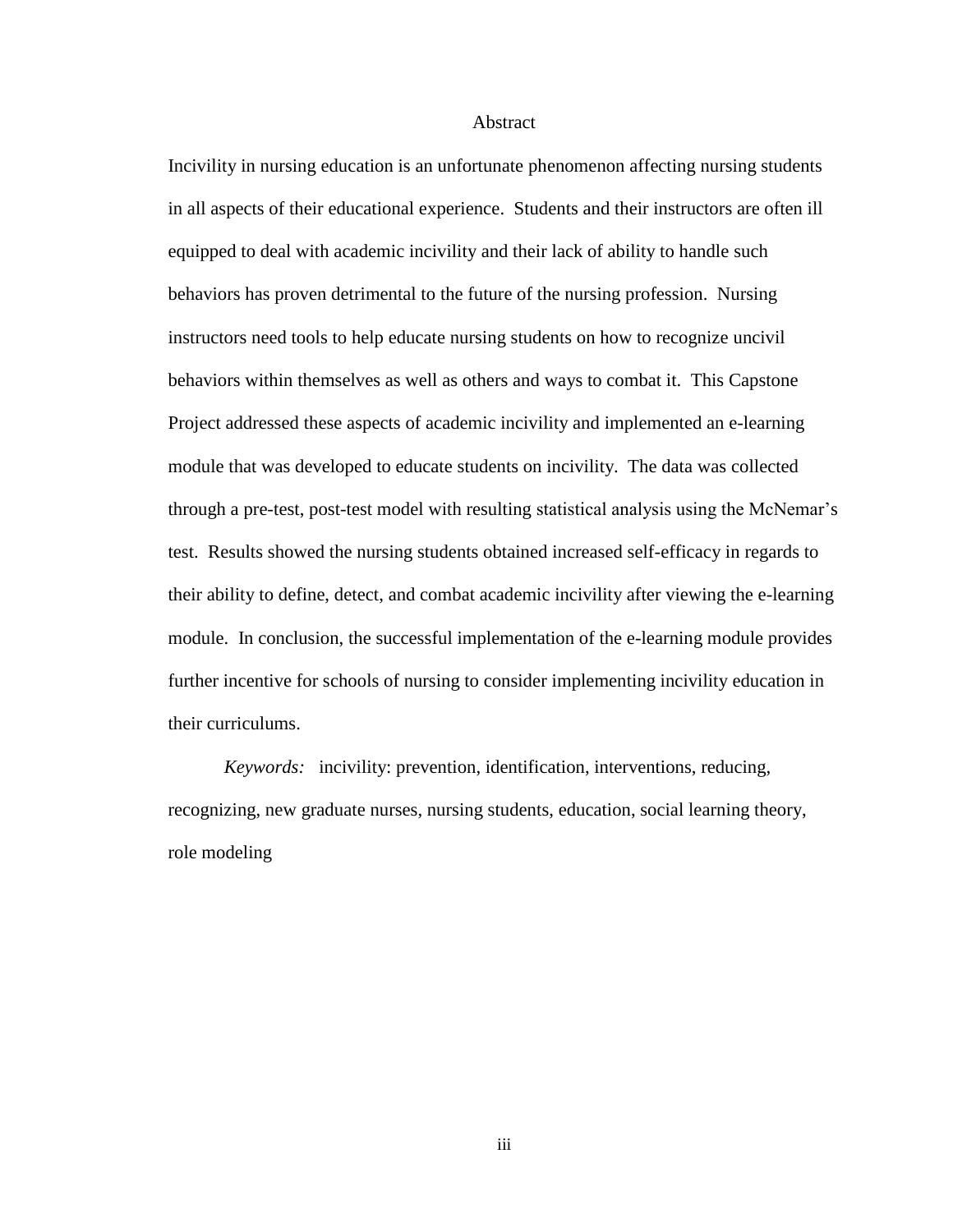# Abstract

Incivility in nursing education is an unfortunate phenomenon affecting nursing students in all aspects of their educational experience. Students and their instructors are often ill equipped to deal with academic incivility and their lack of ability to handle such behaviors has proven detrimental to the future of the nursing profession. Nursing instructors need tools to help educate nursing students on how to recognize uncivil behaviors within themselves as well as others and ways to combat it. This Capstone Project addressed these aspects of academic incivility and implemented an e-learning module that was developed to educate students on incivility. The data was collected through a pre-test, post-test model with resulting statistical analysis using the McNemar's test. Results showed the nursing students obtained increased self-efficacy in regards to their ability to define, detect, and combat academic incivility after viewing the e-learning module. In conclusion, the successful implementation of the e-learning module provides further incentive for schools of nursing to consider implementing incivility education in their curriculums.

*Keywords:* incivility: prevention, identification, interventions, reducing, recognizing, new graduate nurses, nursing students, education, social learning theory, role modeling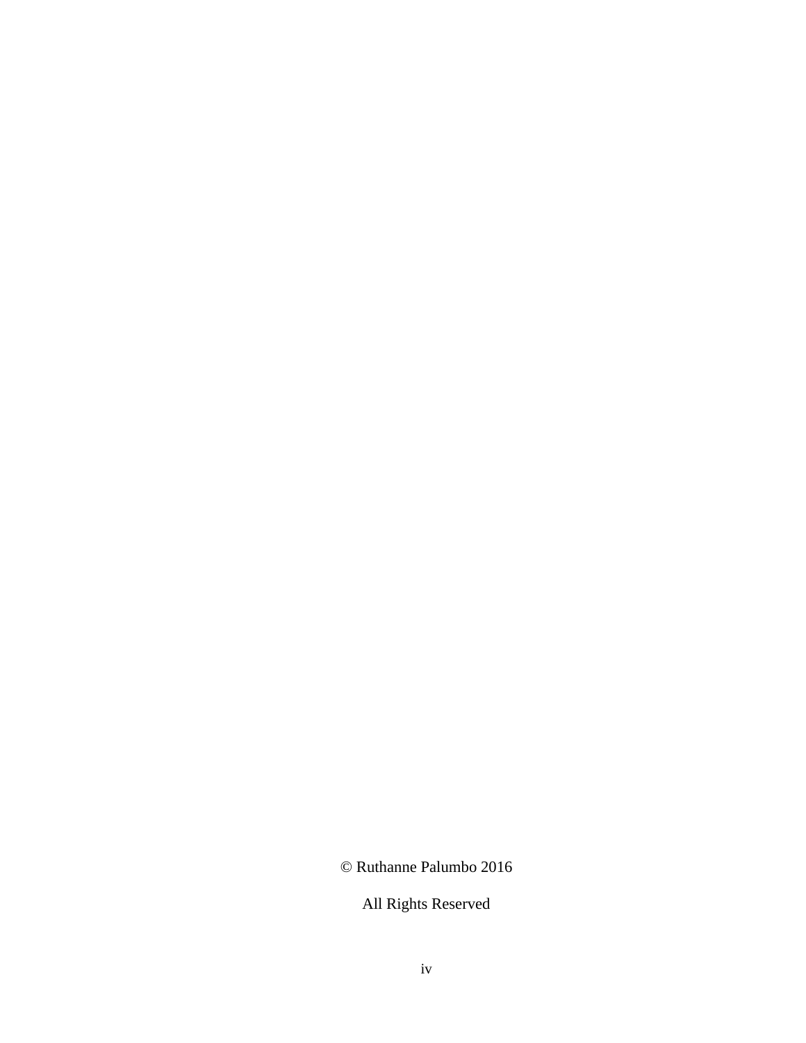© Ruthanne Palumbo 2016

All Rights Reserved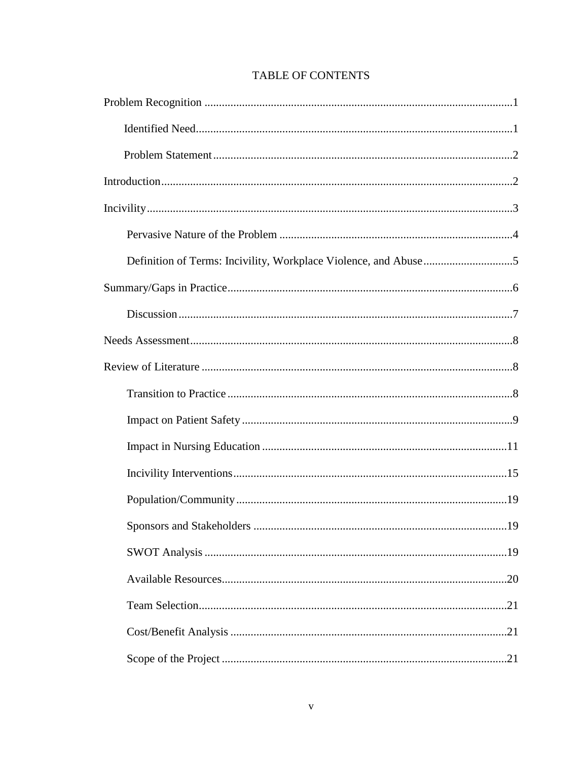# TABLE OF CONTENTS

Problem Recognition ..........................................................................................................1

Identified Need.............................................................................................................1

Problem Statement.......................................................................................................2

Introduction.........................................................................................................................2

Incivility..............................................................................................................................3

Pervasive Nature of the Problem ................................................................................4

Definition of Terms: Incivility, Workplace Violence, and Abuse...............................5

Summary/Gaps in Practice..................................................................................................6

Discussion...................................................................................................................7

Needs Assessment...............................................................................................................8

Review of Literature ...........................................................................................................8

Transition to Practice..................................................................................................8

Impact on Patient Safety.............................................................................................9

Impact in Nursing Education ....................................................................................11

Incivility Interventions..............................................................................................15

Population/Community.............................................................................................19

Sponsors and Stakeholders .......................................................................................19

SWOT Analysis ........................................................................................................19

Available Resources..................................................................................................20

Team Selection..........................................................................................................21

Cost/Benefit Analysis ...............................................................................................21

Scope of the Project ..................................................................................................21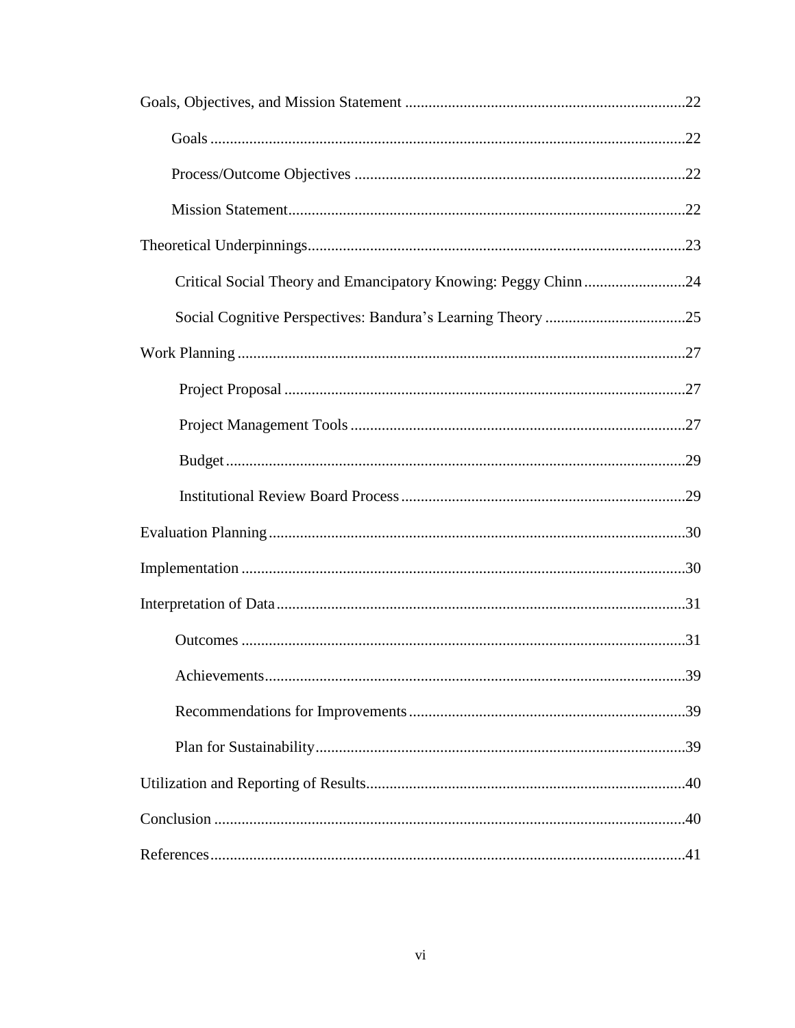Goals, Objectives, and Mission Statement ....................................................................22

Goals ....................................................................................................................22

Process/Outcome Objectives ...............................................................................22

Mission Statement................................................................................................22

Theoretical Underpinnings..............................................................................................23

Critical Social Theory and Emancipatory Knowing: Peggy Chinn ........................24

Social Cognitive Perspectives: Bandura's Learning Theory ..................................25

Work Planning ................................................................................................................27

Project Proposal ..................................................................................................27

Project Management Tools ..................................................................................27

Budget .................................................................................................................29

Institutional Review Board Process .....................................................................29

Evaluation Planning .......................................................................................................30

Implementation ..............................................................................................................30

Interpretation of Data .....................................................................................................31

Outcomes ............................................................................................................31

Achievements.......................................................................................................39

Recommendations for Improvements ..................................................................39

Plan for Sustainability..........................................................................................39

Utilization and Reporting of Results...............................................................................40

Conclusion .....................................................................................................................40

References......................................................................................................................41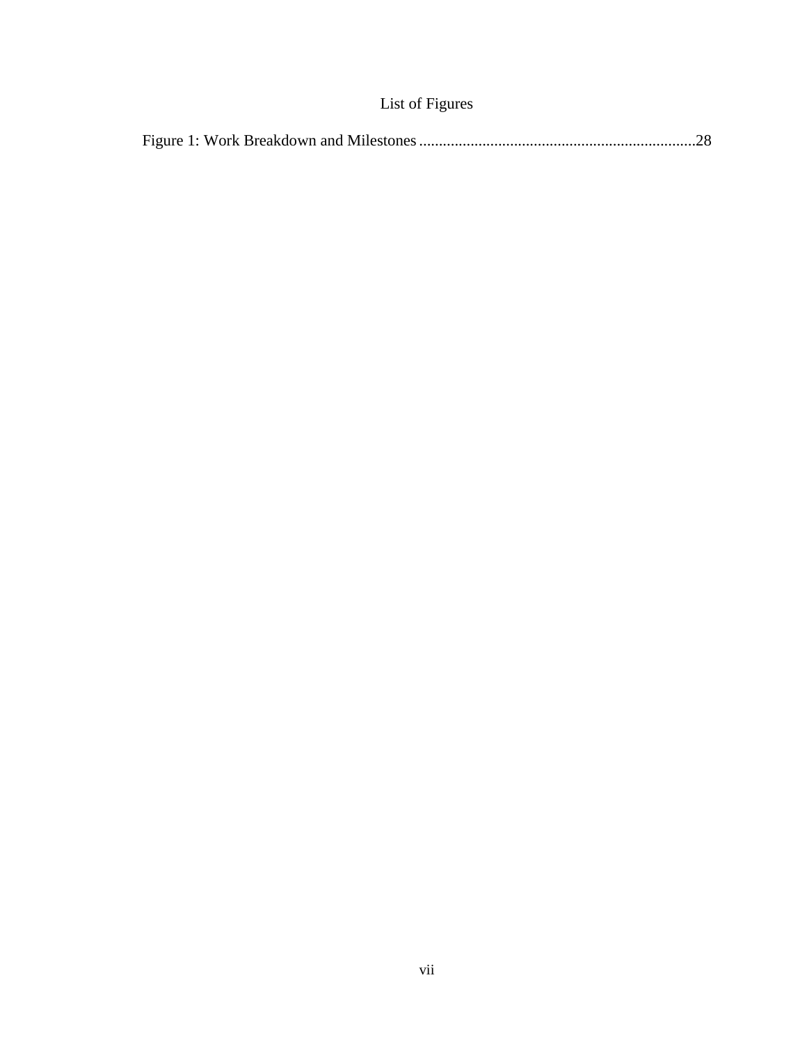# List of Figures

Figure 1: Work Breakdown and Milestones ........................................................................28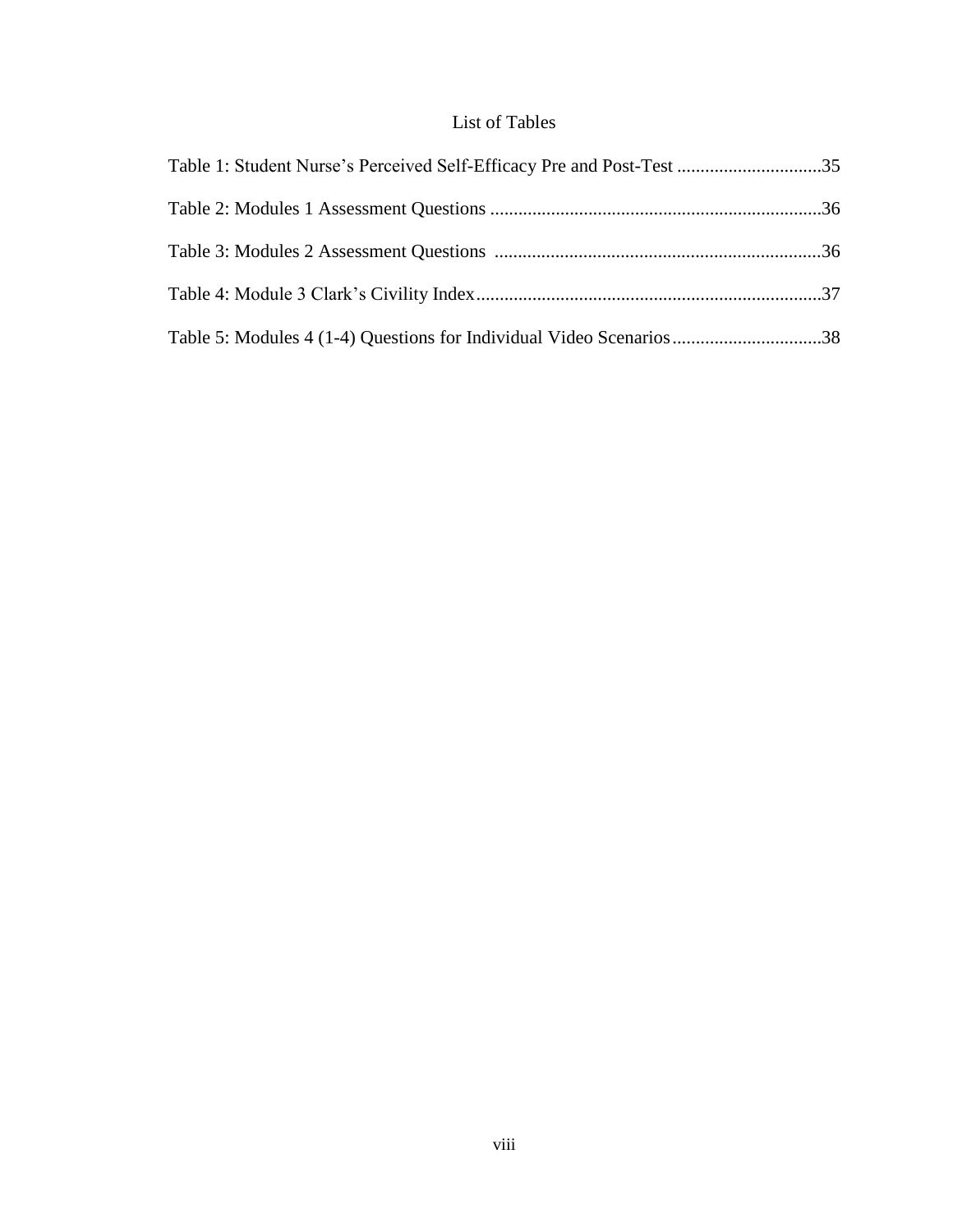# List of Tables

Table 1: Student Nurse's Perceived Self-Efficacy Pre and Post-Test ..............................35

Table 2: Modules 1 Assessment Questions .......................................................................36

Table 3: Modules 2 Assessment Questions ......................................................................36

Table 4: Module 3 Clark's Civility Index...........................................................................37

Table 5: Modules 4 (1-4) Questions for Individual Video Scenarios................................38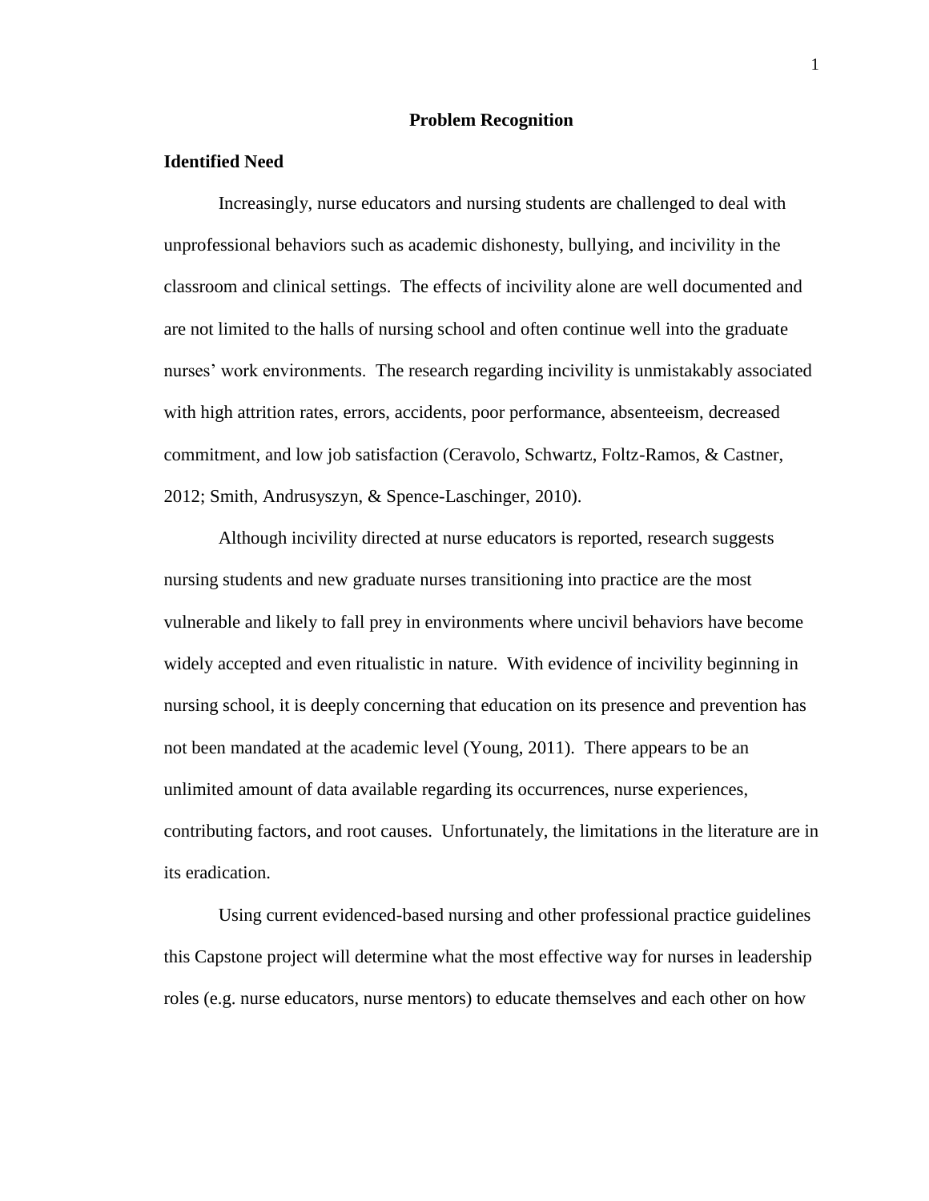# Problem Recognition

## Identified Need

Increasingly, nurse educators and nursing students are challenged to deal with unprofessional behaviors such as academic dishonesty, bullying, and incivility in the classroom and clinical settings. The effects of incivility alone are well documented and are not limited to the halls of nursing school and often continue well into the graduate nurses' work environments. The research regarding incivility is unmistakably associated with high attrition rates, errors, accidents, poor performance, absenteeism, decreased commitment, and low job satisfaction (Ceravolo, Schwartz, Foltz-Ramos, & Castner, 2012; Smith, Andrusyszyn, & Spence-Laschinger, 2010).

Although incivility directed at nurse educators is reported, research suggests nursing students and new graduate nurses transitioning into practice are the most vulnerable and likely to fall prey in environments where uncivil behaviors have become widely accepted and even ritualistic in nature. With evidence of incivility beginning in nursing school, it is deeply concerning that education on its presence and prevention has not been mandated at the academic level (Young, 2011). There appears to be an unlimited amount of data available regarding its occurrences, nurse experiences, contributing factors, and root causes. Unfortunately, the limitations in the literature are in its eradication.

Using current evidenced-based nursing and other professional practice guidelines this Capstone project will determine what the most effective way for nurses in leadership roles (e.g. nurse educators, nurse mentors) to educate themselves and each other on how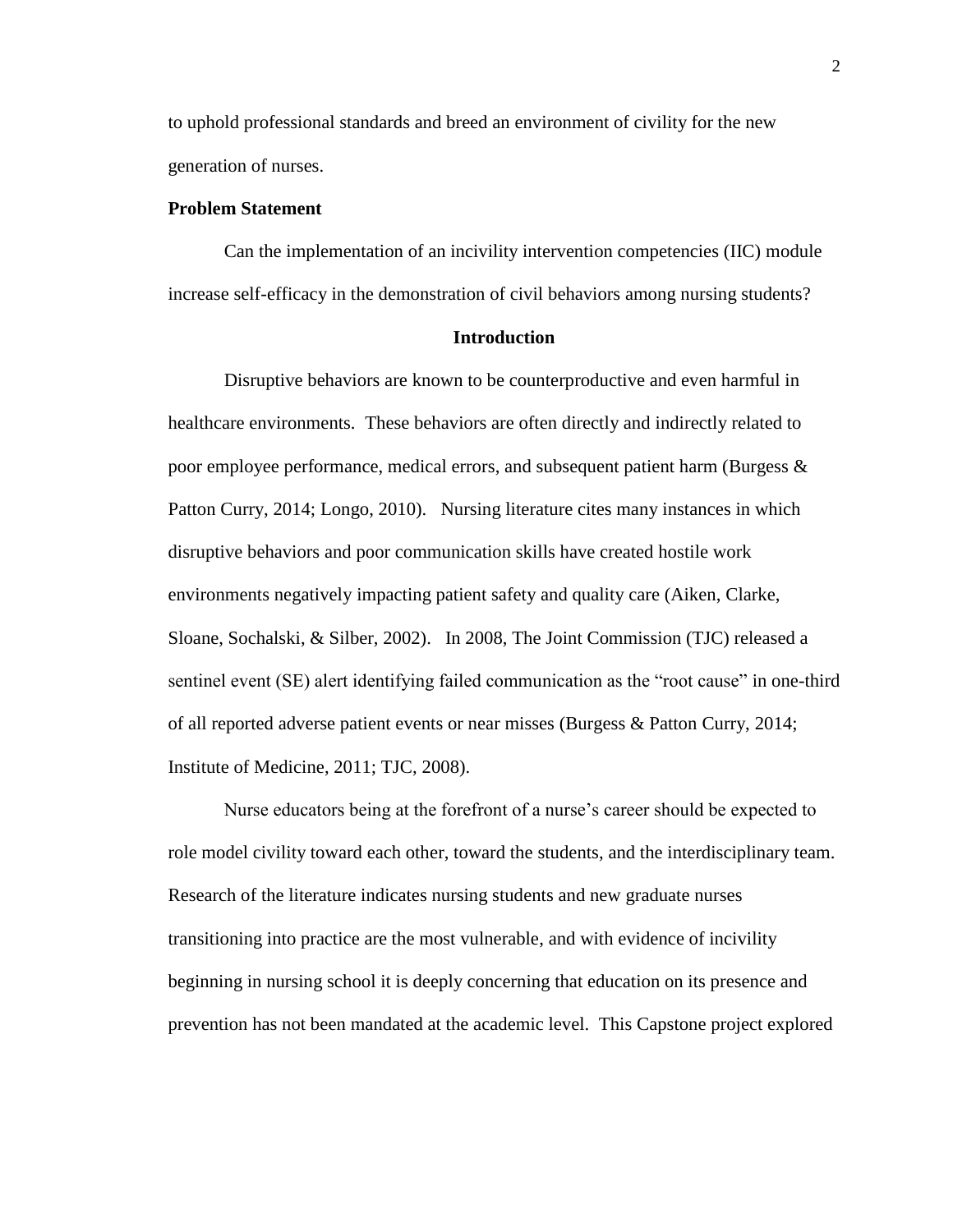to uphold professional standards and breed an environment of civility for the new generation of nurses.

**Problem Statement**

Can the implementation of an incivility intervention competencies (IIC) module increase self-efficacy in the demonstration of civil behaviors among nursing students?

## Introduction

Disruptive behaviors are known to be counterproductive and even harmful in healthcare environments. These behaviors are often directly and indirectly related to poor employee performance, medical errors, and subsequent patient harm (Burgess & Patton Curry, 2014; Longo, 2010). Nursing literature cites many instances in which disruptive behaviors and poor communication skills have created hostile work environments negatively impacting patient safety and quality care (Aiken, Clarke, Sloane, Sochalski, & Silber, 2002). In 2008, The Joint Commission (TJC) released a sentinel event (SE) alert identifying failed communication as the "root cause" in one-third of all reported adverse patient events or near misses (Burgess & Patton Curry, 2014; Institute of Medicine, 2011; TJC, 2008).

Nurse educators being at the forefront of a nurse's career should be expected to role model civility toward each other, toward the students, and the interdisciplinary team. Research of the literature indicates nursing students and new graduate nurses transitioning into practice are the most vulnerable, and with evidence of incivility beginning in nursing school it is deeply concerning that education on its presence and prevention has not been mandated at the academic level. This Capstone project explored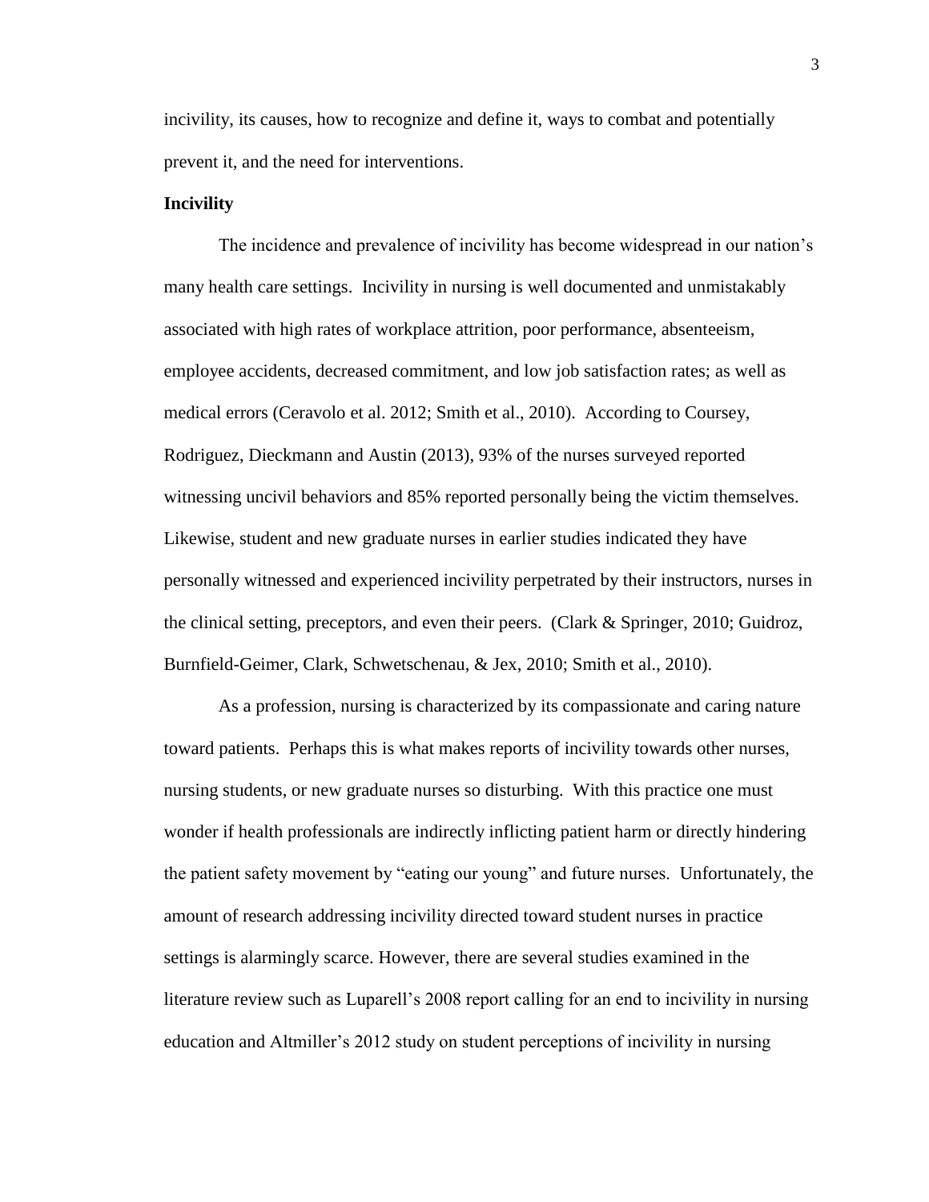incivility, its causes, how to recognize and define it, ways to combat and potentially prevent it, and the need for interventions.

**Incivility**

The incidence and prevalence of incivility has become widespread in our nation's many health care settings. Incivility in nursing is well documented and unmistakably associated with high rates of workplace attrition, poor performance, absenteeism, employee accidents, decreased commitment, and low job satisfaction rates; as well as medical errors (Ceravolo et al. 2012; Smith et al., 2010). According to Coursey, Rodriguez, Dieckmann and Austin (2013), 93% of the nurses surveyed reported witnessing uncivil behaviors and 85% reported personally being the victim themselves. Likewise, student and new graduate nurses in earlier studies indicated they have personally witnessed and experienced incivility perpetrated by their instructors, nurses in the clinical setting, preceptors, and even their peers. (Clark & Springer, 2010; Guidroz, Burnfield-Geimer, Clark, Schwetschenau, & Jex, 2010; Smith et al., 2010).

As a profession, nursing is characterized by its compassionate and caring nature toward patients. Perhaps this is what makes reports of incivility towards other nurses, nursing students, or new graduate nurses so disturbing. With this practice one must wonder if health professionals are indirectly inflicting patient harm or directly hindering the patient safety movement by "eating our young" and future nurses. Unfortunately, the amount of research addressing incivility directed toward student nurses in practice settings is alarmingly scarce. However, there are several studies examined in the literature review such as Luparell's 2008 report calling for an end to incivility in nursing education and Altmiller's 2012 study on student perceptions of incivility in nursing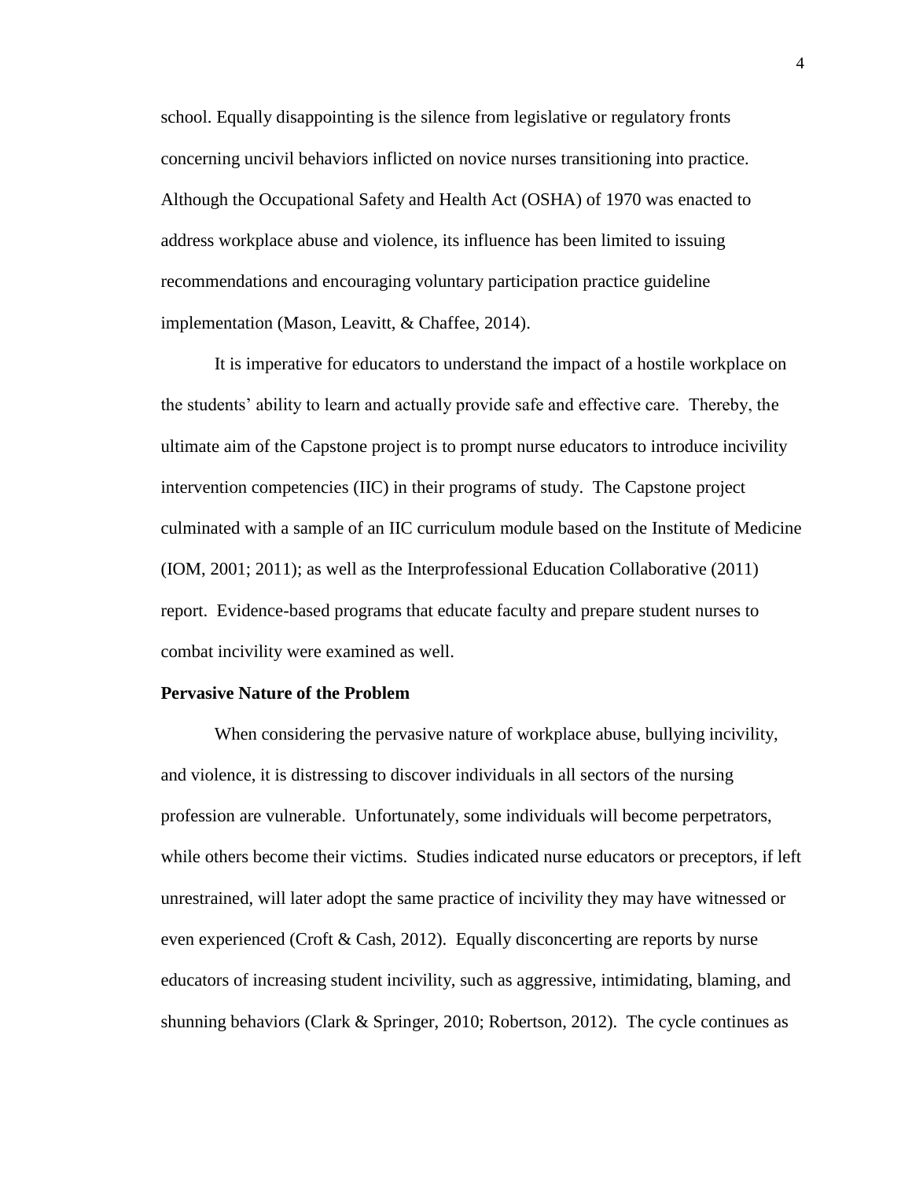school. Equally disappointing is the silence from legislative or regulatory fronts concerning uncivil behaviors inflicted on novice nurses transitioning into practice. Although the Occupational Safety and Health Act (OSHA) of 1970 was enacted to address workplace abuse and violence, its influence has been limited to issuing recommendations and encouraging voluntary participation practice guideline implementation (Mason, Leavitt, & Chaffee, 2014).

It is imperative for educators to understand the impact of a hostile workplace on the students' ability to learn and actually provide safe and effective care. Thereby, the ultimate aim of the Capstone project is to prompt nurse educators to introduce incivility intervention competencies (IIC) in their programs of study. The Capstone project culminated with a sample of an IIC curriculum module based on the Institute of Medicine (IOM, 2001; 2011); as well as the Interprofessional Education Collaborative (2011) report. Evidence-based programs that educate faculty and prepare student nurses to combat incivility were examined as well.

**Pervasive Nature of the Problem**

When considering the pervasive nature of workplace abuse, bullying incivility, and violence, it is distressing to discover individuals in all sectors of the nursing profession are vulnerable. Unfortunately, some individuals will become perpetrators, while others become their victims. Studies indicated nurse educators or preceptors, if left unrestrained, will later adopt the same practice of incivility they may have witnessed or even experienced (Croft & Cash, 2012). Equally disconcerting are reports by nurse educators of increasing student incivility, such as aggressive, intimidating, blaming, and shunning behaviors (Clark & Springer, 2010; Robertson, 2012). The cycle continues as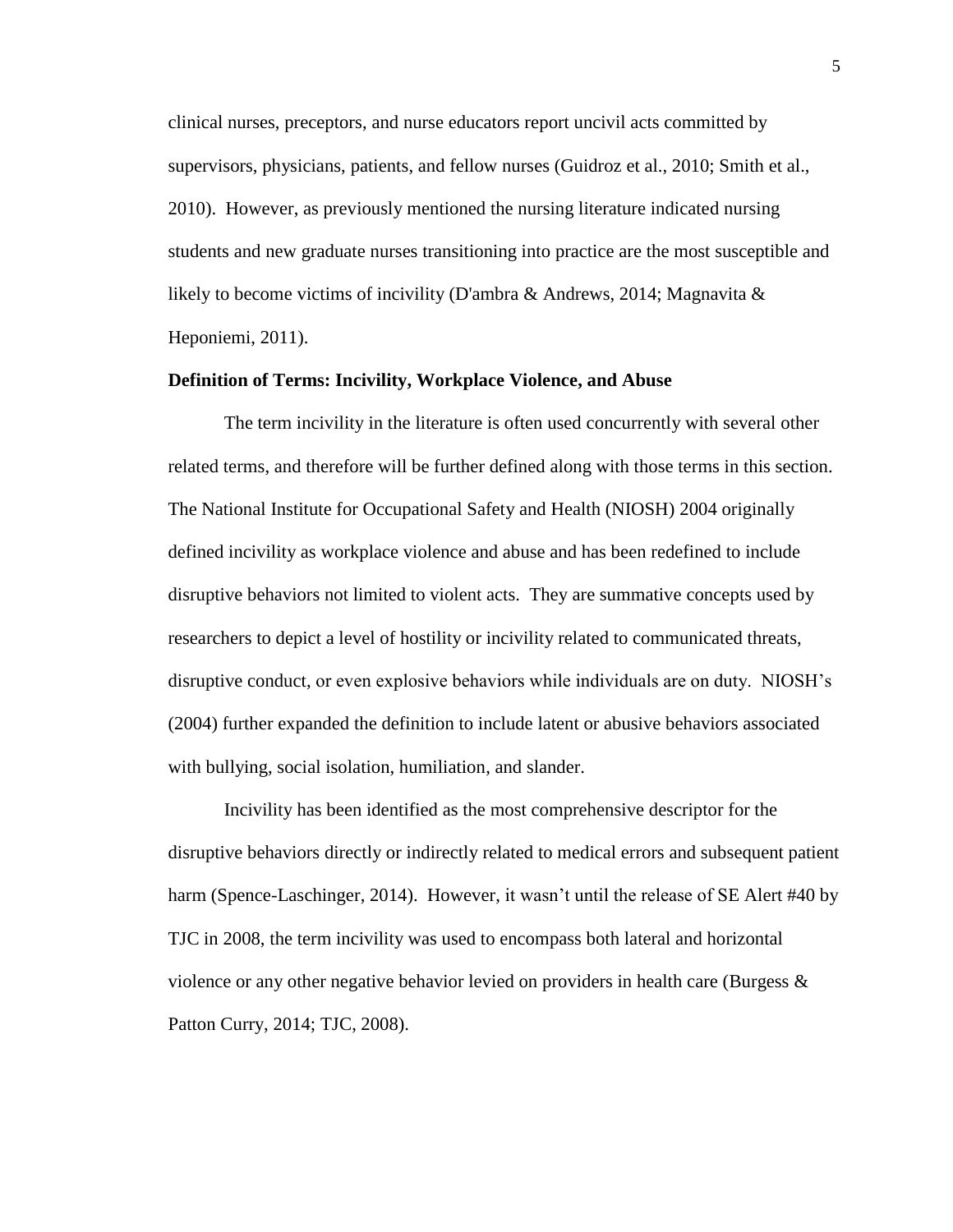clinical nurses, preceptors, and nurse educators report uncivil acts committed by supervisors, physicians, patients, and fellow nurses (Guidroz et al., 2010; Smith et al., 2010). However, as previously mentioned the nursing literature indicated nursing students and new graduate nurses transitioning into practice are the most susceptible and likely to become victims of incivility (D'ambra & Andrews, 2014; Magnavita & Heponiemi, 2011).

**Definition of Terms: Incivility, Workplace Violence, and Abuse**

The term incivility in the literature is often used concurrently with several other related terms, and therefore will be further defined along with those terms in this section. The National Institute for Occupational Safety and Health (NIOSH) 2004 originally defined incivility as workplace violence and abuse and has been redefined to include disruptive behaviors not limited to violent acts. They are summative concepts used by researchers to depict a level of hostility or incivility related to communicated threats, disruptive conduct, or even explosive behaviors while individuals are on duty. NIOSH's (2004) further expanded the definition to include latent or abusive behaviors associated with bullying, social isolation, humiliation, and slander.

Incivility has been identified as the most comprehensive descriptor for the disruptive behaviors directly or indirectly related to medical errors and subsequent patient harm (Spence-Laschinger, 2014). However, it wasn't until the release of SE Alert #40 by TJC in 2008, the term incivility was used to encompass both lateral and horizontal violence or any other negative behavior levied on providers in health care (Burgess & Patton Curry, 2014; TJC, 2008).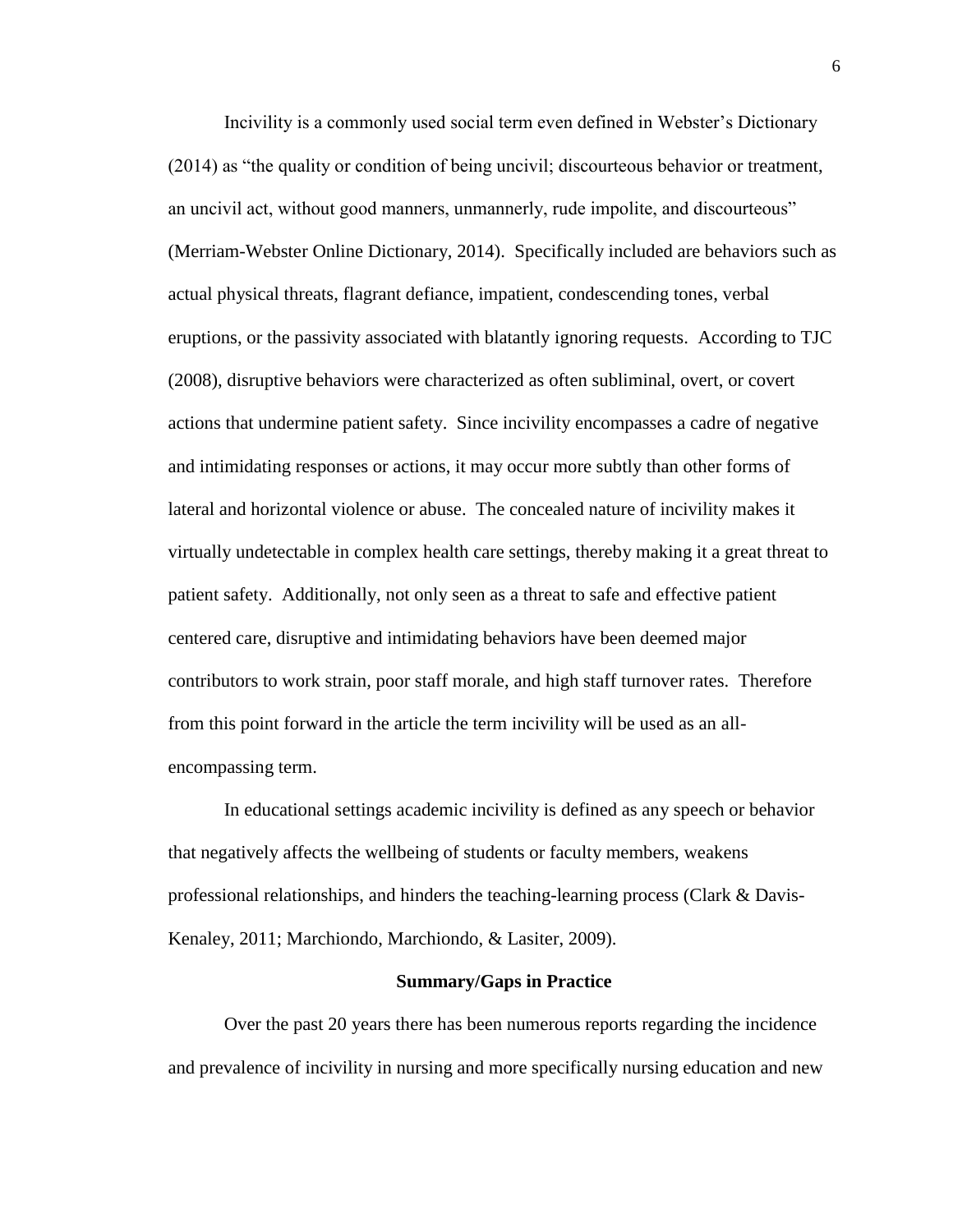Incivility is a commonly used social term even defined in Webster's Dictionary (2014) as "the quality or condition of being uncivil; discourteous behavior or treatment, an uncivil act, without good manners, unmannerly, rude impolite, and discourteous" (Merriam-Webster Online Dictionary, 2014). Specifically included are behaviors such as actual physical threats, flagrant defiance, impatient, condescending tones, verbal eruptions, or the passivity associated with blatantly ignoring requests. According to TJC (2008), disruptive behaviors were characterized as often subliminal, overt, or covert actions that undermine patient safety. Since incivility encompasses a cadre of negative and intimidating responses or actions, it may occur more subtly than other forms of lateral and horizontal violence or abuse. The concealed nature of incivility makes it virtually undetectable in complex health care settings, thereby making it a great threat to patient safety. Additionally, not only seen as a threat to safe and effective patient centered care, disruptive and intimidating behaviors have been deemed major contributors to work strain, poor staff morale, and high staff turnover rates. Therefore from this point forward in the article the term incivility will be used as an all-encompassing term.

In educational settings academic incivility is defined as any speech or behavior that negatively affects the wellbeing of students or faculty members, weakens professional relationships, and hinders the teaching-learning process (Clark & Davis-Kenaley, 2011; Marchiondo, Marchiondo, & Lasiter, 2009).

**Summary/Gaps in Practice**

Over the past 20 years there has been numerous reports regarding the incidence and prevalence of incivility in nursing and more specifically nursing education and new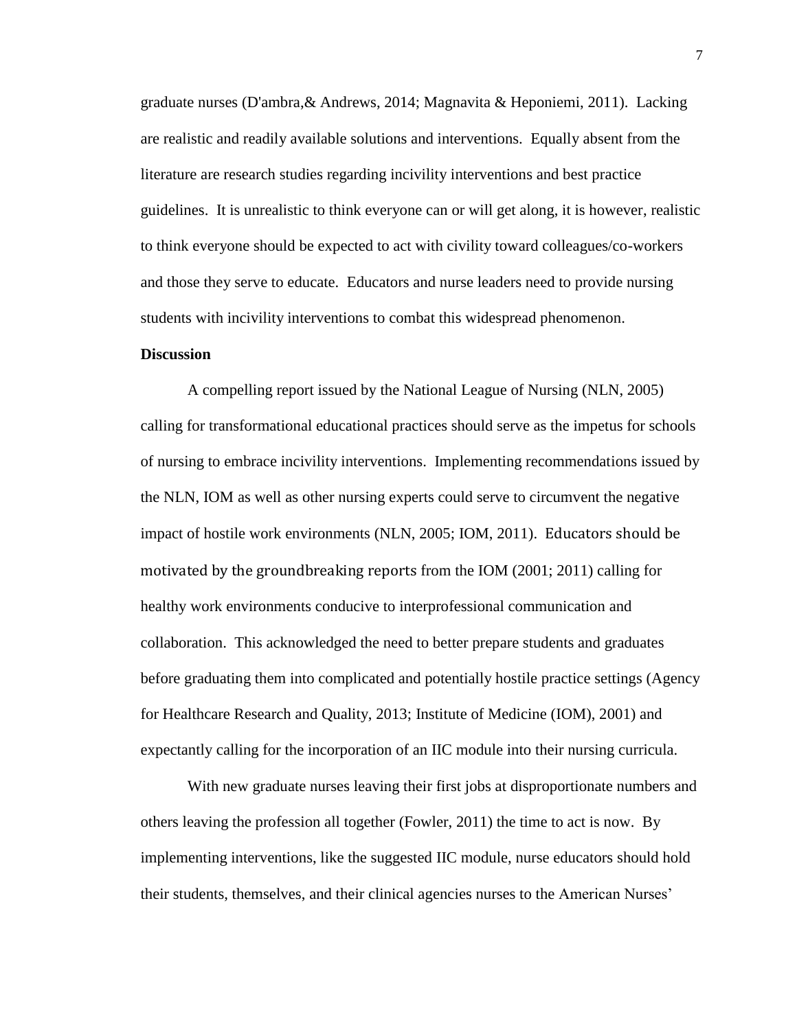graduate nurses (D'ambra,& Andrews, 2014; Magnavita & Heponiemi, 2011). Lacking are realistic and readily available solutions and interventions. Equally absent from the literature are research studies regarding incivility interventions and best practice guidelines. It is unrealistic to think everyone can or will get along, it is however, realistic to think everyone should be expected to act with civility toward colleagues/co-workers and those they serve to educate. Educators and nurse leaders need to provide nursing students with incivility interventions to combat this widespread phenomenon.

**Discussion**

A compelling report issued by the National League of Nursing (NLN, 2005) calling for transformational educational practices should serve as the impetus for schools of nursing to embrace incivility interventions. Implementing recommendations issued by the NLN, IOM as well as other nursing experts could serve to circumvent the negative impact of hostile work environments (NLN, 2005; IOM, 2011). Educators should be motivated by the groundbreaking reports from the IOM (2001; 2011) calling for healthy work environments conducive to interprofessional communication and collaboration. This acknowledged the need to better prepare students and graduates before graduating them into complicated and potentially hostile practice settings (Agency for Healthcare Research and Quality, 2013; Institute of Medicine (IOM), 2001) and expectantly calling for the incorporation of an IIC module into their nursing curricula.

With new graduate nurses leaving their first jobs at disproportionate numbers and others leaving the profession all together (Fowler, 2011) the time to act is now. By implementing interventions, like the suggested IIC module, nurse educators should hold their students, themselves, and their clinical agencies nurses to the American Nurses'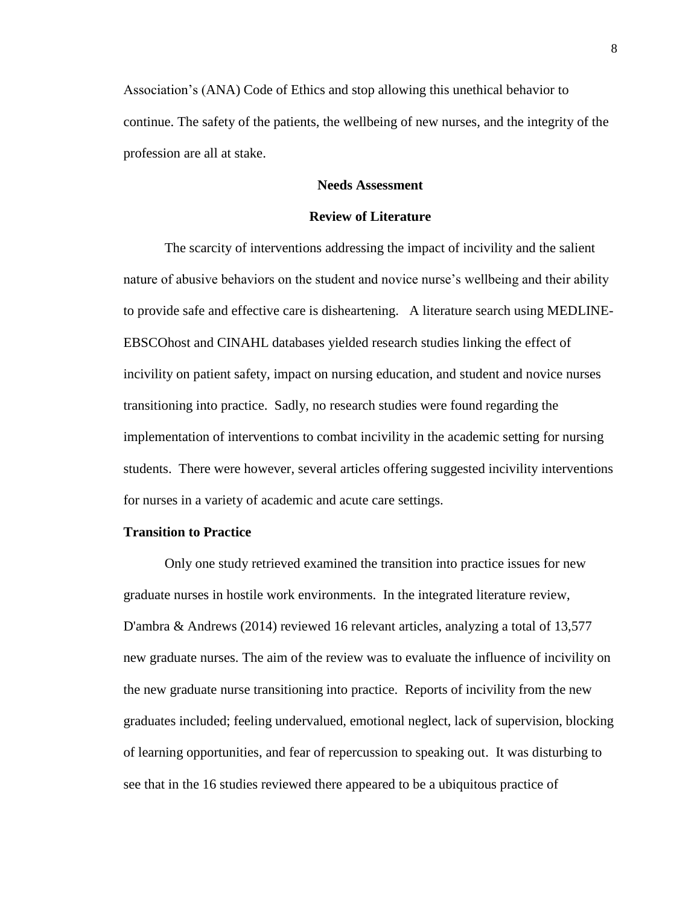Association's (ANA) Code of Ethics and stop allowing this unethical behavior to continue. The safety of the patients, the wellbeing of new nurses, and the integrity of the profession are all at stake.

## Needs Assessment

## Review of Literature

The scarcity of interventions addressing the impact of incivility and the salient nature of abusive behaviors on the student and novice nurse's wellbeing and their ability to provide safe and effective care is disheartening. A literature search using MEDLINE-EBSCOhost and CINAHL databases yielded research studies linking the effect of incivility on patient safety, impact on nursing education, and student and novice nurses transitioning into practice. Sadly, no research studies were found regarding the implementation of interventions to combat incivility in the academic setting for nursing students. There were however, several articles offering suggested incivility interventions for nurses in a variety of academic and acute care settings.

### Transition to Practice

Only one study retrieved examined the transition into practice issues for new graduate nurses in hostile work environments. In the integrated literature review, D'ambra & Andrews (2014) reviewed 16 relevant articles, analyzing a total of 13,577 new graduate nurses. The aim of the review was to evaluate the influence of incivility on the new graduate nurse transitioning into practice. Reports of incivility from the new graduates included; feeling undervalued, emotional neglect, lack of supervision, blocking of learning opportunities, and fear of repercussion to speaking out. It was disturbing to see that in the 16 studies reviewed there appeared to be a ubiquitous practice of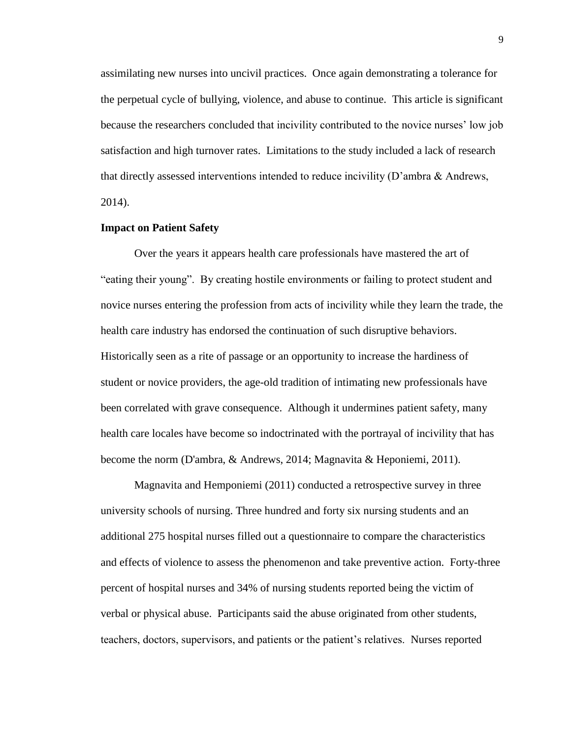assimilating new nurses into uncivil practices. Once again demonstrating a tolerance for the perpetual cycle of bullying, violence, and abuse to continue. This article is significant because the researchers concluded that incivility contributed to the novice nurses' low job satisfaction and high turnover rates. Limitations to the study included a lack of research that directly assessed interventions intended to reduce incivility (D'ambra & Andrews, 2014).

**Impact on Patient Safety**

Over the years it appears health care professionals have mastered the art of "eating their young". By creating hostile environments or failing to protect student and novice nurses entering the profession from acts of incivility while they learn the trade, the health care industry has endorsed the continuation of such disruptive behaviors. Historically seen as a rite of passage or an opportunity to increase the hardiness of student or novice providers, the age-old tradition of intimating new professionals have been correlated with grave consequence. Although it undermines patient safety, many health care locales have become so indoctrinated with the portrayal of incivility that has become the norm (D'ambra, & Andrews, 2014; Magnavita & Heponiemi, 2011).

Magnavita and Hemponiemi (2011) conducted a retrospective survey in three university schools of nursing. Three hundred and forty six nursing students and an additional 275 hospital nurses filled out a questionnaire to compare the characteristics and effects of violence to assess the phenomenon and take preventive action. Forty-three percent of hospital nurses and 34% of nursing students reported being the victim of verbal or physical abuse. Participants said the abuse originated from other students, teachers, doctors, supervisors, and patients or the patient's relatives. Nurses reported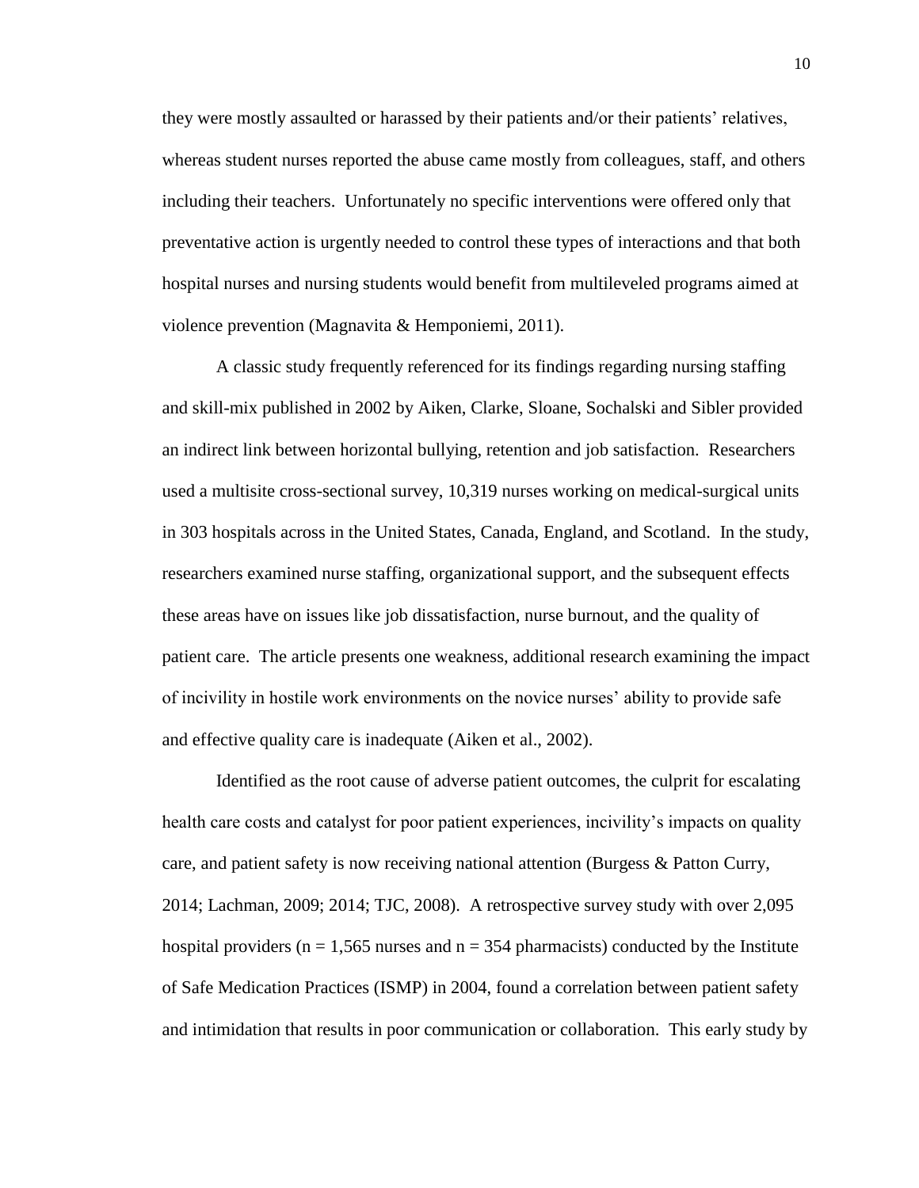they were mostly assaulted or harassed by their patients and/or their patients' relatives, whereas student nurses reported the abuse came mostly from colleagues, staff, and others including their teachers. Unfortunately no specific interventions were offered only that preventative action is urgently needed to control these types of interactions and that both hospital nurses and nursing students would benefit from multileveled programs aimed at violence prevention (Magnavita & Hemponiemi, 2011).

A classic study frequently referenced for its findings regarding nursing staffing and skill-mix published in 2002 by Aiken, Clarke, Sloane, Sochalski and Sibler provided an indirect link between horizontal bullying, retention and job satisfaction. Researchers used a multisite cross-sectional survey, 10,319 nurses working on medical-surgical units in 303 hospitals across in the United States, Canada, England, and Scotland. In the study, researchers examined nurse staffing, organizational support, and the subsequent effects these areas have on issues like job dissatisfaction, nurse burnout, and the quality of patient care. The article presents one weakness, additional research examining the impact of incivility in hostile work environments on the novice nurses' ability to provide safe and effective quality care is inadequate (Aiken et al., 2002).

Identified as the root cause of adverse patient outcomes, the culprit for escalating health care costs and catalyst for poor patient experiences, incivility's impacts on quality care, and patient safety is now receiving national attention (Burgess & Patton Curry, 2014; Lachman, 2009; 2014; TJC, 2008). A retrospective survey study with over 2,095 hospital providers ($n = 1{,}565$ nurses and $n = 354$ pharmacists) conducted by the Institute of Safe Medication Practices (ISMP) in 2004, found a correlation between patient safety and intimidation that results in poor communication or collaboration. This early study by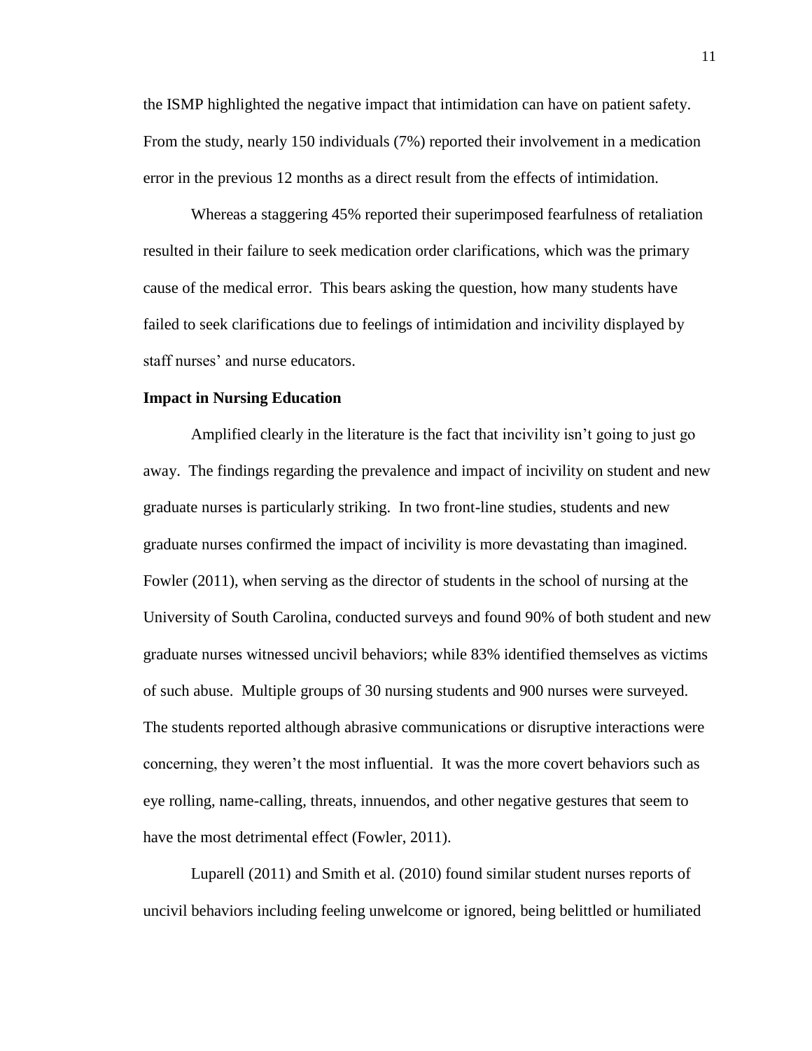the ISMP highlighted the negative impact that intimidation can have on patient safety. From the study, nearly 150 individuals (7%) reported their involvement in a medication error in the previous 12 months as a direct result from the effects of intimidation.

Whereas a staggering 45% reported their superimposed fearfulness of retaliation resulted in their failure to seek medication order clarifications, which was the primary cause of the medical error. This bears asking the question, how many students have failed to seek clarifications due to feelings of intimidation and incivility displayed by staff nurses' and nurse educators.

**Impact in Nursing Education**

Amplified clearly in the literature is the fact that incivility isn't going to just go away. The findings regarding the prevalence and impact of incivility on student and new graduate nurses is particularly striking. In two front-line studies, students and new graduate nurses confirmed the impact of incivility is more devastating than imagined. Fowler (2011), when serving as the director of students in the school of nursing at the University of South Carolina, conducted surveys and found 90% of both student and new graduate nurses witnessed uncivil behaviors; while 83% identified themselves as victims of such abuse. Multiple groups of 30 nursing students and 900 nurses were surveyed. The students reported although abrasive communications or disruptive interactions were concerning, they weren't the most influential. It was the more covert behaviors such as eye rolling, name-calling, threats, innuendos, and other negative gestures that seem to have the most detrimental effect (Fowler, 2011).

Luparell (2011) and Smith et al. (2010) found similar student nurses reports of uncivil behaviors including feeling unwelcome or ignored, being belittled or humiliated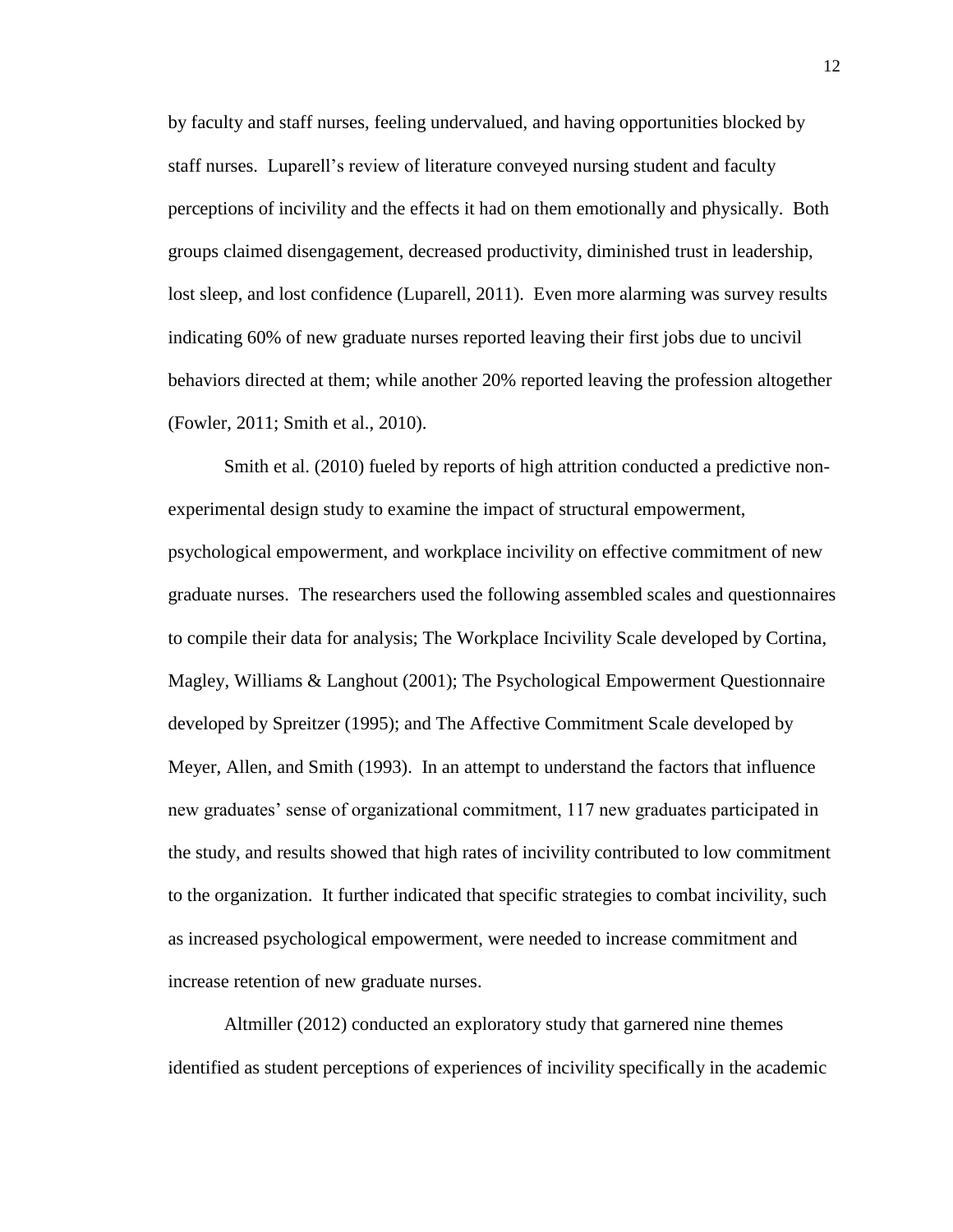by faculty and staff nurses, feeling undervalued, and having opportunities blocked by staff nurses. Luparell's review of literature conveyed nursing student and faculty perceptions of incivility and the effects it had on them emotionally and physically. Both groups claimed disengagement, decreased productivity, diminished trust in leadership, lost sleep, and lost confidence (Luparell, 2011). Even more alarming was survey results indicating 60% of new graduate nurses reported leaving their first jobs due to uncivil behaviors directed at them; while another 20% reported leaving the profession altogether (Fowler, 2011; Smith et al., 2010).

Smith et al. (2010) fueled by reports of high attrition conducted a predictive non-experimental design study to examine the impact of structural empowerment, psychological empowerment, and workplace incivility on effective commitment of new graduate nurses. The researchers used the following assembled scales and questionnaires to compile their data for analysis; The Workplace Incivility Scale developed by Cortina, Magley, Williams & Langhout (2001); The Psychological Empowerment Questionnaire developed by Spreitzer (1995); and The Affective Commitment Scale developed by Meyer, Allen, and Smith (1993). In an attempt to understand the factors that influence new graduates' sense of organizational commitment, 117 new graduates participated in the study, and results showed that high rates of incivility contributed to low commitment to the organization. It further indicated that specific strategies to combat incivility, such as increased psychological empowerment, were needed to increase commitment and increase retention of new graduate nurses.

Altmiller (2012) conducted an exploratory study that garnered nine themes identified as student perceptions of experiences of incivility specifically in the academic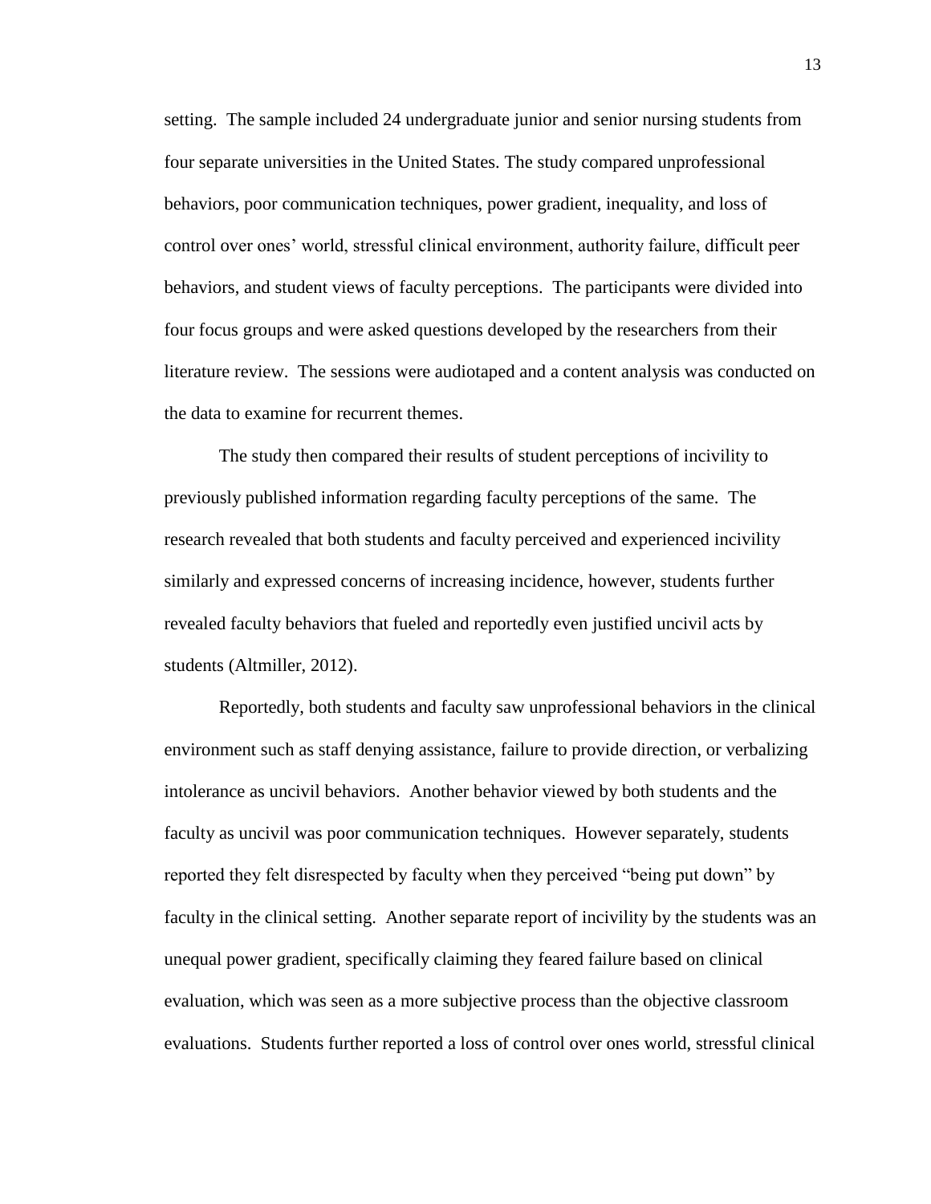setting. The sample included 24 undergraduate junior and senior nursing students from four separate universities in the United States. The study compared unprofessional behaviors, poor communication techniques, power gradient, inequality, and loss of control over ones' world, stressful clinical environment, authority failure, difficult peer behaviors, and student views of faculty perceptions. The participants were divided into four focus groups and were asked questions developed by the researchers from their literature review. The sessions were audiotaped and a content analysis was conducted on the data to examine for recurrent themes.

The study then compared their results of student perceptions of incivility to previously published information regarding faculty perceptions of the same. The research revealed that both students and faculty perceived and experienced incivility similarly and expressed concerns of increasing incidence, however, students further revealed faculty behaviors that fueled and reportedly even justified uncivil acts by students (Altmiller, 2012).

Reportedly, both students and faculty saw unprofessional behaviors in the clinical environment such as staff denying assistance, failure to provide direction, or verbalizing intolerance as uncivil behaviors. Another behavior viewed by both students and the faculty as uncivil was poor communication techniques. However separately, students reported they felt disrespected by faculty when they perceived "being put down" by faculty in the clinical setting. Another separate report of incivility by the students was an unequal power gradient, specifically claiming they feared failure based on clinical evaluation, which was seen as a more subjective process than the objective classroom evaluations. Students further reported a loss of control over ones world, stressful clinical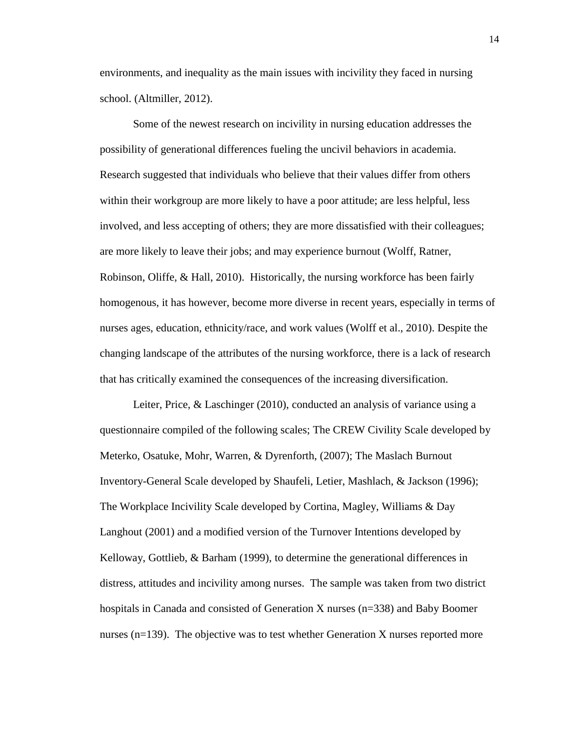environments, and inequality as the main issues with incivility they faced in nursing school. (Altmiller, 2012).

Some of the newest research on incivility in nursing education addresses the possibility of generational differences fueling the uncivil behaviors in academia. Research suggested that individuals who believe that their values differ from others within their workgroup are more likely to have a poor attitude; are less helpful, less involved, and less accepting of others; they are more dissatisfied with their colleagues; are more likely to leave their jobs; and may experience burnout (Wolff, Ratner, Robinson, Oliffe, & Hall, 2010). Historically, the nursing workforce has been fairly homogenous, it has however, become more diverse in recent years, especially in terms of nurses ages, education, ethnicity/race, and work values (Wolff et al., 2010). Despite the changing landscape of the attributes of the nursing workforce, there is a lack of research that has critically examined the consequences of the increasing diversification.

Leiter, Price, & Laschinger (2010), conducted an analysis of variance using a questionnaire compiled of the following scales; The CREW Civility Scale developed by Meterko, Osatuke, Mohr, Warren, & Dyrenforth, (2007); The Maslach Burnout Inventory-General Scale developed by Shaufeli, Letier, Mashlach, & Jackson (1996); The Workplace Incivility Scale developed by Cortina, Magley, Williams & Day Langhout (2001) and a modified version of the Turnover Intentions developed by Kelloway, Gottlieb, & Barham (1999), to determine the generational differences in distress, attitudes and incivility among nurses. The sample was taken from two district hospitals in Canada and consisted of Generation X nurses (n=338) and Baby Boomer nurses (n=139). The objective was to test whether Generation X nurses reported more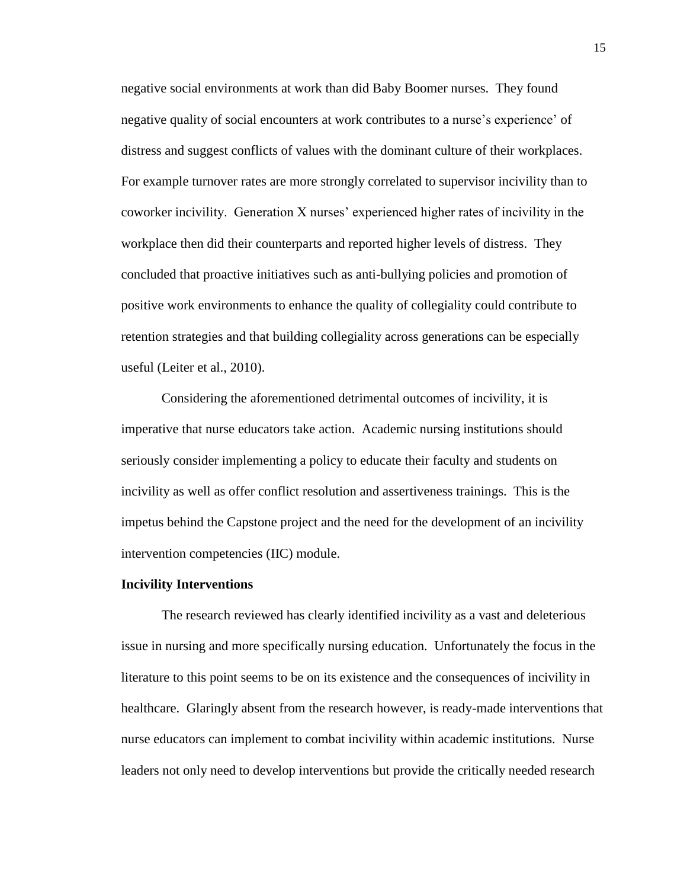negative social environments at work than did Baby Boomer nurses. They found negative quality of social encounters at work contributes to a nurse's experience' of distress and suggest conflicts of values with the dominant culture of their workplaces. For example turnover rates are more strongly correlated to supervisor incivility than to coworker incivility. Generation X nurses' experienced higher rates of incivility in the workplace then did their counterparts and reported higher levels of distress. They concluded that proactive initiatives such as anti-bullying policies and promotion of positive work environments to enhance the quality of collegiality could contribute to retention strategies and that building collegiality across generations can be especially useful (Leiter et al., 2010).

Considering the aforementioned detrimental outcomes of incivility, it is imperative that nurse educators take action. Academic nursing institutions should seriously consider implementing a policy to educate their faculty and students on incivility as well as offer conflict resolution and assertiveness trainings. This is the impetus behind the Capstone project and the need for the development of an incivility intervention competencies (IIC) module.

**Incivility Interventions**

The research reviewed has clearly identified incivility as a vast and deleterious issue in nursing and more specifically nursing education. Unfortunately the focus in the literature to this point seems to be on its existence and the consequences of incivility in healthcare. Glaringly absent from the research however, is ready-made interventions that nurse educators can implement to combat incivility within academic institutions. Nurse leaders not only need to develop interventions but provide the critically needed research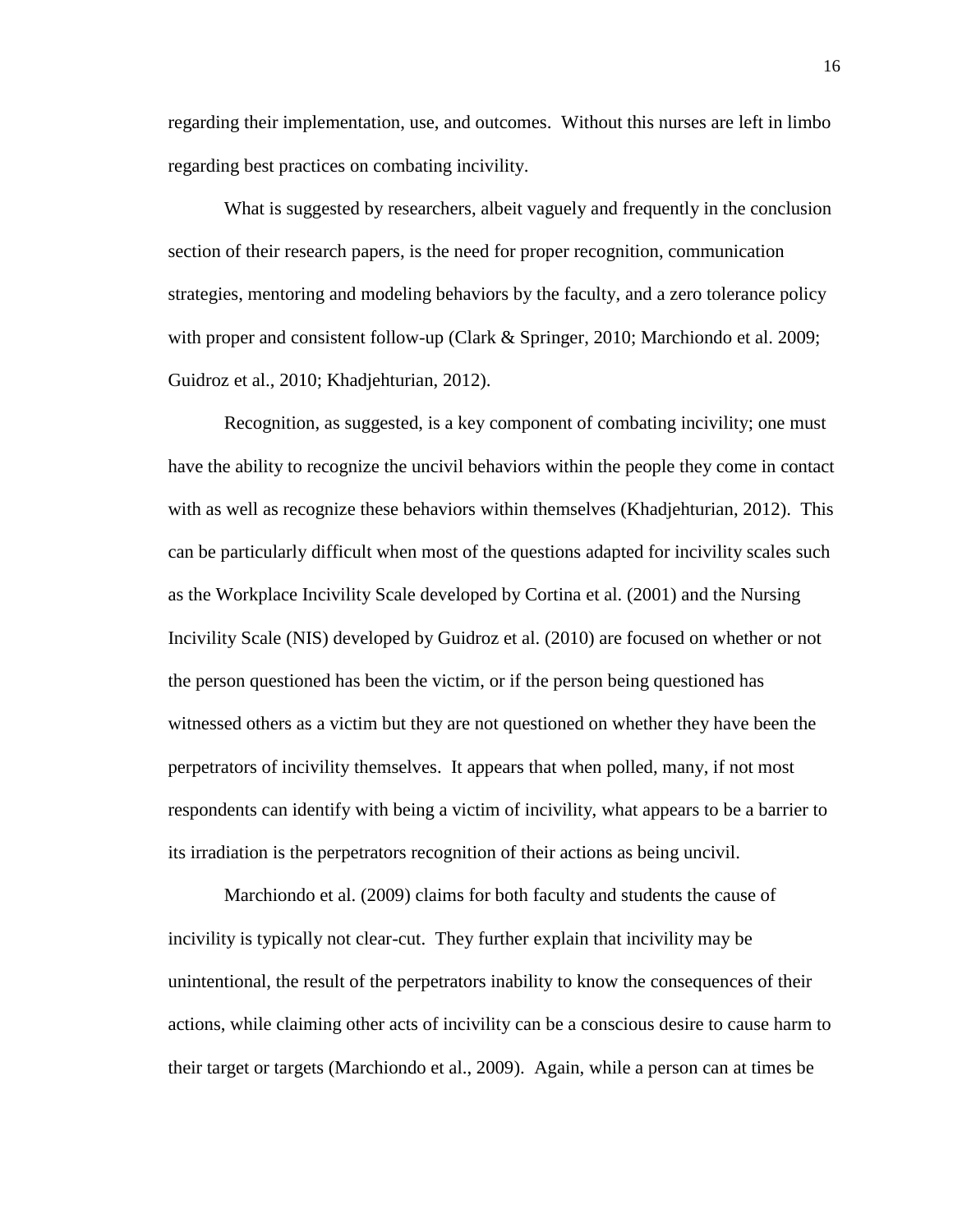regarding their implementation, use, and outcomes. Without this nurses are left in limbo regarding best practices on combating incivility.

What is suggested by researchers, albeit vaguely and frequently in the conclusion section of their research papers, is the need for proper recognition, communication strategies, mentoring and modeling behaviors by the faculty, and a zero tolerance policy with proper and consistent follow-up (Clark & Springer, 2010; Marchiondo et al. 2009; Guidroz et al., 2010; Khadjehturian, 2012).

Recognition, as suggested, is a key component of combating incivility; one must have the ability to recognize the uncivil behaviors within the people they come in contact with as well as recognize these behaviors within themselves (Khadjehturian, 2012). This can be particularly difficult when most of the questions adapted for incivility scales such as the Workplace Incivility Scale developed by Cortina et al. (2001) and the Nursing Incivility Scale (NIS) developed by Guidroz et al. (2010) are focused on whether or not the person questioned has been the victim, or if the person being questioned has witnessed others as a victim but they are not questioned on whether they have been the perpetrators of incivility themselves. It appears that when polled, many, if not most respondents can identify with being a victim of incivility, what appears to be a barrier to its irradiation is the perpetrators recognition of their actions as being uncivil.

Marchiondo et al. (2009) claims for both faculty and students the cause of incivility is typically not clear-cut. They further explain that incivility may be unintentional, the result of the perpetrators inability to know the consequences of their actions, while claiming other acts of incivility can be a conscious desire to cause harm to their target or targets (Marchiondo et al., 2009). Again, while a person can at times be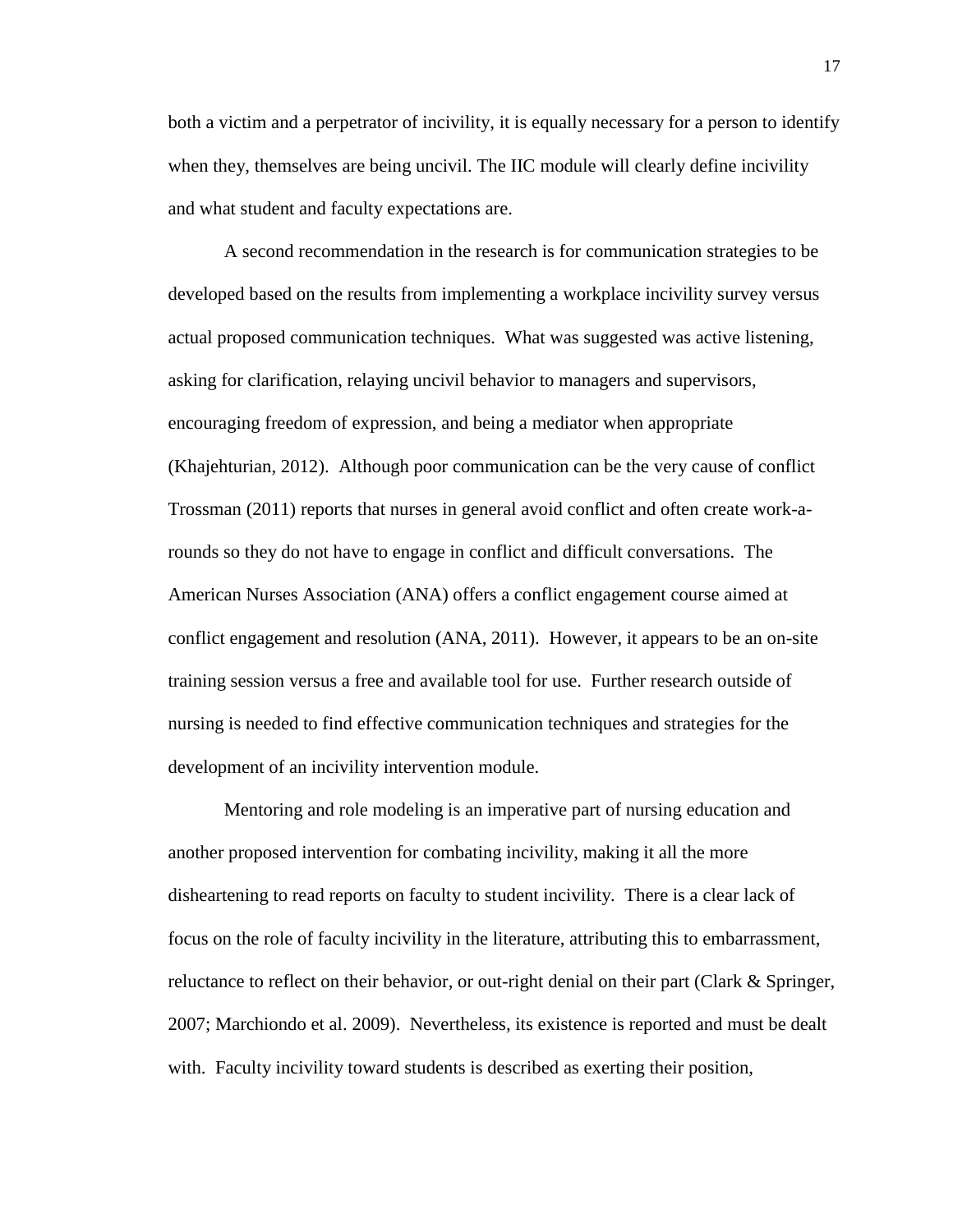both a victim and a perpetrator of incivility, it is equally necessary for a person to identify when they, themselves are being uncivil. The IIC module will clearly define incivility and what student and faculty expectations are.

A second recommendation in the research is for communication strategies to be developed based on the results from implementing a workplace incivility survey versus actual proposed communication techniques. What was suggested was active listening, asking for clarification, relaying uncivil behavior to managers and supervisors, encouraging freedom of expression, and being a mediator when appropriate (Khajehturian, 2012). Although poor communication can be the very cause of conflict Trossman (2011) reports that nurses in general avoid conflict and often create work-a-rounds so they do not have to engage in conflict and difficult conversations. The American Nurses Association (ANA) offers a conflict engagement course aimed at conflict engagement and resolution (ANA, 2011). However, it appears to be an on-site training session versus a free and available tool for use. Further research outside of nursing is needed to find effective communication techniques and strategies for the development of an incivility intervention module.

Mentoring and role modeling is an imperative part of nursing education and another proposed intervention for combating incivility, making it all the more disheartening to read reports on faculty to student incivility. There is a clear lack of focus on the role of faculty incivility in the literature, attributing this to embarrassment, reluctance to reflect on their behavior, or out-right denial on their part (Clark & Springer, 2007; Marchiondo et al. 2009). Nevertheless, its existence is reported and must be dealt with. Faculty incivility toward students is described as exerting their position,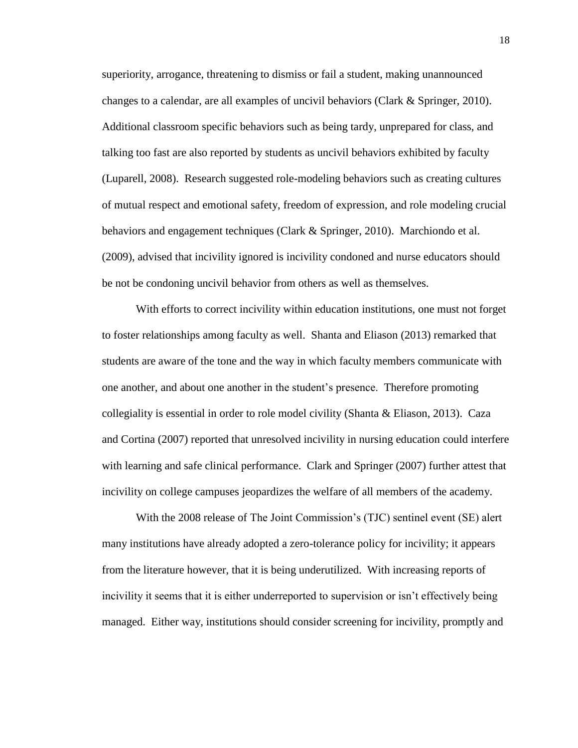superiority, arrogance, threatening to dismiss or fail a student, making unannounced changes to a calendar, are all examples of uncivil behaviors (Clark & Springer, 2010). Additional classroom specific behaviors such as being tardy, unprepared for class, and talking too fast are also reported by students as uncivil behaviors exhibited by faculty (Luparell, 2008). Research suggested role-modeling behaviors such as creating cultures of mutual respect and emotional safety, freedom of expression, and role modeling crucial behaviors and engagement techniques (Clark & Springer, 2010). Marchiondo et al. (2009), advised that incivility ignored is incivility condoned and nurse educators should be not be condoning uncivil behavior from others as well as themselves.

With efforts to correct incivility within education institutions, one must not forget to foster relationships among faculty as well. Shanta and Eliason (2013) remarked that students are aware of the tone and the way in which faculty members communicate with one another, and about one another in the student's presence. Therefore promoting collegiality is essential in order to role model civility (Shanta & Eliason, 2013). Caza and Cortina (2007) reported that unresolved incivility in nursing education could interfere with learning and safe clinical performance. Clark and Springer (2007) further attest that incivility on college campuses jeopardizes the welfare of all members of the academy.

With the 2008 release of The Joint Commission's (TJC) sentinel event (SE) alert many institutions have already adopted a zero-tolerance policy for incivility; it appears from the literature however, that it is being underutilized. With increasing reports of incivility it seems that it is either underreported to supervision or isn't effectively being managed. Either way, institutions should consider screening for incivility, promptly and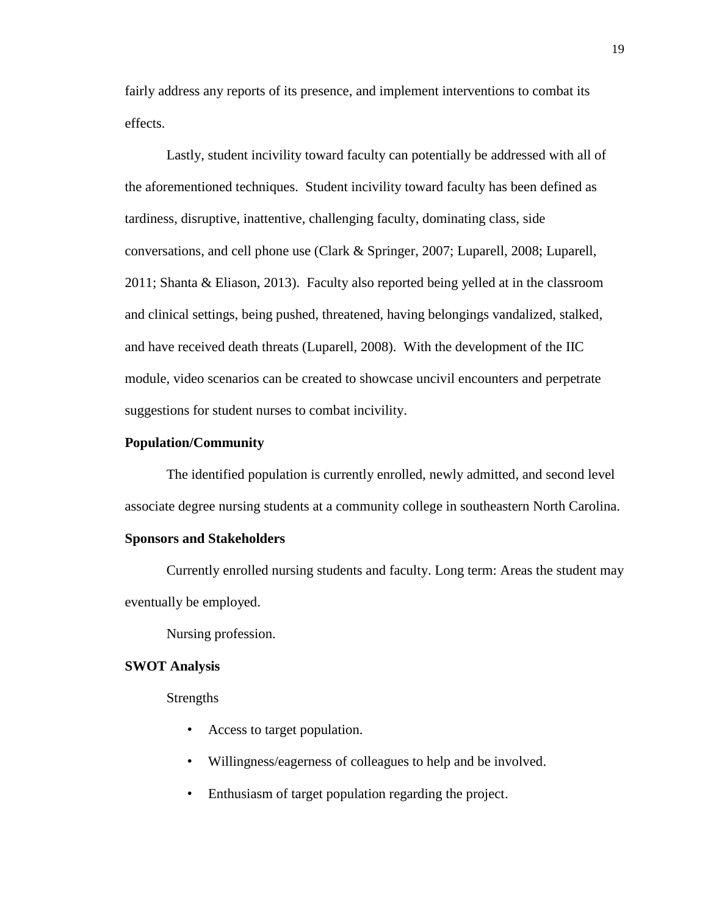fairly address any reports of its presence, and implement interventions to combat its effects.

Lastly, student incivility toward faculty can potentially be addressed with all of the aforementioned techniques. Student incivility toward faculty has been defined as tardiness, disruptive, inattentive, challenging faculty, dominating class, side conversations, and cell phone use (Clark & Springer, 2007; Luparell, 2008; Luparell, 2011; Shanta & Eliason, 2013). Faculty also reported being yelled at in the classroom and clinical settings, being pushed, threatened, having belongings vandalized, stalked, and have received death threats (Luparell, 2008). With the development of the IIC module, video scenarios can be created to showcase uncivil encounters and perpetrate suggestions for student nurses to combat incivility.

**Population/Community**

The identified population is currently enrolled, newly admitted, and second level associate degree nursing students at a community college in southeastern North Carolina.

**Sponsors and Stakeholders**

Currently enrolled nursing students and faculty. Long term: Areas the student may eventually be employed.

Nursing profession.

**SWOT Analysis**

Strengths

- Access to target population.
- Willingness/eagerness of colleagues to help and be involved.
- Enthusiasm of target population regarding the project.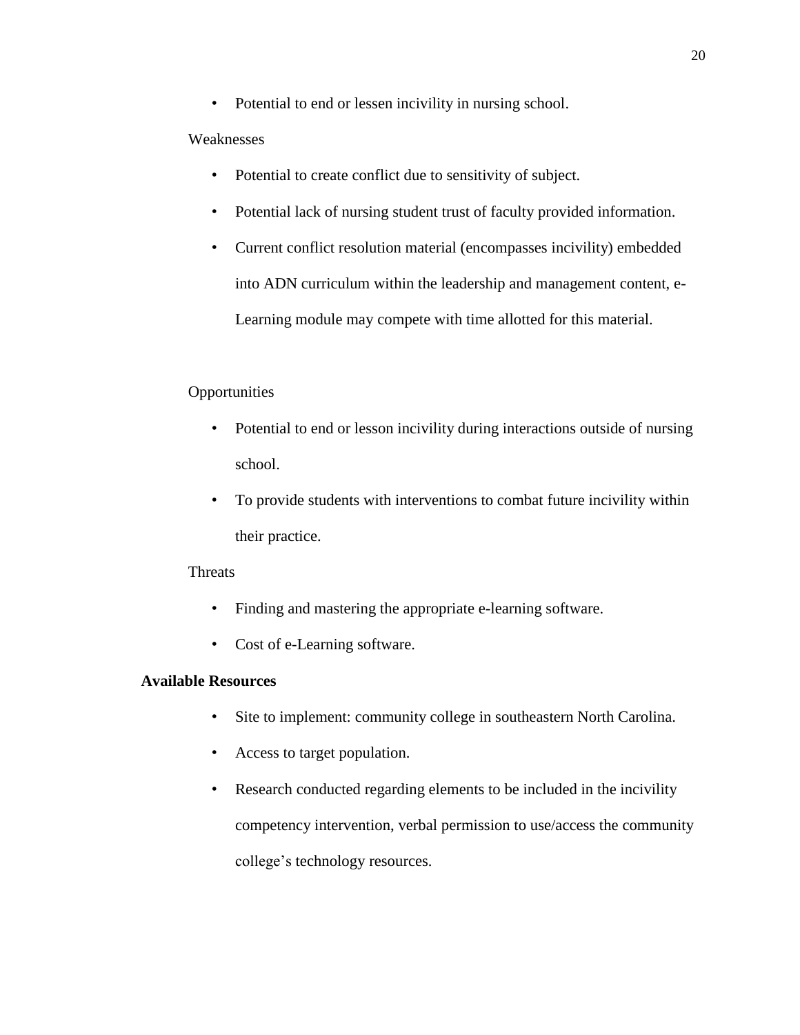- Potential to end or lessen incivility in nursing school.

Weaknesses

- Potential to create conflict due to sensitivity of subject.
- Potential lack of nursing student trust of faculty provided information.
- Current conflict resolution material (encompasses incivility) embedded into ADN curriculum within the leadership and management content, e-Learning module may compete with time allotted for this material.

Opportunities

- Potential to end or lesson incivility during interactions outside of nursing school.
- To provide students with interventions to combat future incivility within their practice.

Threats

- Finding and mastering the appropriate e-learning software.
- Cost of e-Learning software.

**Available Resources**

- Site to implement: community college in southeastern North Carolina.
- Access to target population.
- Research conducted regarding elements to be included in the incivility competency intervention, verbal permission to use/access the community college's technology resources.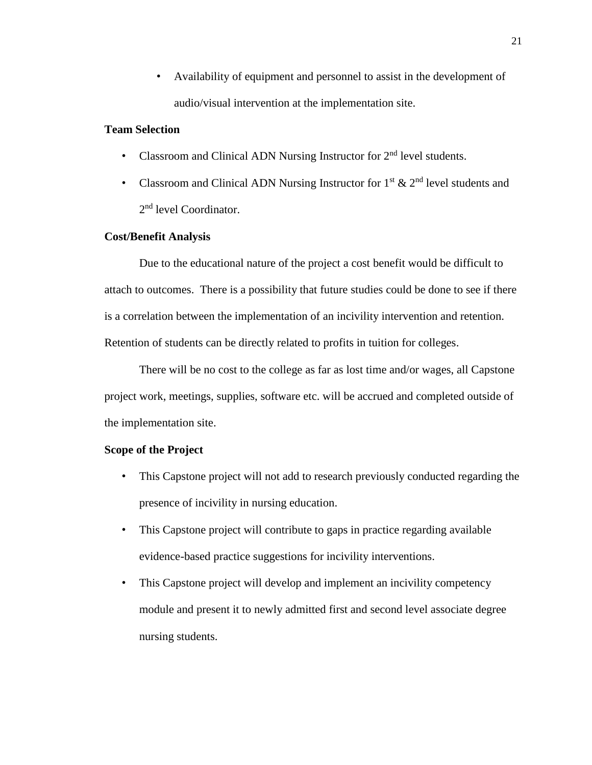- Availability of equipment and personnel to assist in the development of audio/visual intervention at the implementation site.

**Team Selection**

- Classroom and Clinical ADN Nursing Instructor for 2nd level students.
- Classroom and Clinical ADN Nursing Instructor for 1st & 2nd level students and 2nd level Coordinator.

**Cost/Benefit Analysis**

Due to the educational nature of the project a cost benefit would be difficult to attach to outcomes. There is a possibility that future studies could be done to see if there is a correlation between the implementation of an incivility intervention and retention. Retention of students can be directly related to profits in tuition for colleges.

There will be no cost to the college as far as lost time and/or wages, all Capstone project work, meetings, supplies, software etc. will be accrued and completed outside of the implementation site.

**Scope of the Project**

- This Capstone project will not add to research previously conducted regarding the presence of incivility in nursing education.
- This Capstone project will contribute to gaps in practice regarding available evidence-based practice suggestions for incivility interventions.
- This Capstone project will develop and implement an incivility competency module and present it to newly admitted first and second level associate degree nursing students.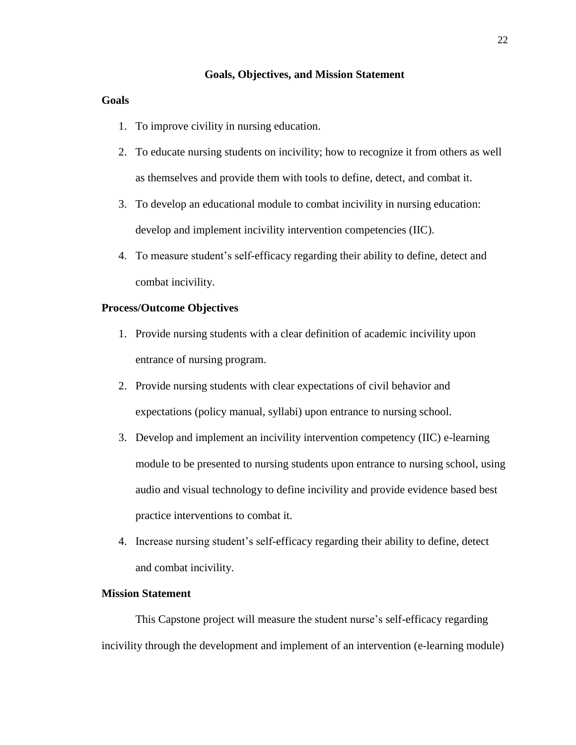## Goals, Objectives, and Mission Statement

### Goals

1. To improve civility in nursing education.
2. To educate nursing students on incivility; how to recognize it from others as well as themselves and provide them with tools to define, detect, and combat it.
3. To develop an educational module to combat incivility in nursing education: develop and implement incivility intervention competencies (IIC).
4. To measure student's self-efficacy regarding their ability to define, detect and combat incivility.

### Process/Outcome Objectives

1. Provide nursing students with a clear definition of academic incivility upon entrance of nursing program.
2. Provide nursing students with clear expectations of civil behavior and expectations (policy manual, syllabi) upon entrance to nursing school.
3. Develop and implement an incivility intervention competency (IIC) e-learning module to be presented to nursing students upon entrance to nursing school, using audio and visual technology to define incivility and provide evidence based best practice interventions to combat it.
4. Increase nursing student's self-efficacy regarding their ability to define, detect and combat incivility.

### Mission Statement

This Capstone project will measure the student nurse's self-efficacy regarding incivility through the development and implement of an intervention (e-learning module)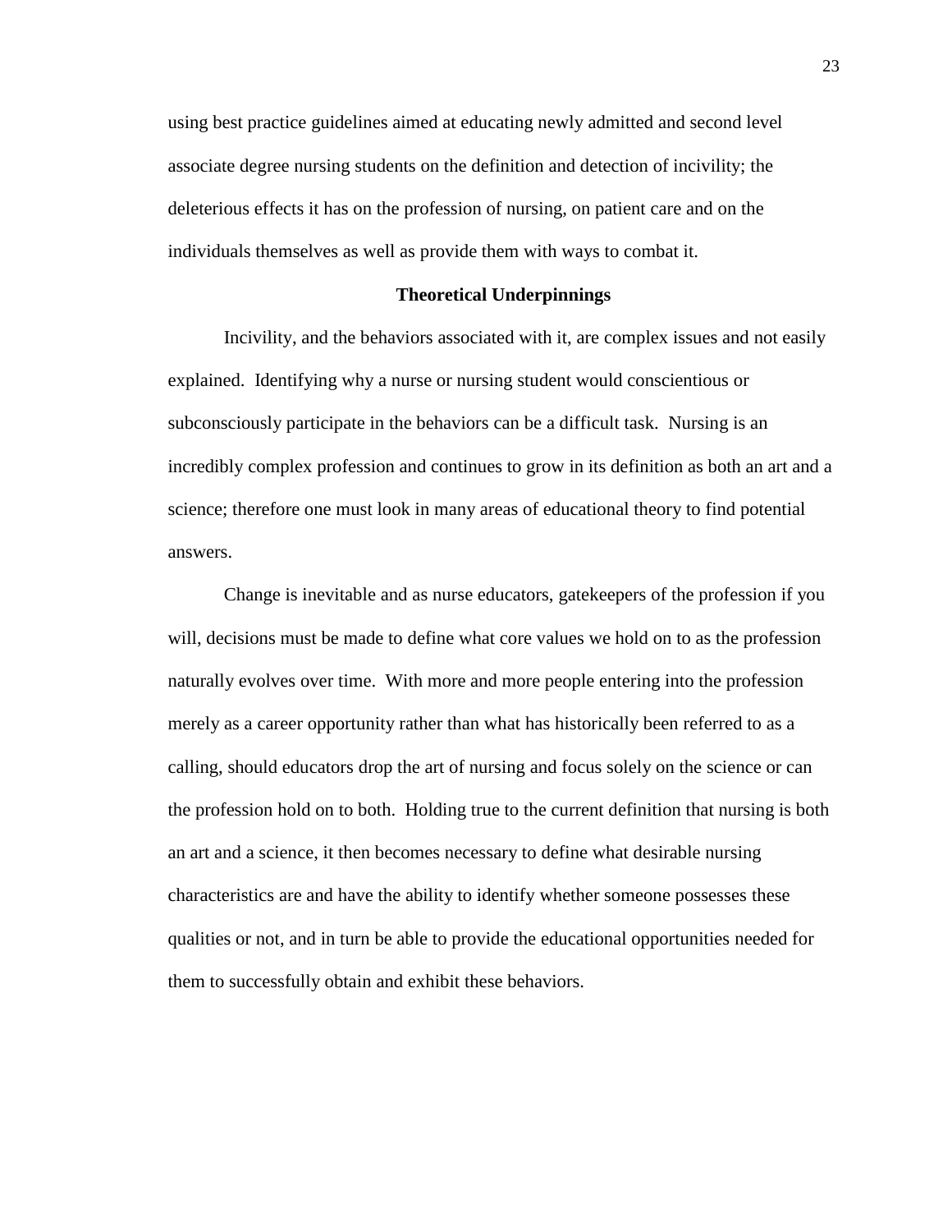using best practice guidelines aimed at educating newly admitted and second level associate degree nursing students on the definition and detection of incivility; the deleterious effects it has on the profession of nursing, on patient care and on the individuals themselves as well as provide them with ways to combat it.

## Theoretical Underpinnings

Incivility, and the behaviors associated with it, are complex issues and not easily explained. Identifying why a nurse or nursing student would conscientious or subconsciously participate in the behaviors can be a difficult task. Nursing is an incredibly complex profession and continues to grow in its definition as both an art and a science; therefore one must look in many areas of educational theory to find potential answers.

Change is inevitable and as nurse educators, gatekeepers of the profession if you will, decisions must be made to define what core values we hold on to as the profession naturally evolves over time. With more and more people entering into the profession merely as a career opportunity rather than what has historically been referred to as a calling, should educators drop the art of nursing and focus solely on the science or can the profession hold on to both. Holding true to the current definition that nursing is both an art and a science, it then becomes necessary to define what desirable nursing characteristics are and have the ability to identify whether someone possesses these qualities or not, and in turn be able to provide the educational opportunities needed for them to successfully obtain and exhibit these behaviors.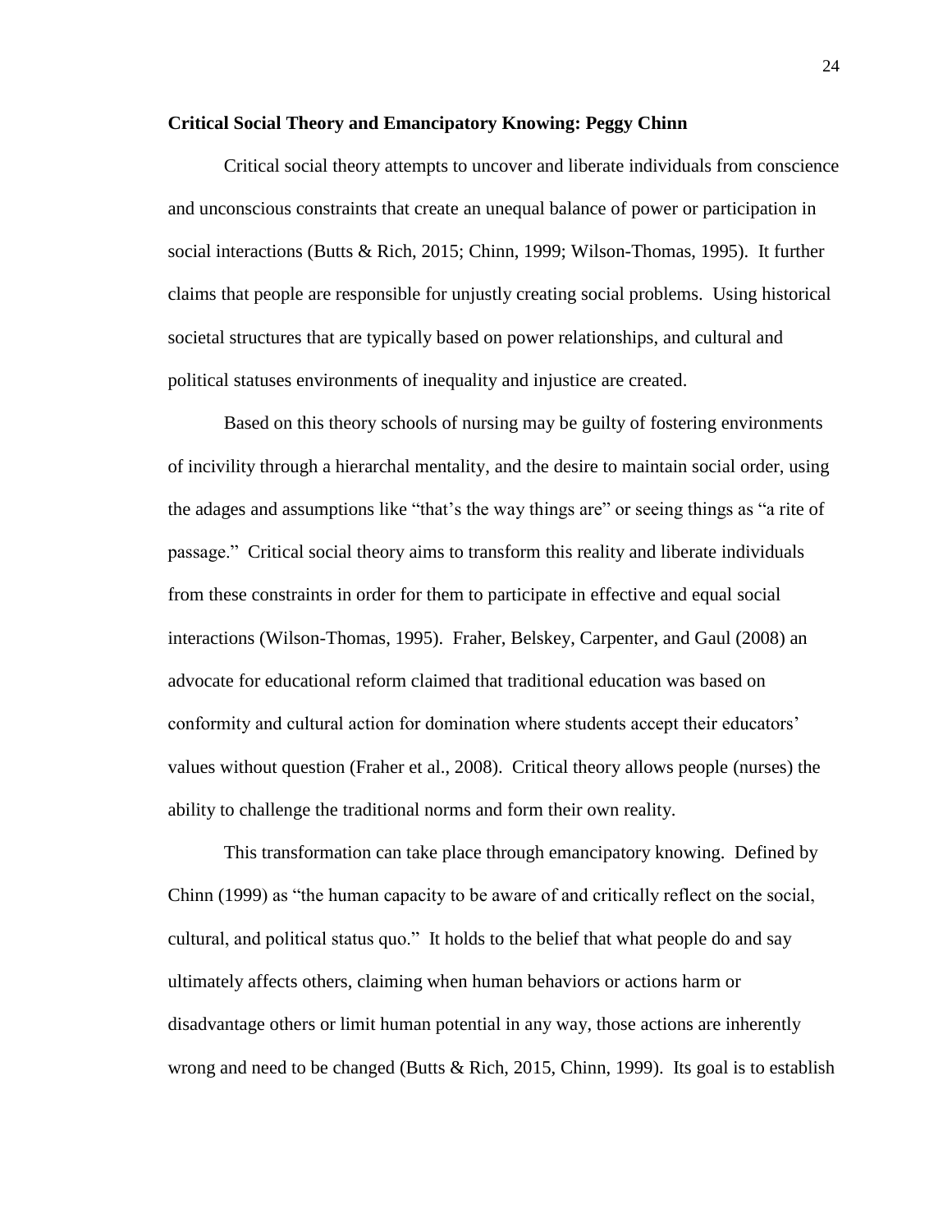**Critical Social Theory and Emancipatory Knowing: Peggy Chinn**

Critical social theory attempts to uncover and liberate individuals from conscience and unconscious constraints that create an unequal balance of power or participation in social interactions (Butts & Rich, 2015; Chinn, 1999; Wilson-Thomas, 1995). It further claims that people are responsible for unjustly creating social problems. Using historical societal structures that are typically based on power relationships, and cultural and political statuses environments of inequality and injustice are created.

Based on this theory schools of nursing may be guilty of fostering environments of incivility through a hierarchal mentality, and the desire to maintain social order, using the adages and assumptions like "that's the way things are" or seeing things as "a rite of passage." Critical social theory aims to transform this reality and liberate individuals from these constraints in order for them to participate in effective and equal social interactions (Wilson-Thomas, 1995). Fraher, Belskey, Carpenter, and Gaul (2008) an advocate for educational reform claimed that traditional education was based on conformity and cultural action for domination where students accept their educators' values without question (Fraher et al., 2008). Critical theory allows people (nurses) the ability to challenge the traditional norms and form their own reality.

This transformation can take place through emancipatory knowing. Defined by Chinn (1999) as "the human capacity to be aware of and critically reflect on the social, cultural, and political status quo." It holds to the belief that what people do and say ultimately affects others, claiming when human behaviors or actions harm or disadvantage others or limit human potential in any way, those actions are inherently wrong and need to be changed (Butts & Rich, 2015, Chinn, 1999). Its goal is to establish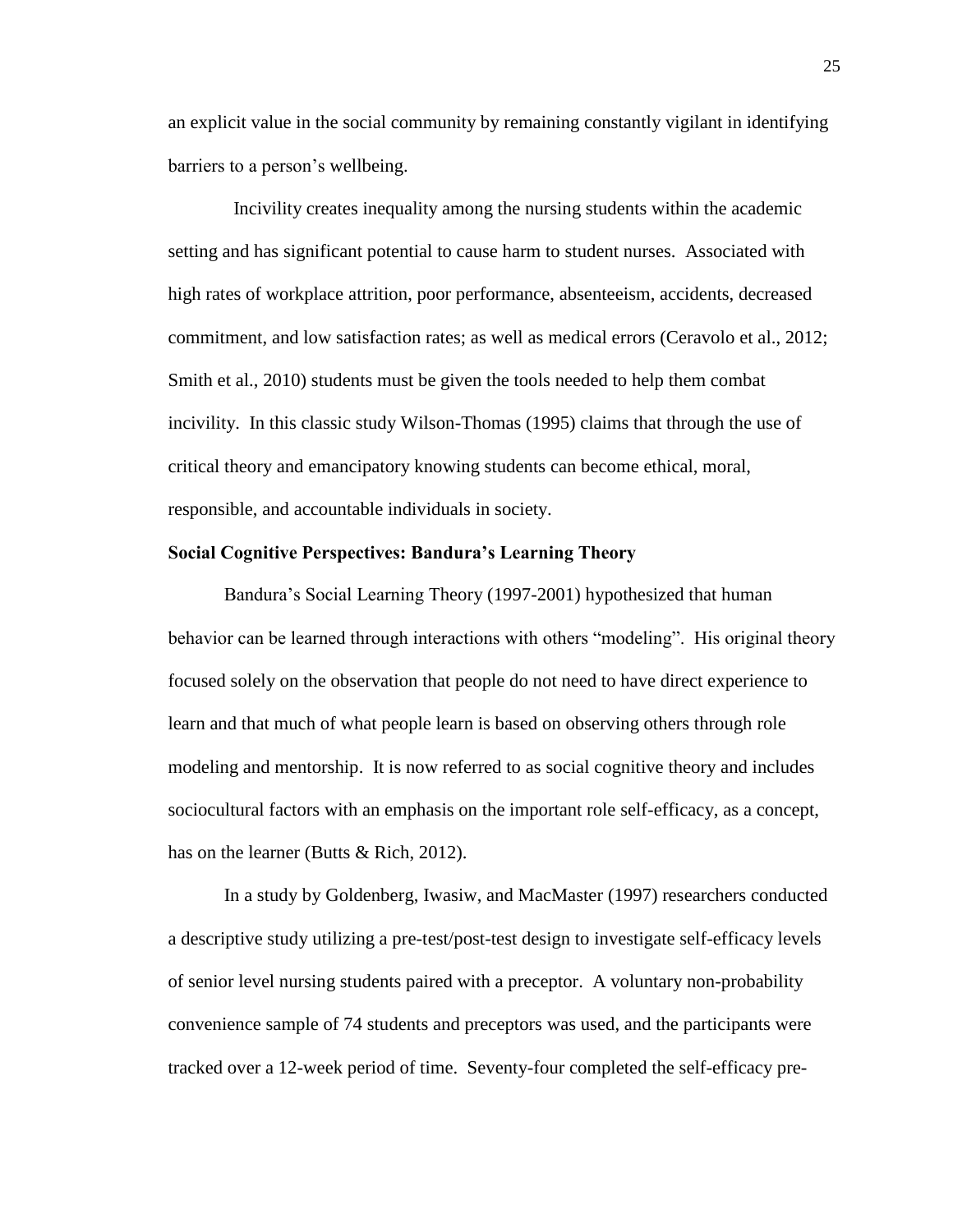an explicit value in the social community by remaining constantly vigilant in identifying barriers to a person's wellbeing.

Incivility creates inequality among the nursing students within the academic setting and has significant potential to cause harm to student nurses. Associated with high rates of workplace attrition, poor performance, absenteeism, accidents, decreased commitment, and low satisfaction rates; as well as medical errors (Ceravolo et al., 2012; Smith et al., 2010) students must be given the tools needed to help them combat incivility. In this classic study Wilson-Thomas (1995) claims that through the use of critical theory and emancipatory knowing students can become ethical, moral, responsible, and accountable individuals in society.

**Social Cognitive Perspectives: Bandura's Learning Theory**

Bandura's Social Learning Theory (1997-2001) hypothesized that human behavior can be learned through interactions with others "modeling". His original theory focused solely on the observation that people do not need to have direct experience to learn and that much of what people learn is based on observing others through role modeling and mentorship. It is now referred to as social cognitive theory and includes sociocultural factors with an emphasis on the important role self-efficacy, as a concept, has on the learner (Butts & Rich, 2012).

In a study by Goldenberg, Iwasiw, and MacMaster (1997) researchers conducted a descriptive study utilizing a pre-test/post-test design to investigate self-efficacy levels of senior level nursing students paired with a preceptor. A voluntary non-probability convenience sample of 74 students and preceptors was used, and the participants were tracked over a 12-week period of time. Seventy-four completed the self-efficacy pre-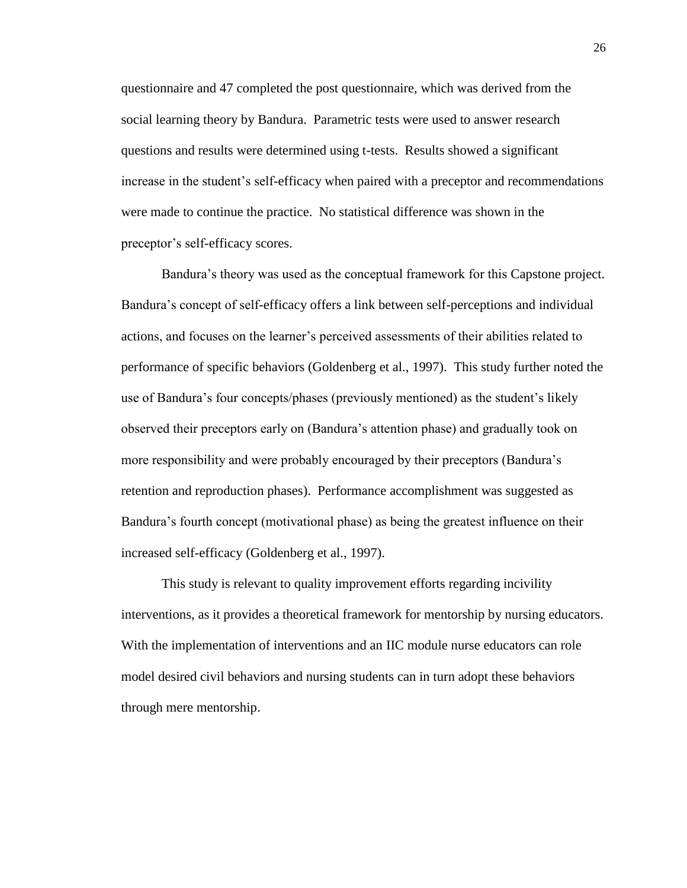questionnaire and 47 completed the post questionnaire, which was derived from the social learning theory by Bandura. Parametric tests were used to answer research questions and results were determined using t-tests. Results showed a significant increase in the student's self-efficacy when paired with a preceptor and recommendations were made to continue the practice. No statistical difference was shown in the preceptor's self-efficacy scores.

Bandura's theory was used as the conceptual framework for this Capstone project. Bandura's concept of self-efficacy offers a link between self-perceptions and individual actions, and focuses on the learner's perceived assessments of their abilities related to performance of specific behaviors (Goldenberg et al., 1997). This study further noted the use of Bandura's four concepts/phases (previously mentioned) as the student's likely observed their preceptors early on (Bandura's attention phase) and gradually took on more responsibility and were probably encouraged by their preceptors (Bandura's retention and reproduction phases). Performance accomplishment was suggested as Bandura's fourth concept (motivational phase) as being the greatest influence on their increased self-efficacy (Goldenberg et al., 1997).

This study is relevant to quality improvement efforts regarding incivility interventions, as it provides a theoretical framework for mentorship by nursing educators. With the implementation of interventions and an IIC module nurse educators can role model desired civil behaviors and nursing students can in turn adopt these behaviors through mere mentorship.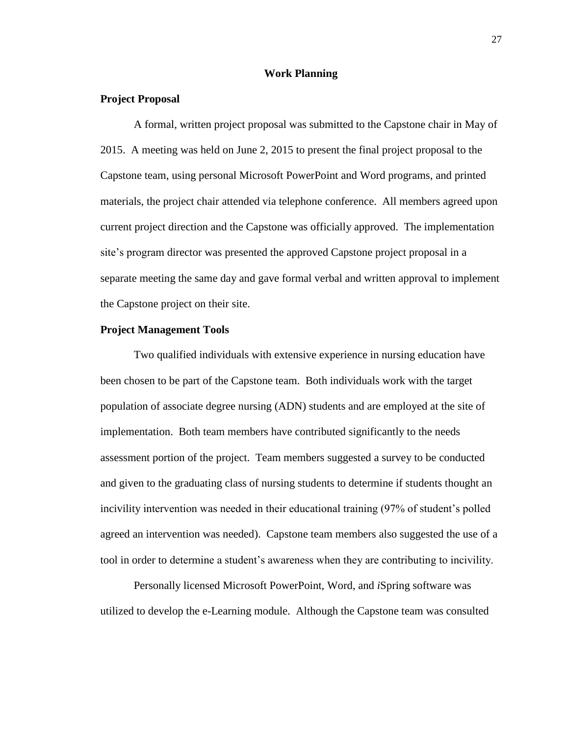## Work Planning

### Project Proposal

A formal, written project proposal was submitted to the Capstone chair in May of 2015. A meeting was held on June 2, 2015 to present the final project proposal to the Capstone team, using personal Microsoft PowerPoint and Word programs, and printed materials, the project chair attended via telephone conference. All members agreed upon current project direction and the Capstone was officially approved. The implementation site's program director was presented the approved Capstone project proposal in a separate meeting the same day and gave formal verbal and written approval to implement the Capstone project on their site.

### Project Management Tools

Two qualified individuals with extensive experience in nursing education have been chosen to be part of the Capstone team. Both individuals work with the target population of associate degree nursing (ADN) students and are employed at the site of implementation. Both team members have contributed significantly to the needs assessment portion of the project. Team members suggested a survey to be conducted and given to the graduating class of nursing students to determine if students thought an incivility intervention was needed in their educational training (97% of student's polled agreed an intervention was needed). Capstone team members also suggested the use of a tool in order to determine a student's awareness when they are contributing to incivility.

Personally licensed Microsoft PowerPoint, Word, and *i*Spring software was utilized to develop the e-Learning module. Although the Capstone team was consulted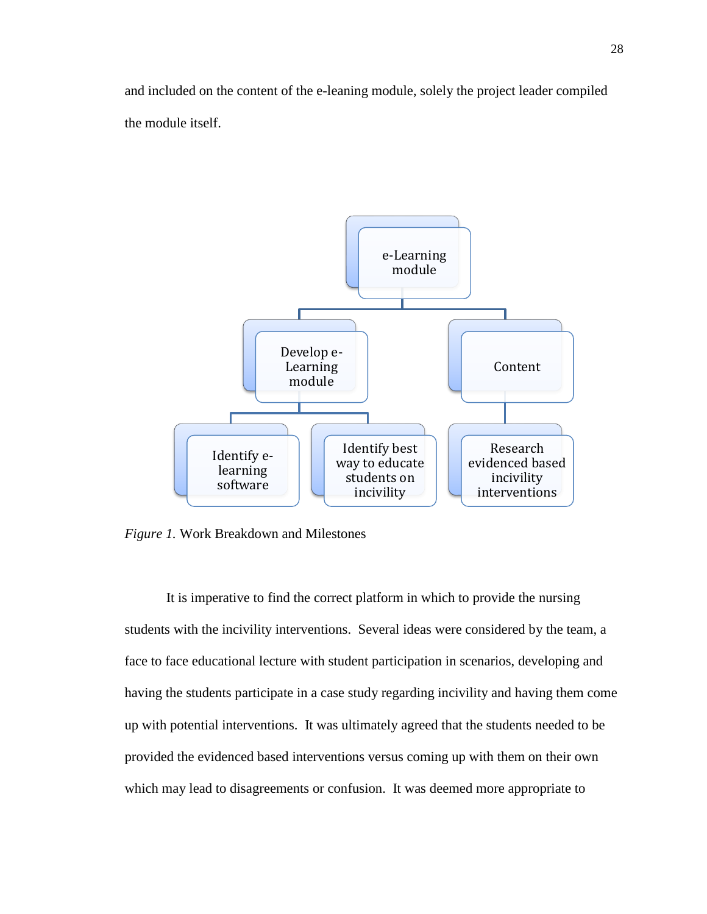and included on the content of the e-leaning module, solely the project leader compiled the module itself.

e-Learning module

Develop e-Learning module

Content

Identify e-learning software

Identify best way to educate students on incivility

Research evidenced based incivility interventions

*Figure 1.* Work Breakdown and Milestones

It is imperative to find the correct platform in which to provide the nursing students with the incivility interventions. Several ideas were considered by the team, a face to face educational lecture with student participation in scenarios, developing and having the students participate in a case study regarding incivility and having them come up with potential interventions. It was ultimately agreed that the students needed to be provided the evidenced based interventions versus coming up with them on their own which may lead to disagreements or confusion. It was deemed more appropriate to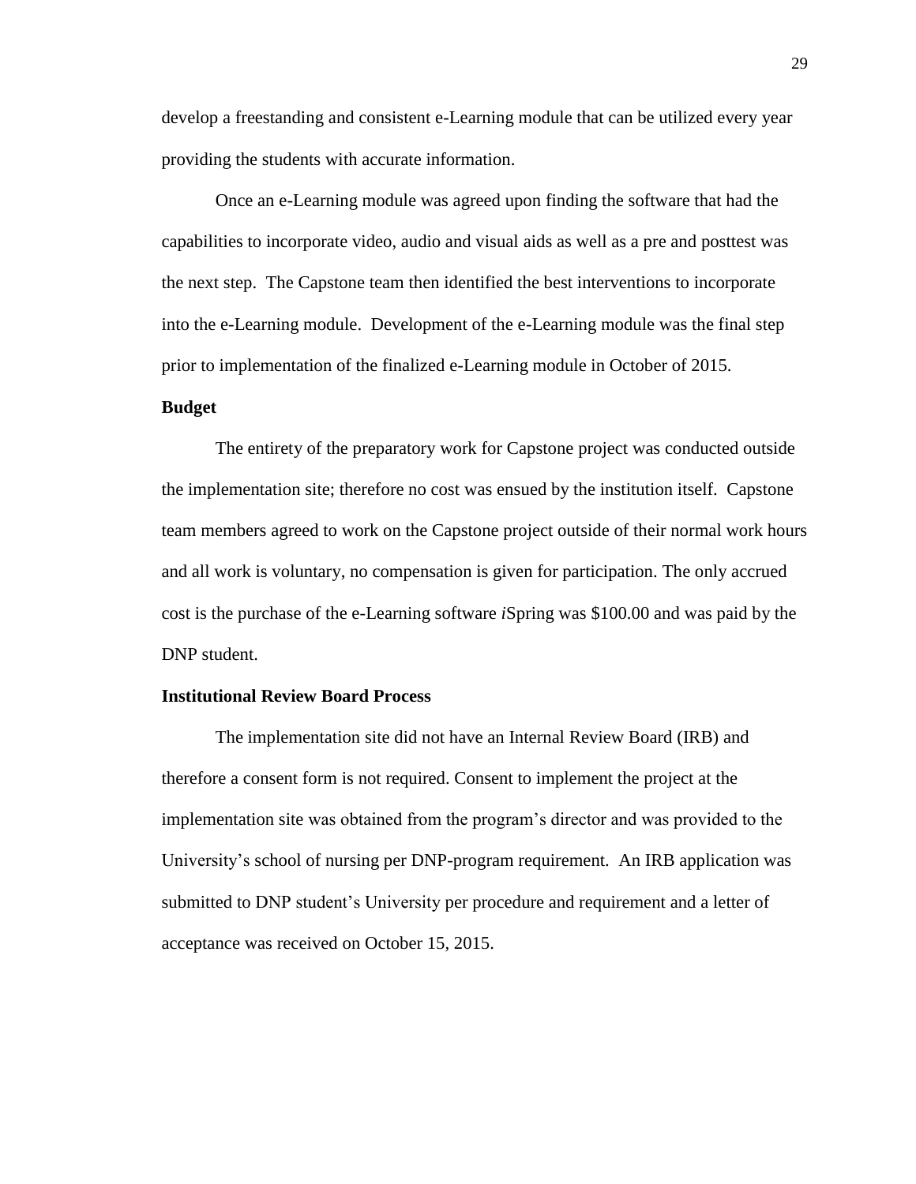develop a freestanding and consistent e-Learning module that can be utilized every year providing the students with accurate information.

Once an e-Learning module was agreed upon finding the software that had the capabilities to incorporate video, audio and visual aids as well as a pre and posttest was the next step. The Capstone team then identified the best interventions to incorporate into the e-Learning module. Development of the e-Learning module was the final step prior to implementation of the finalized e-Learning module in October of 2015.

**Budget**

The entirety of the preparatory work for Capstone project was conducted outside the implementation site; therefore no cost was ensued by the institution itself. Capstone team members agreed to work on the Capstone project outside of their normal work hours and all work is voluntary, no compensation is given for participation. The only accrued cost is the purchase of the e-Learning software *i*Spring was $100.00 and was paid by the DNP student.

**Institutional Review Board Process**

The implementation site did not have an Internal Review Board (IRB) and therefore a consent form is not required. Consent to implement the project at the implementation site was obtained from the program's director and was provided to the University's school of nursing per DNP-program requirement. An IRB application was submitted to DNP student's University per procedure and requirement and a letter of acceptance was received on October 15, 2015.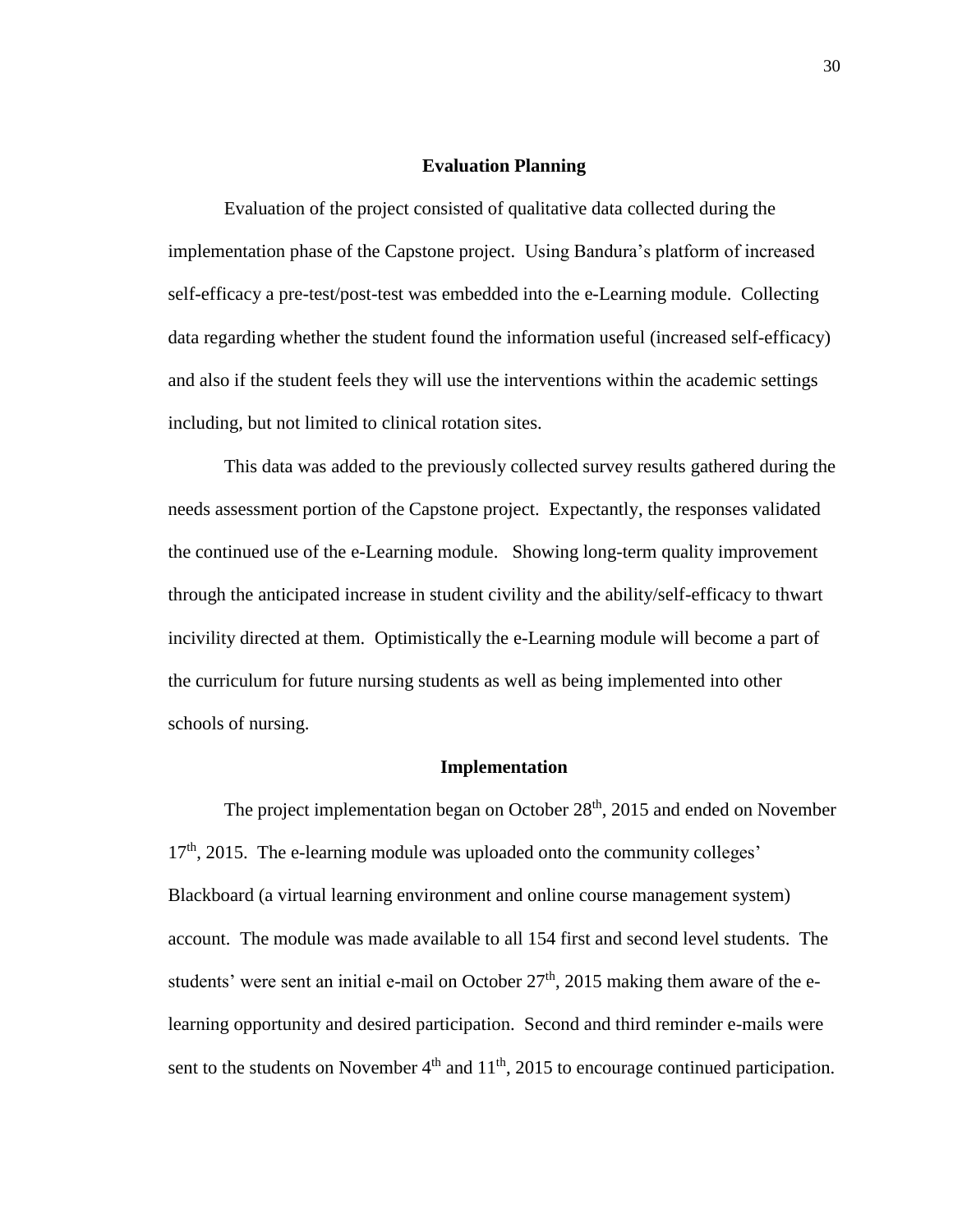## Evaluation Planning

Evaluation of the project consisted of qualitative data collected during the implementation phase of the Capstone project. Using Bandura's platform of increased self-efficacy a pre-test/post-test was embedded into the e-Learning module. Collecting data regarding whether the student found the information useful (increased self-efficacy) and also if the student feels they will use the interventions within the academic settings including, but not limited to clinical rotation sites.

This data was added to the previously collected survey results gathered during the needs assessment portion of the Capstone project. Expectantly, the responses validated the continued use of the e-Learning module. Showing long-term quality improvement through the anticipated increase in student civility and the ability/self-efficacy to thwart incivility directed at them. Optimistically the e-Learning module will become a part of the curriculum for future nursing students as well as being implemented into other schools of nursing.

## Implementation

The project implementation began on October 28th, 2015 and ended on November 17th, 2015. The e-learning module was uploaded onto the community colleges' Blackboard (a virtual learning environment and online course management system) account. The module was made available to all 154 first and second level students. The students' were sent an initial e-mail on October 27th, 2015 making them aware of the e-learning opportunity and desired participation. Second and third reminder e-mails were sent to the students on November 4th and 11th, 2015 to encourage continued participation.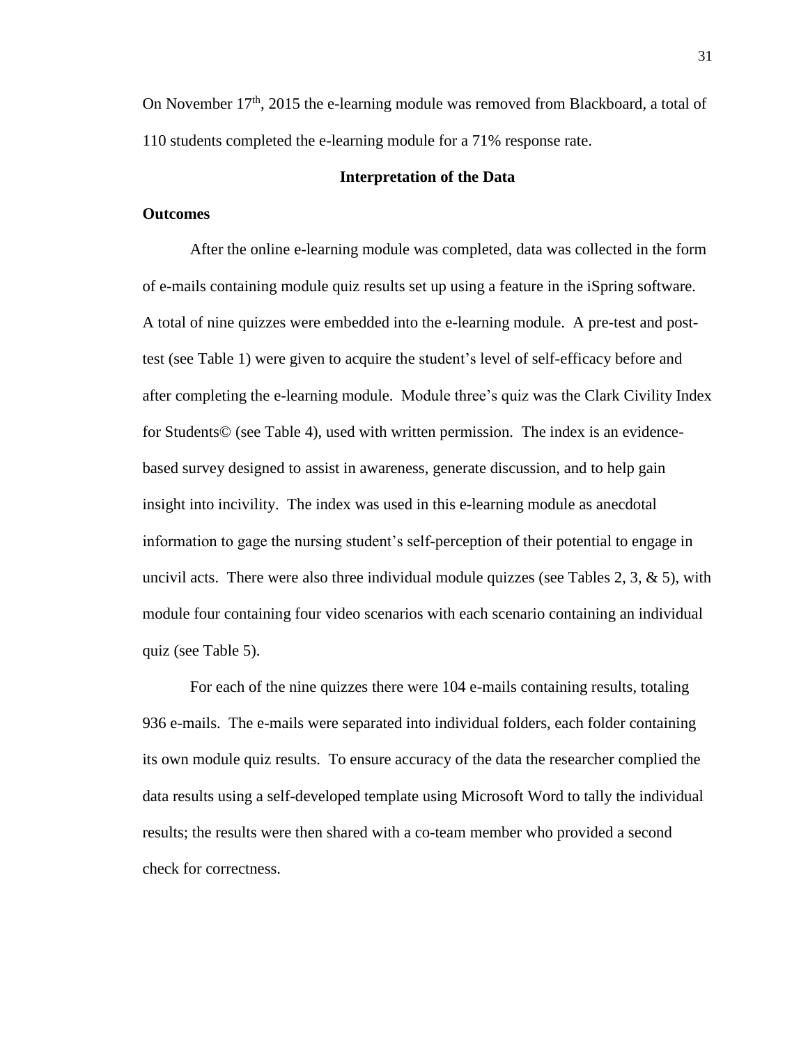On November 17th, 2015 the e-learning module was removed from Blackboard, a total of 110 students completed the e-learning module for a 71% response rate.

## Interpretation of the Data

### Outcomes

After the online e-learning module was completed, data was collected in the form of e-mails containing module quiz results set up using a feature in the iSpring software. A total of nine quizzes were embedded into the e-learning module. A pre-test and post-test (see Table 1) were given to acquire the student's level of self-efficacy before and after completing the e-learning module. Module three's quiz was the Clark Civility Index for Students© (see Table 4), used with written permission. The index is an evidence-based survey designed to assist in awareness, generate discussion, and to help gain insight into incivility. The index was used in this e-learning module as anecdotal information to gage the nursing student's self-perception of their potential to engage in uncivil acts. There were also three individual module quizzes (see Tables 2, 3, & 5), with module four containing four video scenarios with each scenario containing an individual quiz (see Table 5).

For each of the nine quizzes there were 104 e-mails containing results, totaling 936 e-mails. The e-mails were separated into individual folders, each folder containing its own module quiz results. To ensure accuracy of the data the researcher complied the data results using a self-developed template using Microsoft Word to tally the individual results; the results were then shared with a co-team member who provided a second check for correctness.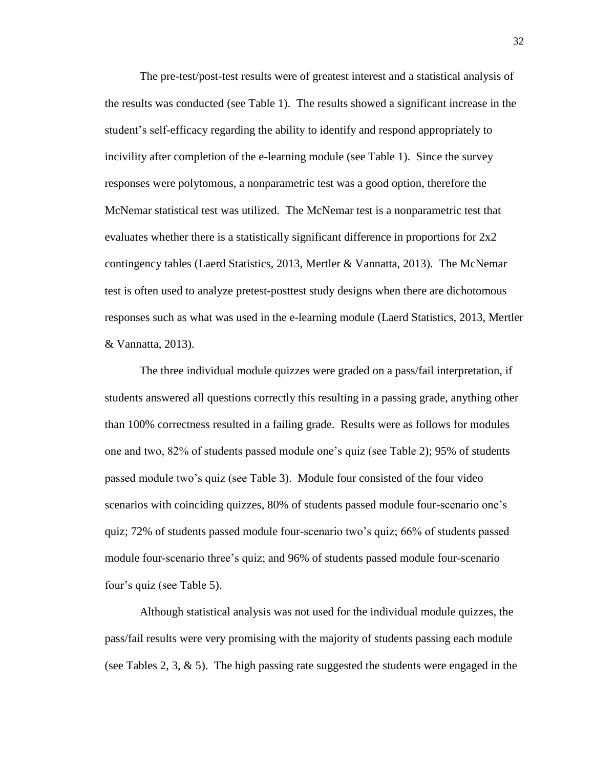The pre-test/post-test results were of greatest interest and a statistical analysis of the results was conducted (see Table 1). The results showed a significant increase in the student's self-efficacy regarding the ability to identify and respond appropriately to incivility after completion of the e-learning module (see Table 1). Since the survey responses were polytomous, a nonparametric test was a good option, therefore the McNemar statistical test was utilized. The McNemar test is a nonparametric test that evaluates whether there is a statistically significant difference in proportions for 2x2 contingency tables (Laerd Statistics, 2013, Mertler & Vannatta, 2013). The McNemar test is often used to analyze pretest-posttest study designs when there are dichotomous responses such as what was used in the e-learning module (Laerd Statistics, 2013, Mertler & Vannatta, 2013).

The three individual module quizzes were graded on a pass/fail interpretation, if students answered all questions correctly this resulting in a passing grade, anything other than 100% correctness resulted in a failing grade. Results were as follows for modules one and two, 82% of students passed module one's quiz (see Table 2); 95% of students passed module two's quiz (see Table 3). Module four consisted of the four video scenarios with coinciding quizzes, 80% of students passed module four-scenario one's quiz; 72% of students passed module four-scenario two's quiz; 66% of students passed module four-scenario three's quiz; and 96% of students passed module four-scenario four's quiz (see Table 5).

Although statistical analysis was not used for the individual module quizzes, the pass/fail results were very promising with the majority of students passing each module (see Tables 2, 3, & 5). The high passing rate suggested the students were engaged in the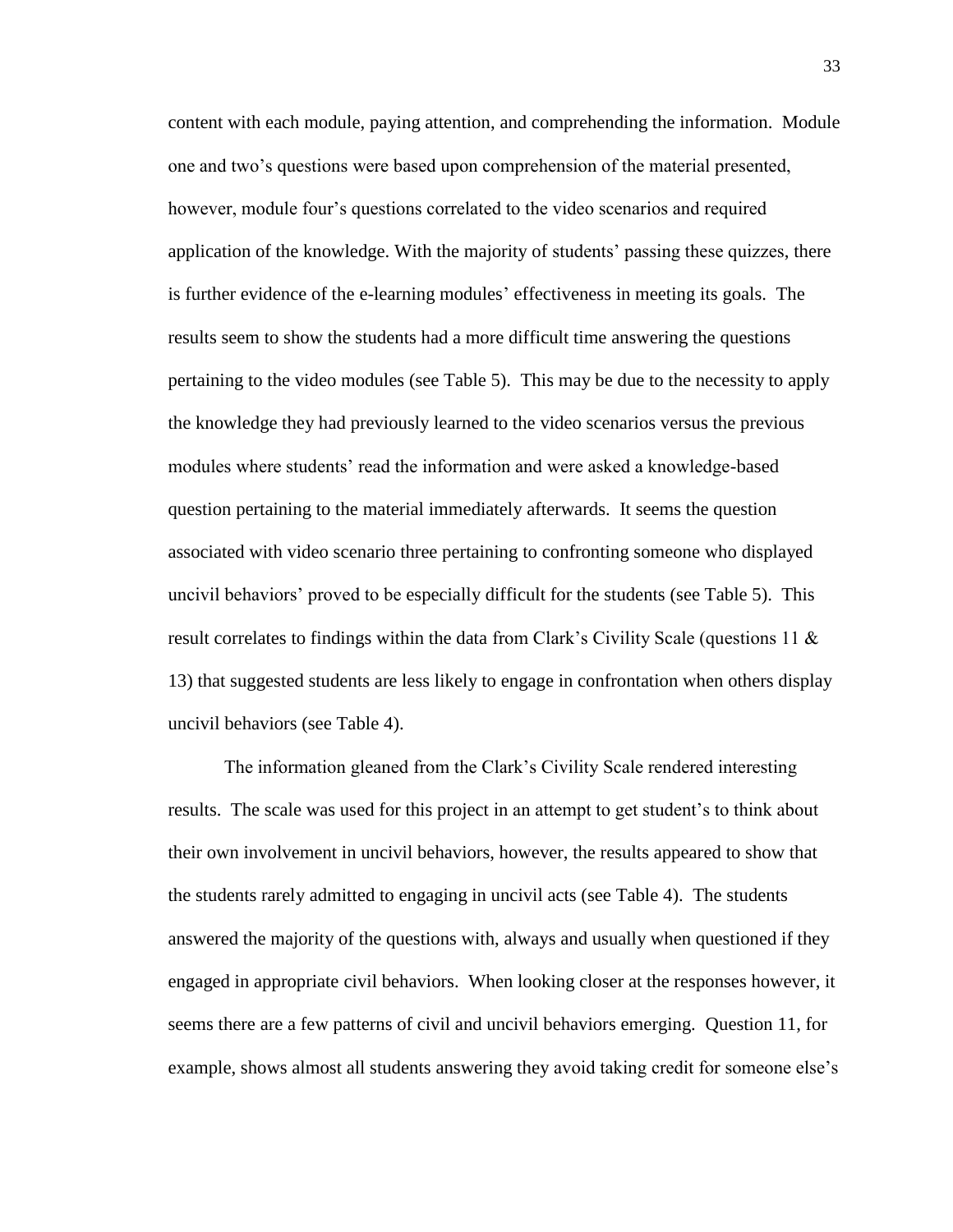content with each module, paying attention, and comprehending the information. Module one and two's questions were based upon comprehension of the material presented, however, module four's questions correlated to the video scenarios and required application of the knowledge. With the majority of students' passing these quizzes, there is further evidence of the e-learning modules' effectiveness in meeting its goals. The results seem to show the students had a more difficult time answering the questions pertaining to the video modules (see Table 5). This may be due to the necessity to apply the knowledge they had previously learned to the video scenarios versus the previous modules where students' read the information and were asked a knowledge-based question pertaining to the material immediately afterwards. It seems the question associated with video scenario three pertaining to confronting someone who displayed uncivil behaviors' proved to be especially difficult for the students (see Table 5). This result correlates to findings within the data from Clark's Civility Scale (questions 11 & 13) that suggested students are less likely to engage in confrontation when others display uncivil behaviors (see Table 4).

The information gleaned from the Clark's Civility Scale rendered interesting results. The scale was used for this project in an attempt to get student's to think about their own involvement in uncivil behaviors, however, the results appeared to show that the students rarely admitted to engaging in uncivil acts (see Table 4). The students answered the majority of the questions with, always and usually when questioned if they engaged in appropriate civil behaviors. When looking closer at the responses however, it seems there are a few patterns of civil and uncivil behaviors emerging. Question 11, for example, shows almost all students answering they avoid taking credit for someone else's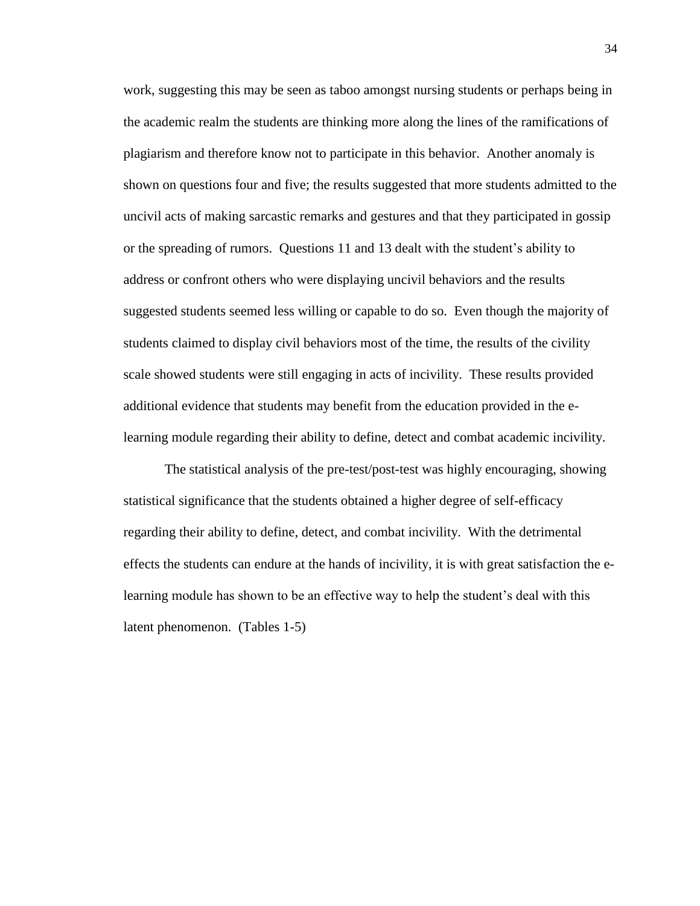work, suggesting this may be seen as taboo amongst nursing students or perhaps being in the academic realm the students are thinking more along the lines of the ramifications of plagiarism and therefore know not to participate in this behavior. Another anomaly is shown on questions four and five; the results suggested that more students admitted to the uncivil acts of making sarcastic remarks and gestures and that they participated in gossip or the spreading of rumors. Questions 11 and 13 dealt with the student's ability to address or confront others who were displaying uncivil behaviors and the results suggested students seemed less willing or capable to do so. Even though the majority of students claimed to display civil behaviors most of the time, the results of the civility scale showed students were still engaging in acts of incivility. These results provided additional evidence that students may benefit from the education provided in the e-learning module regarding their ability to define, detect and combat academic incivility.

The statistical analysis of the pre-test/post-test was highly encouraging, showing statistical significance that the students obtained a higher degree of self-efficacy regarding their ability to define, detect, and combat incivility. With the detrimental effects the students can endure at the hands of incivility, it is with great satisfaction the e-learning module has shown to be an effective way to help the student's deal with this latent phenomenon. (Tables 1-5)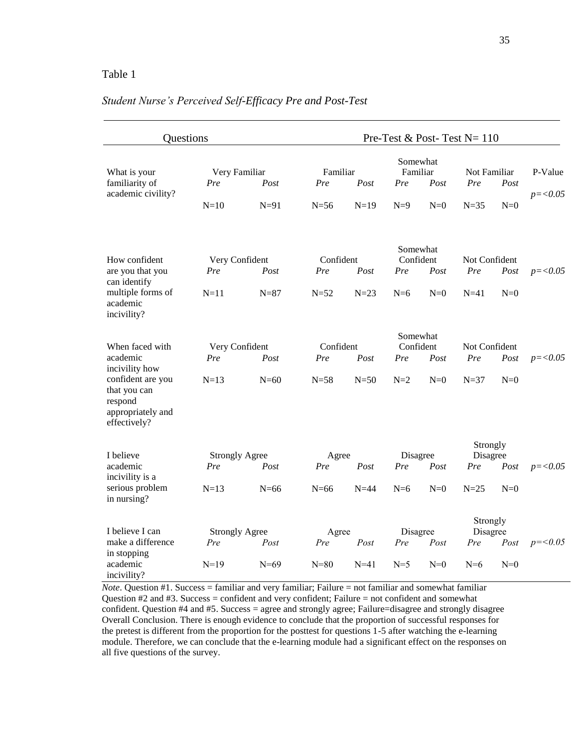Table 1

*Student Nurse's Perceived Self-Efficacy Pre and Post-Test*

| Questions | Pre-Test & Post- Test N= 110 | | | | | | | | |
|---|---|---|---|---|---|---|---|---|---|
| What is your familiarity of academic civility? | Very Familiar | | Familiar | | Somewhat Familiar | | Not Familiar | | P-Value |
| | *Pre* | *Post* | *Pre* | *Post* | *Pre* | *Post* | *Pre* | *Post* | $p=<0.05$ |
| | N=10 | N=91 | N=56 | N=19 | N=9 | N=0 | N=35 | N=0 | |
| How confident are you that you can identify multiple forms of academic incivility? | Very Confident | | Confident | | Somewhat Confident | | Not Confident | | |
| | *Pre* | *Post* | *Pre* | *Post* | *Pre* | *Post* | *Pre* | *Post* | $p=<0.05$ |
| | N=11 | N=87 | N=52 | N=23 | N=6 | N=0 | N=41 | N=0 | |
| When faced with academic incivility how confident are you that you can respond appropriately and effectively? | Very Confident | | Confident | | Somewhat Confident | | Not Confident | | |
| | *Pre* | *Post* | *Pre* | *Post* | *Pre* | *Post* | *Pre* | *Post* | $p=<0.05$ |
| | N=13 | N=60 | N=58 | N=50 | N=2 | N=0 | N=37 | N=0 | |
| I believe academic incivility is a serious problem in nursing? | Strongly Agree | | Agree | | Disagree | | Strongly Disagree | | |
| | *Pre* | *Post* | *Pre* | *Post* | *Pre* | *Post* | *Pre* | *Post* | $p=<0.05$ |
| | N=13 | N=66 | N=66 | N=44 | N=6 | N=0 | N=25 | N=0 | |
| I believe I can make a difference in stopping academic incivility? | Strongly Agree | | Agree | | Disagree | | Strongly Disagree | | |
| | *Pre* | *Post* | *Pre* | *Post* | *Pre* | *Post* | *Pre* | *Post* | $p=<0.05$ |
| | N=19 | N=69 | N=80 | N=41 | N=5 | N=0 | N=6 | N=0 | |

*Note*. Question #1. Success = familiar and very familiar; Failure = not familiar and somewhat familiar Question #2 and #3. Success = confident and very confident; Failure = not confident and somewhat confident. Question #4 and #5. Success = agree and strongly agree; Failure=disagree and strongly disagree Overall Conclusion. There is enough evidence to conclude that the proportion of successful responses for the pretest is different from the proportion for the posttest for questions 1-5 after watching the e-learning module. Therefore, we can conclude that the e-learning module had a significant effect on the responses on all five questions of the survey.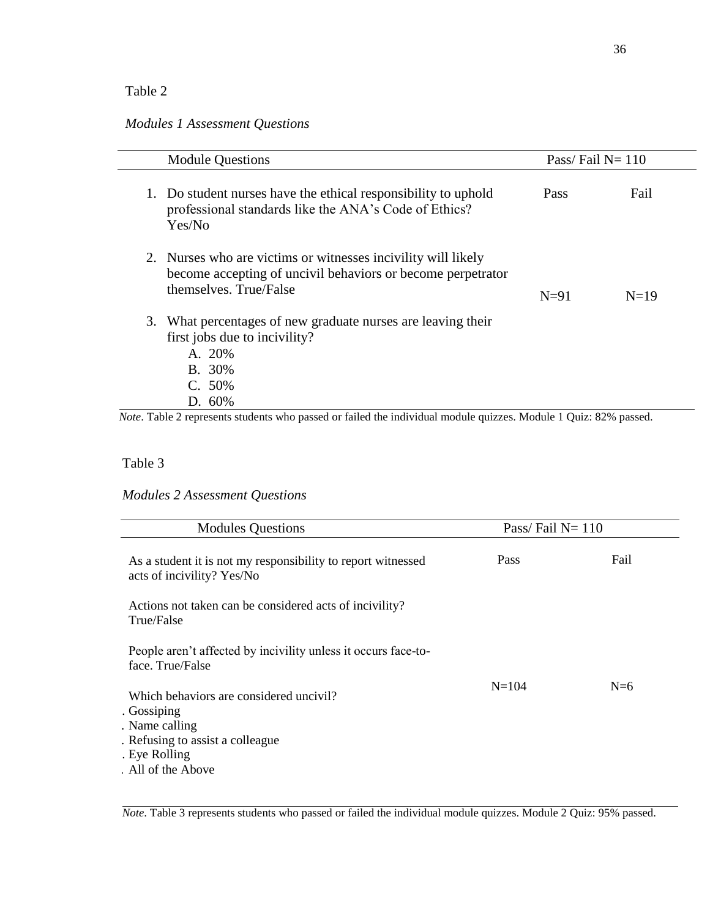Table 2

*Modules 1 Assessment Questions*

| Module Questions | Pass/ Fail N= 110 | |
|---|---|---|
| | Pass | Fail |
| 1. Do student nurses have the ethical responsibility to uphold professional standards like the ANA's Code of Ethics? Yes/No<br>2. Nurses who are victims or witnesses incivility will likely become accepting of uncivil behaviors or become perpetrator themselves. True/False<br>3. What percentages of new graduate nurses are leaving their first jobs due to incivility?<br>A. 20%<br>B. 30%<br>C. 50%<br>D. 60% | N=91 | N=19 |

*Note*. Table 2 represents students who passed or failed the individual module quizzes. Module 1 Quiz: 82% passed.

Table 3

*Modules 2 Assessment Questions*

| Modules Questions | Pass/ Fail N= 110 | |
|---|---|---|
| | Pass | Fail |
| As a student it is not my responsibility to report witnessed acts of incivility? Yes/No<br>Actions not taken can be considered acts of incivility? True/False<br>People aren't affected by incivility unless it occurs face-to-face. True/False<br>Which behaviors are considered uncivil?<br>. Gossiping<br>. Name calling<br>. Refusing to assist a colleague<br>. Eye Rolling<br>. All of the Above | N=104 | N=6 |

*Note*. Table 3 represents students who passed or failed the individual module quizzes. Module 2 Quiz: 95% passed.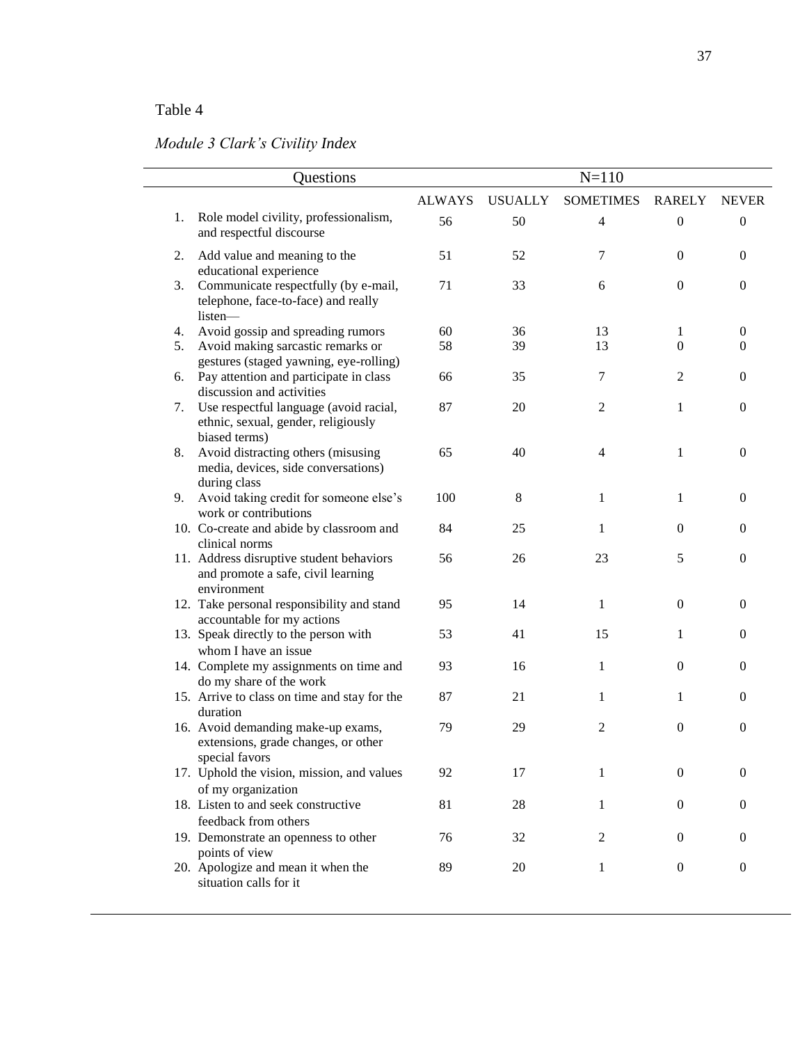Table 4

*Module 3 Clark's Civility Index*

| Questions | N=110 | | | | |
|---|---|---|---|---|---|
| | ALWAYS | USUALLY | SOMETIMES | RARELY | NEVER |
| 1. Role model civility, professionalism, and respectful discourse | 56 | 50 | 4 | 0 | 0 |
| 2. Add value and meaning to the educational experience | 51 | 52 | 7 | 0 | 0 |
| 3. Communicate respectfully (by e-mail, telephone, face-to-face) and really listen— | 71 | 33 | 6 | 0 | 0 |
| 4. Avoid gossip and spreading rumors | 60 | 36 | 13 | 1 | 0 |
| 5. Avoid making sarcastic remarks or gestures (staged yawning, eye-rolling) | 58 | 39 | 13 | 0 | 0 |
| 6. Pay attention and participate in class discussion and activities | 66 | 35 | 7 | 2 | 0 |
| 7. Use respectful language (avoid racial, ethnic, sexual, gender, religiously biased terms) | 87 | 20 | 2 | 1 | 0 |
| 8. Avoid distracting others (misusing media, devices, side conversations) during class | 65 | 40 | 4 | 1 | 0 |
| 9. Avoid taking credit for someone else's work or contributions | 100 | 8 | 1 | 1 | 0 |
| 10. Co-create and abide by classroom and clinical norms | 84 | 25 | 1 | 0 | 0 |
| 11. Address disruptive student behaviors and promote a safe, civil learning environment | 56 | 26 | 23 | 5 | 0 |
| 12. Take personal responsibility and stand accountable for my actions | 95 | 14 | 1 | 0 | 0 |
| 13. Speak directly to the person with whom I have an issue | 53 | 41 | 15 | 1 | 0 |
| 14. Complete my assignments on time and do my share of the work | 93 | 16 | 1 | 0 | 0 |
| 15. Arrive to class on time and stay for the duration | 87 | 21 | 1 | 1 | 0 |
| 16. Avoid demanding make-up exams, extensions, grade changes, or other special favors | 79 | 29 | 2 | 0 | 0 |
| 17. Uphold the vision, mission, and values of my organization | 92 | 17 | 1 | 0 | 0 |
| 18. Listen to and seek constructive feedback from others | 81 | 28 | 1 | 0 | 0 |
| 19. Demonstrate an openness to other points of view | 76 | 32 | 2 | 0 | 0 |
| 20. Apologize and mean it when the situation calls for it | 89 | 20 | 1 | 0 | 0 |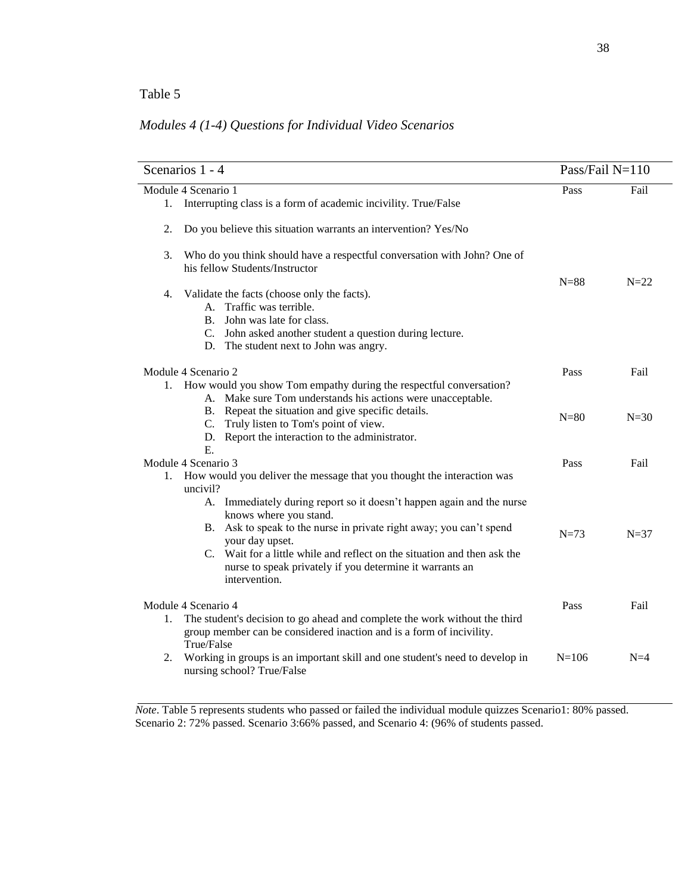Table 5

*Modules 4 (1-4) Questions for Individual Video Scenarios*

| Scenarios 1 - 4 | Pass/Fail N=110 | |
|---|---|---|
| Module 4 Scenario 1<br>1. Interrupting class is a form of academic incivility. True/False<br>2. Do you believe this situation warrants an intervention? Yes/No<br>3. Who do you think should have a respectful conversation with John? One of his fellow Students/Instructor<br>4. Validate the facts (choose only the facts).<br>A. Traffic was terrible.<br>B. John was late for class.<br>C. John asked another student a question during lecture.<br>D. The student next to John was angry. | Pass<br>N=88 | Fail<br>N=22 |
| Module 4 Scenario 2<br>1. How would you show Tom empathy during the respectful conversation?<br>A. Make sure Tom understands his actions were unacceptable.<br>B. Repeat the situation and give specific details.<br>C. Truly listen to Tom's point of view.<br>D. Report the interaction to the administrator.<br>E. | Pass<br>N=80 | Fail<br>N=30 |
| Module 4 Scenario 3<br>1. How would you deliver the message that you thought the interaction was uncivil?<br>A. Immediately during report so it doesn't happen again and the nurse knows where you stand.<br>B. Ask to speak to the nurse in private right away; you can't spend your day upset.<br>C. Wait for a little while and reflect on the situation and then ask the nurse to speak privately if you determine it warrants an intervention. | Pass<br>N=73 | Fail<br>N=37 |
| Module 4 Scenario 4<br>1. The student's decision to go ahead and complete the work without the third group member can be considered inaction and is a form of incivility. True/False<br>2. Working in groups is an important skill and one student's need to develop in nursing school? True/False | Pass<br>N=106 | Fail<br>N=4 |

*Note*. Table 5 represents students who passed or failed the individual module quizzes Scenario1: 80% passed. Scenario 2: 72% passed. Scenario 3:66% passed, and Scenario 4: (96% of students passed.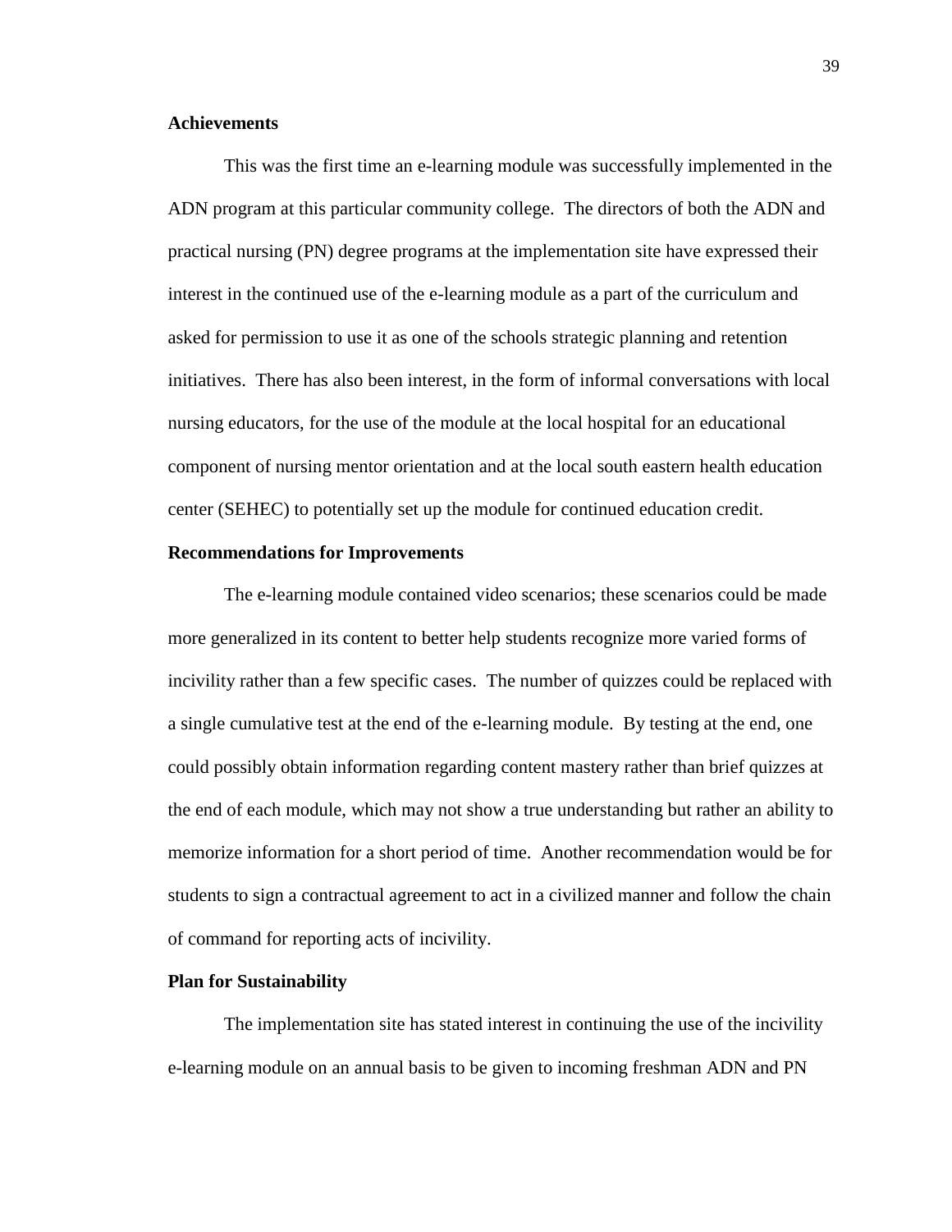### Achievements

This was the first time an e-learning module was successfully implemented in the ADN program at this particular community college. The directors of both the ADN and practical nursing (PN) degree programs at the implementation site have expressed their interest in the continued use of the e-learning module as a part of the curriculum and asked for permission to use it as one of the schools strategic planning and retention initiatives. There has also been interest, in the form of informal conversations with local nursing educators, for the use of the module at the local hospital for an educational component of nursing mentor orientation and at the local south eastern health education center (SEHEC) to potentially set up the module for continued education credit.

### Recommendations for Improvements

The e-learning module contained video scenarios; these scenarios could be made more generalized in its content to better help students recognize more varied forms of incivility rather than a few specific cases. The number of quizzes could be replaced with a single cumulative test at the end of the e-learning module. By testing at the end, one could possibly obtain information regarding content mastery rather than brief quizzes at the end of each module, which may not show a true understanding but rather an ability to memorize information for a short period of time. Another recommendation would be for students to sign a contractual agreement to act in a civilized manner and follow the chain of command for reporting acts of incivility.

### Plan for Sustainability

The implementation site has stated interest in continuing the use of the incivility e-learning module on an annual basis to be given to incoming freshman ADN and PN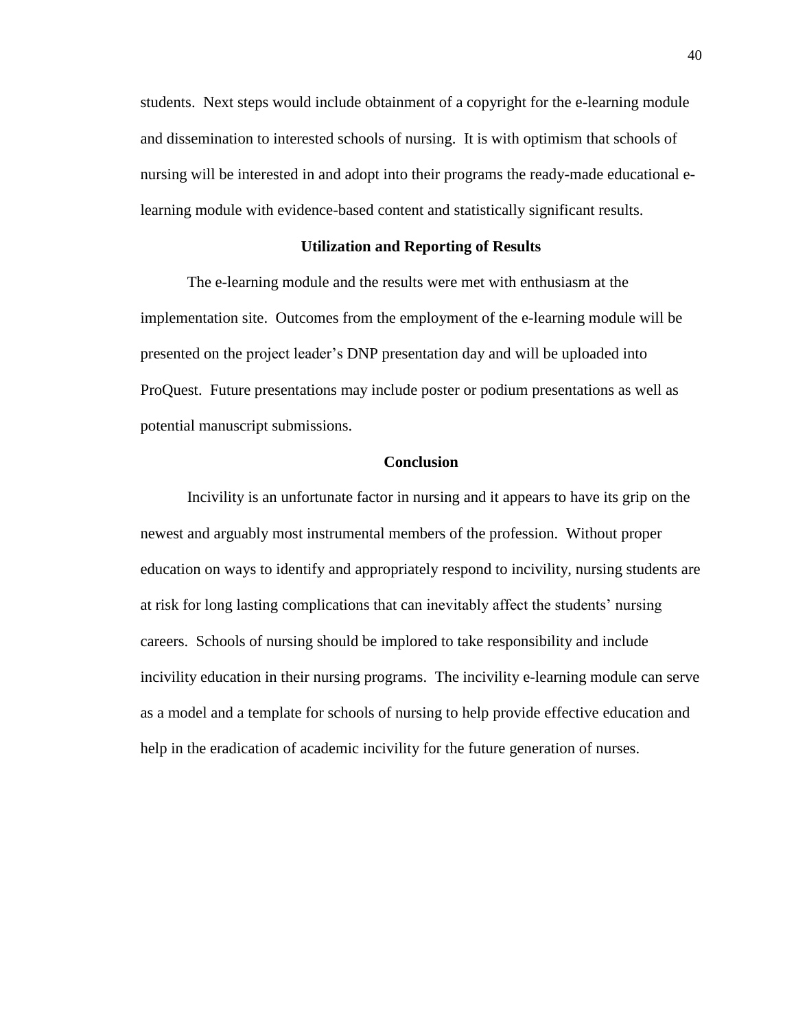students. Next steps would include obtainment of a copyright for the e-learning module and dissemination to interested schools of nursing. It is with optimism that schools of nursing will be interested in and adopt into their programs the ready-made educational e-learning module with evidence-based content and statistically significant results.

## Utilization and Reporting of Results

The e-learning module and the results were met with enthusiasm at the implementation site. Outcomes from the employment of the e-learning module will be presented on the project leader's DNP presentation day and will be uploaded into ProQuest. Future presentations may include poster or podium presentations as well as potential manuscript submissions.

## Conclusion

Incivility is an unfortunate factor in nursing and it appears to have its grip on the newest and arguably most instrumental members of the profession. Without proper education on ways to identify and appropriately respond to incivility, nursing students are at risk for long lasting complications that can inevitably affect the students' nursing careers. Schools of nursing should be implored to take responsibility and include incivility education in their nursing programs. The incivility e-learning module can serve as a model and a template for schools of nursing to help provide effective education and help in the eradication of academic incivility for the future generation of nurses.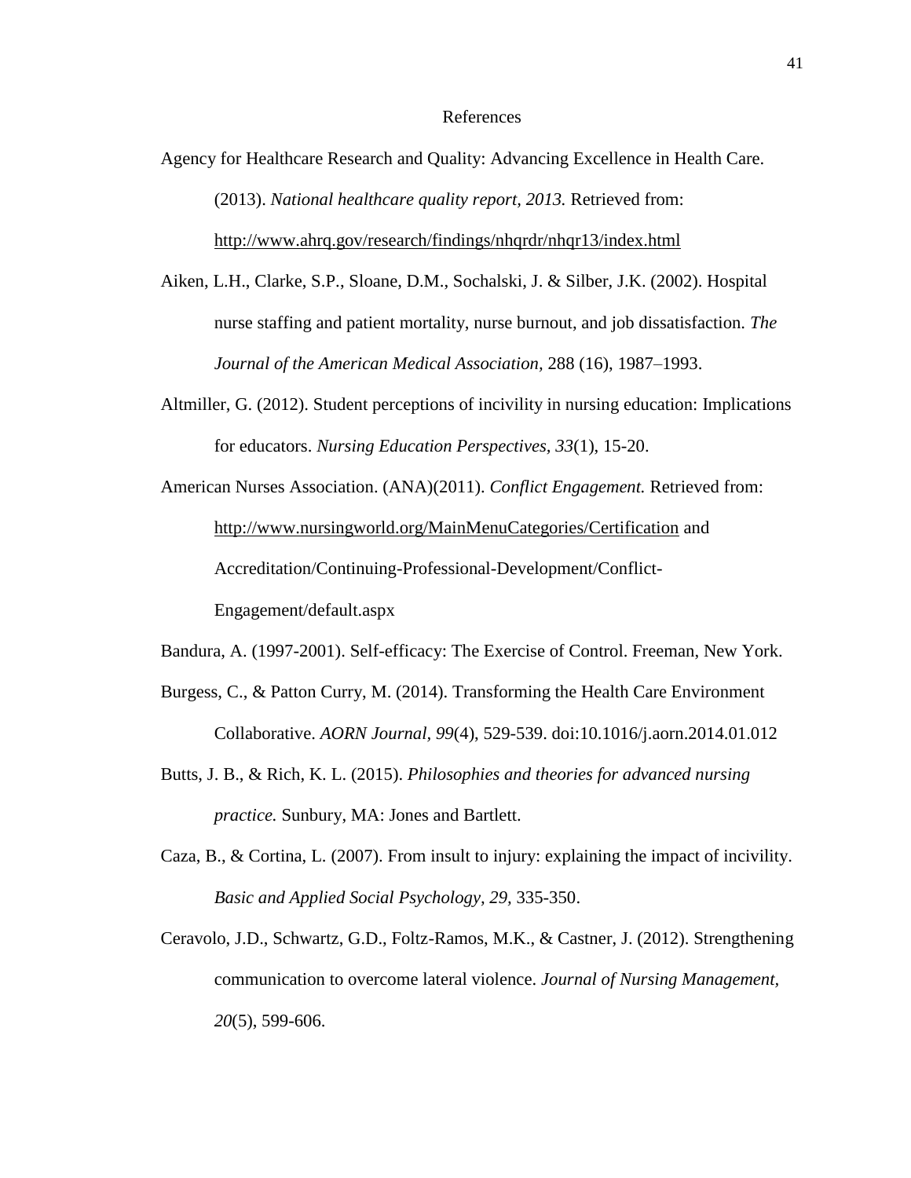# References

Agency for Healthcare Research and Quality: Advancing Excellence in Health Care. (2013). *National healthcare quality report, 2013.* Retrieved from: http://www.ahrq.gov/research/findings/nhqrdr/nhqr13/index.html

Aiken, L.H., Clarke, S.P., Sloane, D.M., Sochalski, J. & Silber, J.K. (2002). Hospital nurse staffing and patient mortality, nurse burnout, and job dissatisfaction. *The Journal of the American Medical Association*, 288 (16), 1987–1993.

Altmiller, G. (2012). Student perceptions of incivility in nursing education: Implications for educators. *Nursing Education Perspectives, 33*(1), 15-20.

American Nurses Association. (ANA)(2011). *Conflict Engagement.* Retrieved from: http://www.nursingworld.org/MainMenuCategories/Certification and Accreditation/Continuing-Professional-Development/Conflict-Engagement/default.aspx

Bandura, A. (1997-2001). Self-efficacy: The Exercise of Control. Freeman, New York.

Burgess, C., & Patton Curry, M. (2014). Transforming the Health Care Environment Collaborative. *AORN Journal, 99*(4), 529-539. doi:10.1016/j.aorn.2014.01.012

Butts, J. B., & Rich, K. L. (2015). *Philosophies and theories for advanced nursing practice.* Sunbury, MA: Jones and Bartlett.

Caza, B., & Cortina, L. (2007). From insult to injury: explaining the impact of incivility. *Basic and Applied Social Psychology, 29*, 335-350.

Ceravolo, J.D., Schwartz, G.D., Foltz-Ramos, M.K., & Castner, J. (2012). Strengthening communication to overcome lateral violence. *Journal of Nursing Management, 20*(5), 599-606.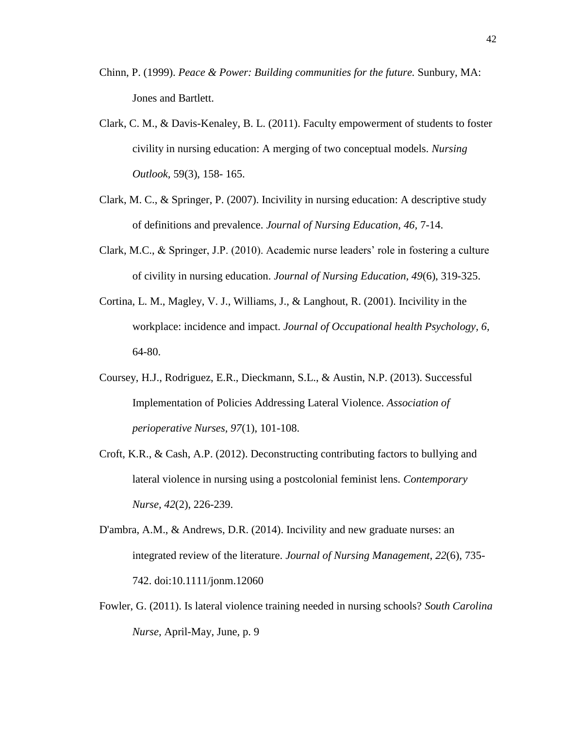Chinn, P. (1999). *Peace & Power: Building communities for the future.* Sunbury, MA: Jones and Bartlett.

Clark, C. M., & Davis-Kenaley, B. L. (2011). Faculty empowerment of students to foster civility in nursing education: A merging of two conceptual models. *Nursing Outlook,* 59(3), 158- 165.

Clark, M. C., & Springer, P. (2007). Incivility in nursing education: A descriptive study of definitions and prevalence. *Journal of Nursing Education, 46*, 7-14.

Clark, M.C., & Springer, J.P. (2010). Academic nurse leaders' role in fostering a culture of civility in nursing education. *Journal of Nursing Education, 49*(6), 319-325.

Cortina, L. M., Magley, V. J., Williams, J., & Langhout, R. (2001). Incivility in the workplace: incidence and impact. *Journal of Occupational health Psychology, 6,* 64-80.

Coursey, H.J., Rodriguez, E.R., Dieckmann, S.L., & Austin, N.P. (2013). Successful Implementation of Policies Addressing Lateral Violence. *Association of perioperative Nurses, 97*(1), 101-108.

Croft, K.R., & Cash, A.P. (2012). Deconstructing contributing factors to bullying and lateral violence in nursing using a postcolonial feminist lens. *Contemporary Nurse, 42*(2), 226-239.

D'ambra, A.M., & Andrews, D.R. (2014). Incivility and new graduate nurses: an integrated review of the literature. *Journal of Nursing Management, 22*(6), 735-742. doi:10.1111/jonm.12060

Fowler, G. (2011). Is lateral violence training needed in nursing schools? *South Carolina Nurse,* April-May, June, p. 9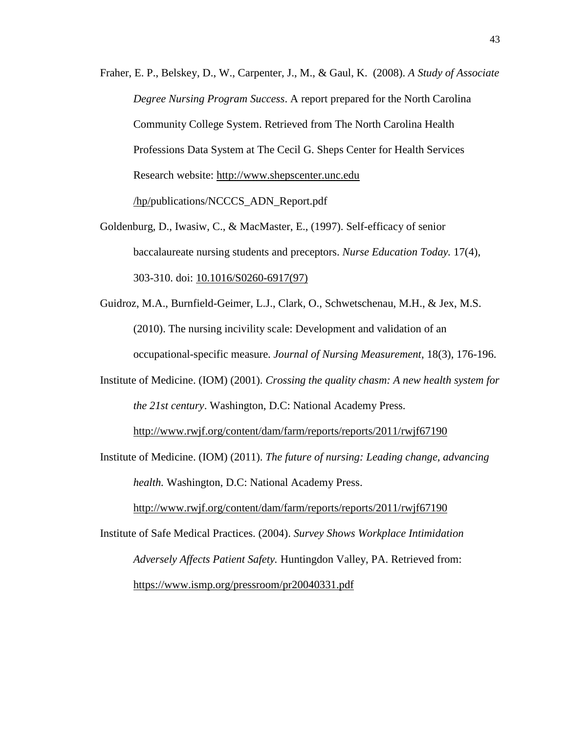Fraher, E. P., Belskey, D., W., Carpenter, J., M., & Gaul, K. (2008). *A Study of Associate Degree Nursing Program Success*. A report prepared for the North Carolina Community College System. Retrieved from The North Carolina Health Professions Data System at The Cecil G. Sheps Center for Health Services Research website: http://www.shepscenter.unc.edu /hp/publications/NCCCS_ADN_Report.pdf

Goldenburg, D., Iwasiw, C., & MacMaster, E., (1997). Self-efficacy of senior baccalaureate nursing students and preceptors. *Nurse Education Today.* 17(4), 303-310. doi: 10.1016/S0260-6917(97)

Guidroz, M.A., Burnfield-Geimer, L.J., Clark, O., Schwetschenau, M.H., & Jex, M.S. (2010). The nursing incivility scale: Development and validation of an occupational-specific measure. *Journal of Nursing Measurement*, 18(3), 176-196.

Institute of Medicine. (IOM) (2001). *Crossing the quality chasm: A new health system for the 21st century*. Washington, D.C: National Academy Press. http://www.rwjf.org/content/dam/farm/reports/reports/2011/rwjf67190

Institute of Medicine. (IOM) (2011). *The future of nursing: Leading change, advancing health.* Washington, D.C: National Academy Press. http://www.rwjf.org/content/dam/farm/reports/reports/2011/rwjf67190

Institute of Safe Medical Practices. (2004). *Survey Shows Workplace Intimidation Adversely Affects Patient Safety.* Huntingdon Valley, PA. Retrieved from: https://www.ismp.org/pressroom/pr20040331.pdf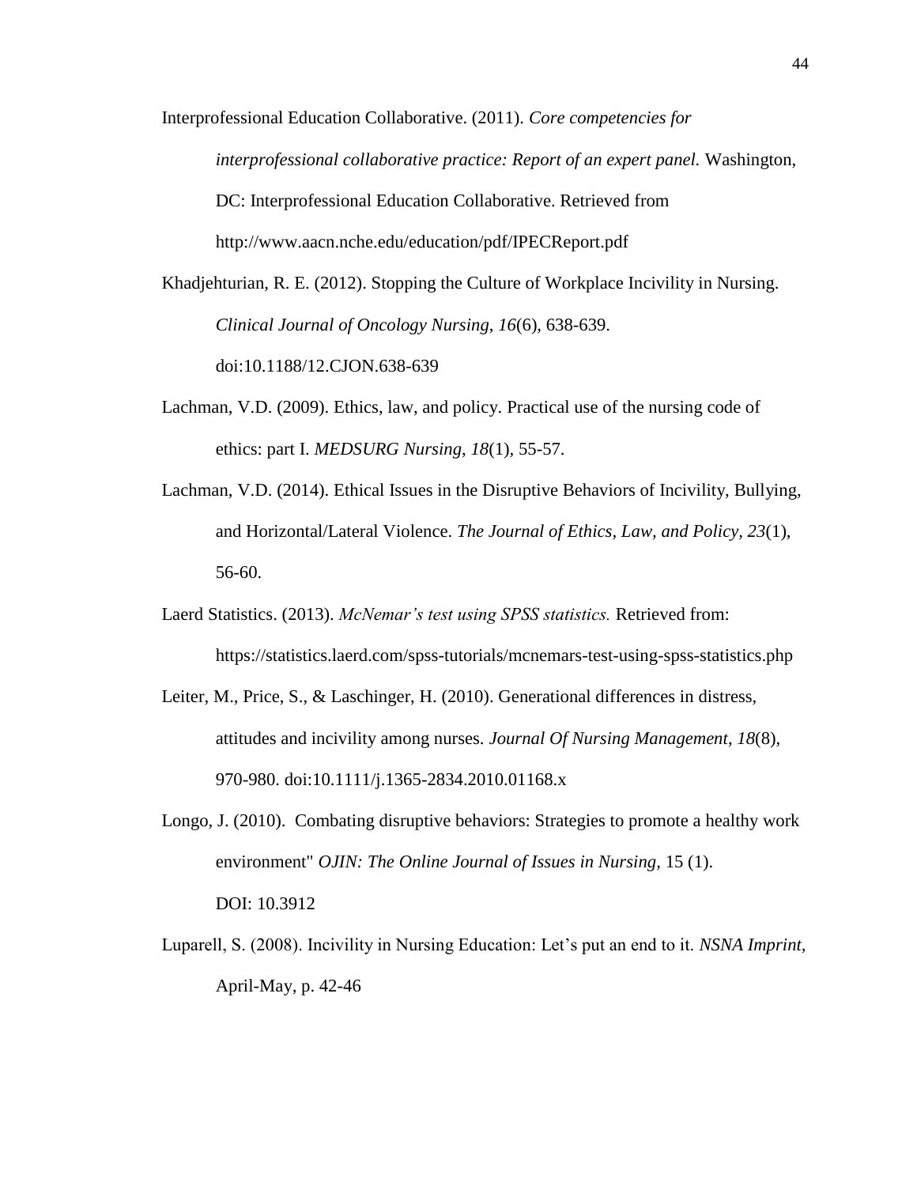Interprofessional Education Collaborative. (2011). *Core competencies for interprofessional collaborative practice: Report of an expert panel.* Washington, DC: Interprofessional Education Collaborative. Retrieved from http://www.aacn.nche.edu/education/pdf/IPECReport.pdf

Khadjehturian, R. E. (2012). Stopping the Culture of Workplace Incivility in Nursing. *Clinical Journal of Oncology Nursing*, *16*(6), 638-639. doi:10.1188/12.CJON.638-639

Lachman, V.D. (2009). Ethics, law, and policy. Practical use of the nursing code of ethics: part I. *MEDSURG Nursing*, *18*(1), 55-57.

Lachman, V.D. (2014). Ethical Issues in the Disruptive Behaviors of Incivility, Bullying, and Horizontal/Lateral Violence. *The Journal of Ethics, Law, and Policy*, *23*(1), 56-60.

Laerd Statistics. (2013). *McNemar's test using SPSS statistics.* Retrieved from: https://statistics.laerd.com/spss-tutorials/mcnemars-test-using-spss-statistics.php

Leiter, M., Price, S., & Laschinger, H. (2010). Generational differences in distress, attitudes and incivility among nurses. *Journal Of Nursing Management*, *18*(8), 970-980. doi:10.1111/j.1365-2834.2010.01168.x

Longo, J. (2010). Combating disruptive behaviors: Strategies to promote a healthy work environment" *OJIN: The Online Journal of Issues in Nursing,* 15 (1). DOI: 10.3912

Luparell, S. (2008). Incivility in Nursing Education: Let's put an end to it. *NSNA Imprint,* April-May, p. 42-46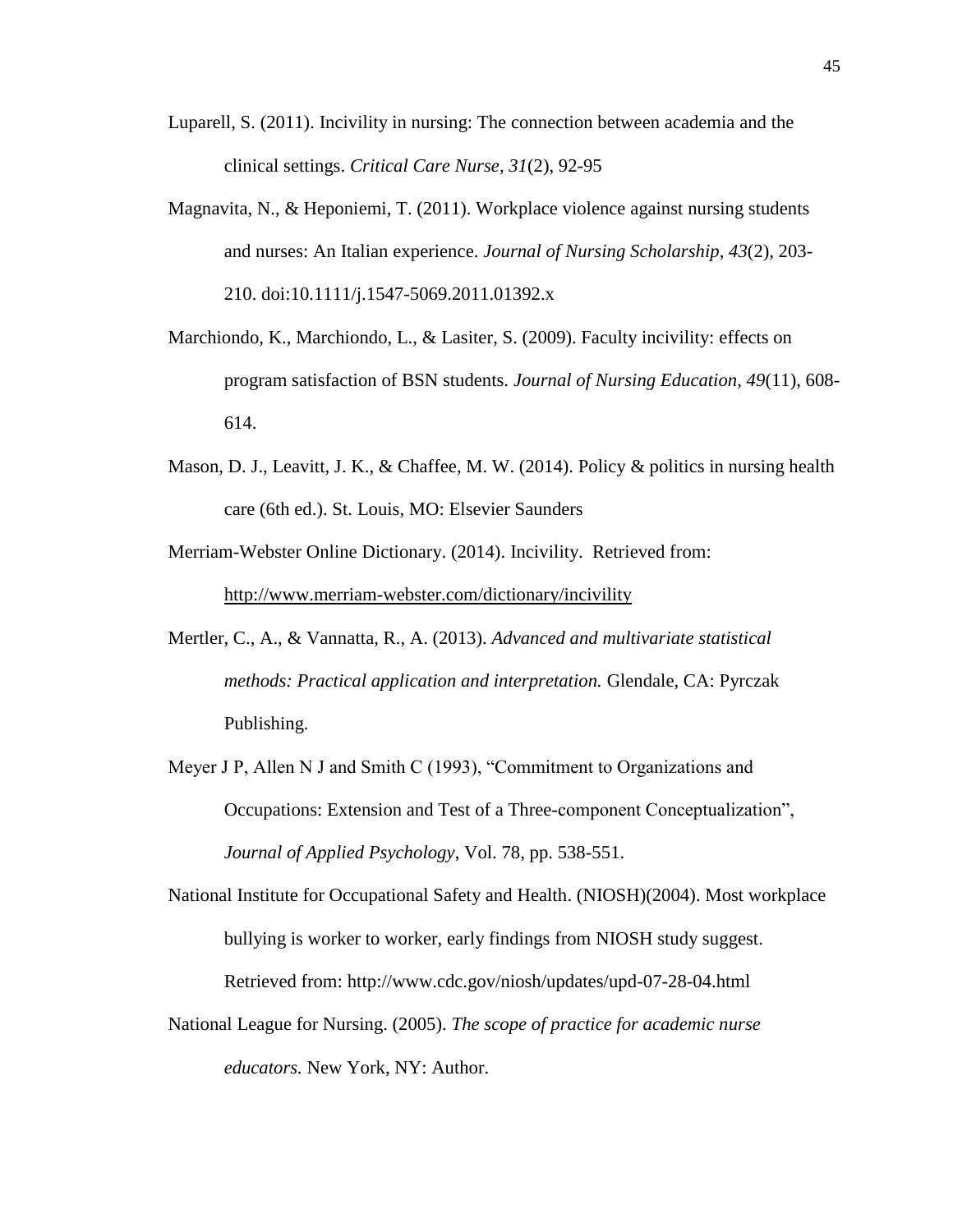Luparell, S. (2011). Incivility in nursing: The connection between academia and the clinical settings. *Critical Care Nurse, 31*(2), 92-95

Magnavita, N., & Heponiemi, T. (2011). Workplace violence against nursing students and nurses: An Italian experience. *Journal of Nursing Scholarship*, *43*(2), 203-210. doi:10.1111/j.1547-5069.2011.01392.x

Marchiondo, K., Marchiondo, L., & Lasiter, S. (2009). Faculty incivility: effects on program satisfaction of BSN students. *Journal of Nursing Education, 49*(11), 608-614.

Mason, D. J., Leavitt, J. K., & Chaffee, M. W. (2014). Policy & politics in nursing health care (6th ed.). St. Louis, MO: Elsevier Saunders

Merriam-Webster Online Dictionary. (2014). Incivility. Retrieved from: http://www.merriam-webster.com/dictionary/incivility

Mertler, C., A., & Vannatta, R., A. (2013). *Advanced and multivariate statistical methods: Practical application and interpretation.* Glendale, CA: Pyrczak Publishing.

Meyer J P, Allen N J and Smith C (1993), "Commitment to Organizations and Occupations: Extension and Test of a Three-component Conceptualization", *Journal of Applied Psychology*, Vol. 78, pp. 538-551.

National Institute for Occupational Safety and Health. (NIOSH)(2004). Most workplace bullying is worker to worker, early findings from NIOSH study suggest. Retrieved from: http://www.cdc.gov/niosh/updates/upd-07-28-04.html

National League for Nursing. (2005). *The scope of practice for academic nurse educators.* New York, NY: Author.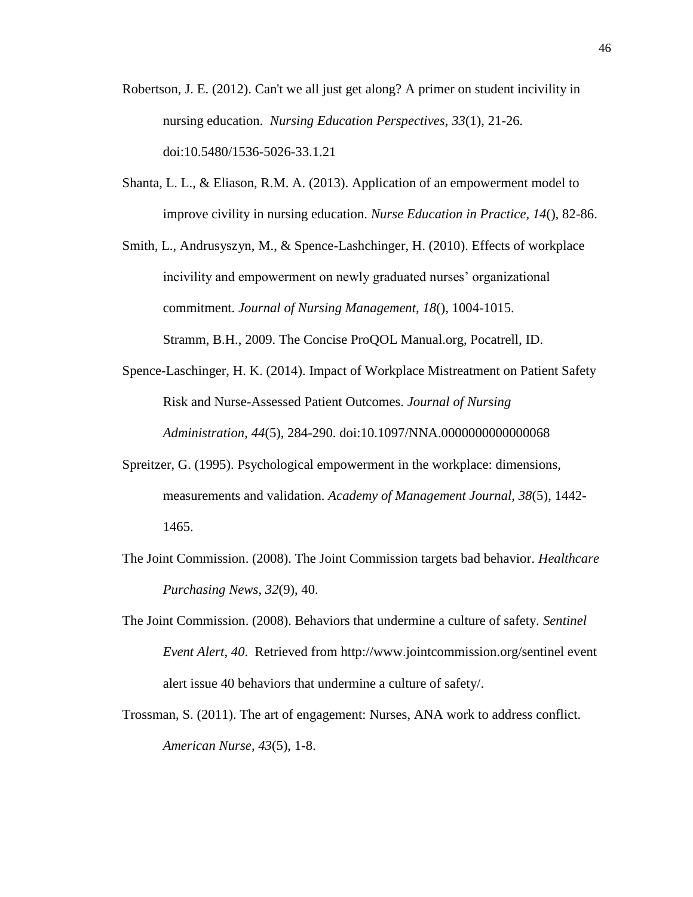Robertson, J. E. (2012). Can't we all just get along? A primer on student incivility in nursing education. *Nursing Education Perspectives*, *33*(1), 21-26. doi:10.5480/1536-5026-33.1.21

Shanta, L. L., & Eliason, R.M. A. (2013). Application of an empowerment model to improve civility in nursing education. *Nurse Education in Practice, 14*(), 82-86.

Smith, L., Andrusyszyn, M., & Spence-Lashchinger, H. (2010). Effects of workplace incivility and empowerment on newly graduated nurses' organizational commitment. *Journal of Nursing Management, 18*(), 1004-1015.

Stramm, B.H., 2009. The Concise ProQOL Manual.org, Pocatrell, ID.

Spence-Laschinger, H. K. (2014). Impact of Workplace Mistreatment on Patient Safety Risk and Nurse-Assessed Patient Outcomes. *Journal of Nursing Administration*, *44*(5), 284-290. doi:10.1097/NNA.0000000000000068

Spreitzer, G. (1995). Psychological empowerment in the workplace: dimensions, measurements and validation. *Academy of Management Journal, 38*(5), 1442-1465.

The Joint Commission. (2008). The Joint Commission targets bad behavior. *Healthcare Purchasing News*, *32*(9), 40.

The Joint Commission. (2008). Behaviors that undermine a culture of safety. *Sentinel Event Alert, 40*. Retrieved from http://www.jointcommission.org/sentinel event alert issue 40 behaviors that undermine a culture of safety/.

Trossman, S. (2011). The art of engagement: Nurses, ANA work to address conflict. *American Nurse*, *43*(5), 1-8.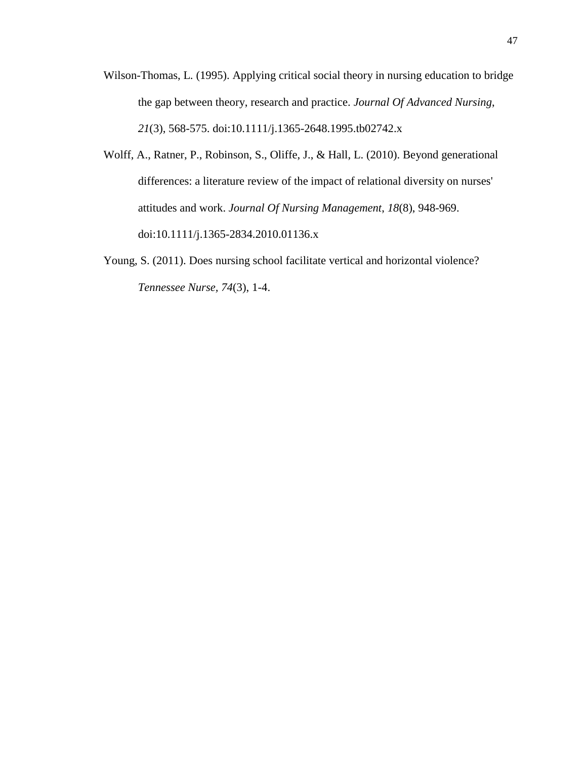Wilson-Thomas, L. (1995). Applying critical social theory in nursing education to bridge the gap between theory, research and practice. *Journal Of Advanced Nursing*, *21*(3), 568-575. doi:10.1111/j.1365-2648.1995.tb02742.x

Wolff, A., Ratner, P., Robinson, S., Oliffe, J., & Hall, L. (2010). Beyond generational differences: a literature review of the impact of relational diversity on nurses' attitudes and work. *Journal Of Nursing Management*, *18*(8), 948-969. doi:10.1111/j.1365-2834.2010.01136.x

Young, S. (2011). Does nursing school facilitate vertical and horizontal violence? *Tennessee Nurse*, *74*(3), 1-4.